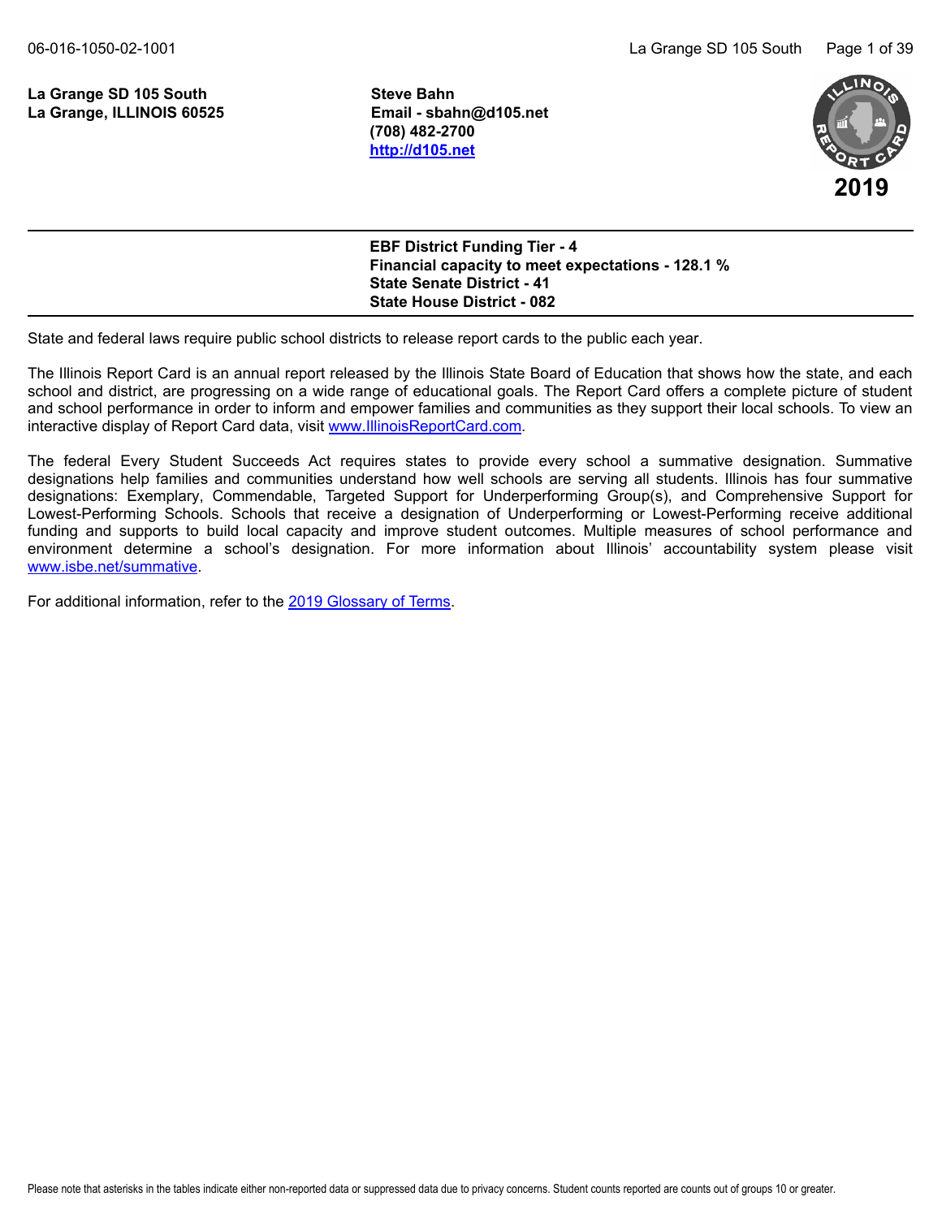**La Grange SD 105 South**
**La Grange, ILLINOIS 60525**

**Steve Bahn**
**Email - sbahn@d105.net**
**(708) 482-2700**
**http://d105.net**

**2019**

**EBF District Funding Tier - 4**
**Financial capacity to meet expectations - 128.1 %**
**State Senate District - 41**
**State House District - 082**

State and federal laws require public school districts to release report cards to the public each year.

The Illinois Report Card is an annual report released by the Illinois State Board of Education that shows how the state, and each school and district, are progressing on a wide range of educational goals. The Report Card offers a complete picture of student and school performance in order to inform and empower families and communities as they support their local schools. To view an interactive display of Report Card data, visit www.IllinoisReportCard.com.

The federal Every Student Succeeds Act requires states to provide every school a summative designation. Summative designations help families and communities understand how well schools are serving all students. Illinois has four summative designations: Exemplary, Commendable, Targeted Support for Underperforming Group(s), and Comprehensive Support for Lowest-Performing Schools. Schools that receive a designation of Underperforming or Lowest-Performing receive additional funding and supports to build local capacity and improve student outcomes. Multiple measures of school performance and environment determine a school's designation. For more information about Illinois' accountability system please visit www.isbe.net/summative.

For additional information, refer to the 2019 Glossary of Terms.

Please note that asterisks in the tables indicate either non-reported data or suppressed data due to privacy concerns. Student counts reported are counts out of groups 10 or greater.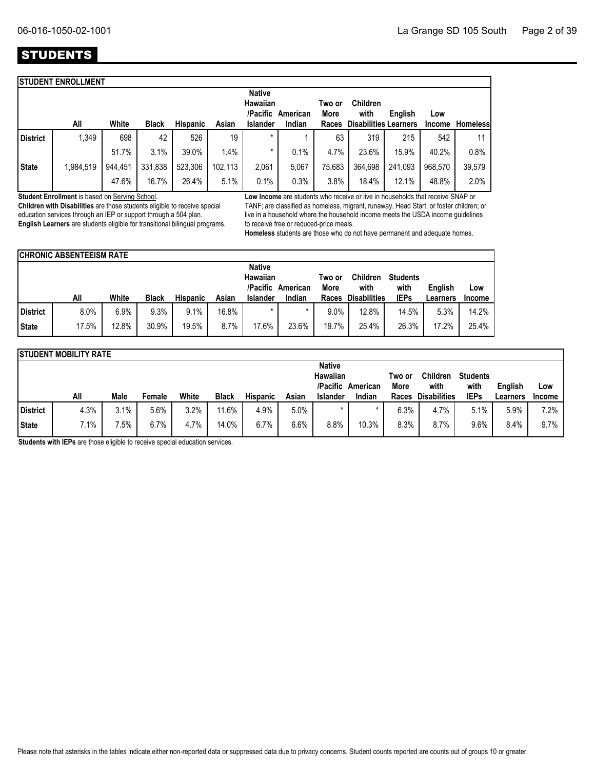# STUDENTS

## STUDENT ENROLLMENT

| | All | White | Black | Hispanic | Asian | Native Hawaiian /Pacific Islander | American Indian | Two or More Races | Children with Disabilities | English Learners | Low Income | Homeless |
|---|---|---|---|---|---|---|---|---|---|---|---|---|
| District | 1,349 | 698 | 42 | 526 | 19 | * | 1 | 63 | 319 | 215 | 542 | 11 |
| | | 51.7% | 3.1% | 39.0% | 1.4% | * | 0.1% | 4.7% | 23.6% | 15.9% | 40.2% | 0.8% |
| State | 1,984,519 | 944,451 | 331,838 | 523,306 | 102,113 | 2,061 | 5,067 | 75,683 | 364,698 | 241,093 | 968,570 | 39,579 |
| | | 47.6% | 16.7% | 26.4% | 5.1% | 0.1% | 0.3% | 3.8% | 18.4% | 12.1% | 48.8% | 2.0% |

**Student Enrollment** is based on Serving School.

**Children with Disabilities** are those students eligible to receive special education services through an IEP or support through a 504 plan.

**English Learners** are students eligible for transitional bilingual programs.

**Low Income** are students who receive or live in households that receive SNAP or TANF; are classified as homeless, migrant, runaway, Head Start, or foster children; or live in a household where the household income meets the USDA income guidelines to receive free or reduced-price meals.

**Homeless** students are those who do not have permanent and adequate homes.

## CHRONIC ABSENTEEISM RATE

| | All | White | Black | Hispanic | Asian | Native Hawaiian /Pacific Islander | American Indian | Two or More Races | Children with Disabilities | Students with IEPs | English Learners | Low Income |
|---|---|---|---|---|---|---|---|---|---|---|---|---|
| District | 8.0% | 6.9% | 9.3% | 9.1% | 16.8% | * | * | 9.0% | 12.8% | 14.5% | 5.3% | 14.2% |
| State | 17.5% | 12.8% | 30.9% | 19.5% | 8.7% | 17.6% | 23.6% | 19.7% | 25.4% | 26.3% | 17.2% | 25.4% |

## STUDENT MOBILITY RATE

| | All | Male | Female | White | Black | Hispanic | Asian | Native Hawaiian /Pacific Islander | American Indian | Two or More Races | Children with Disabilities | Students with IEPs | English Learners | Low Income |
|---|---|---|---|---|---|---|---|---|---|---|---|---|---|---|
| District | 4.3% | 3.1% | 5.6% | 3.2% | 11.6% | 4.9% | 5.0% | * | * | 6.3% | 4.7% | 5.1% | 5.9% | 7.2% |
| State | 7.1% | 7.5% | 6.7% | 4.7% | 14.0% | 6.7% | 6.6% | 8.8% | 10.3% | 8.3% | 8.7% | 9.6% | 8.4% | 9.7% |

**Students with IEPs** are those eligible to receive special education services.

Please note that asterisks in the tables indicate either non-reported data or suppressed data due to privacy concerns. Student counts reported are counts out of groups 10 or greater.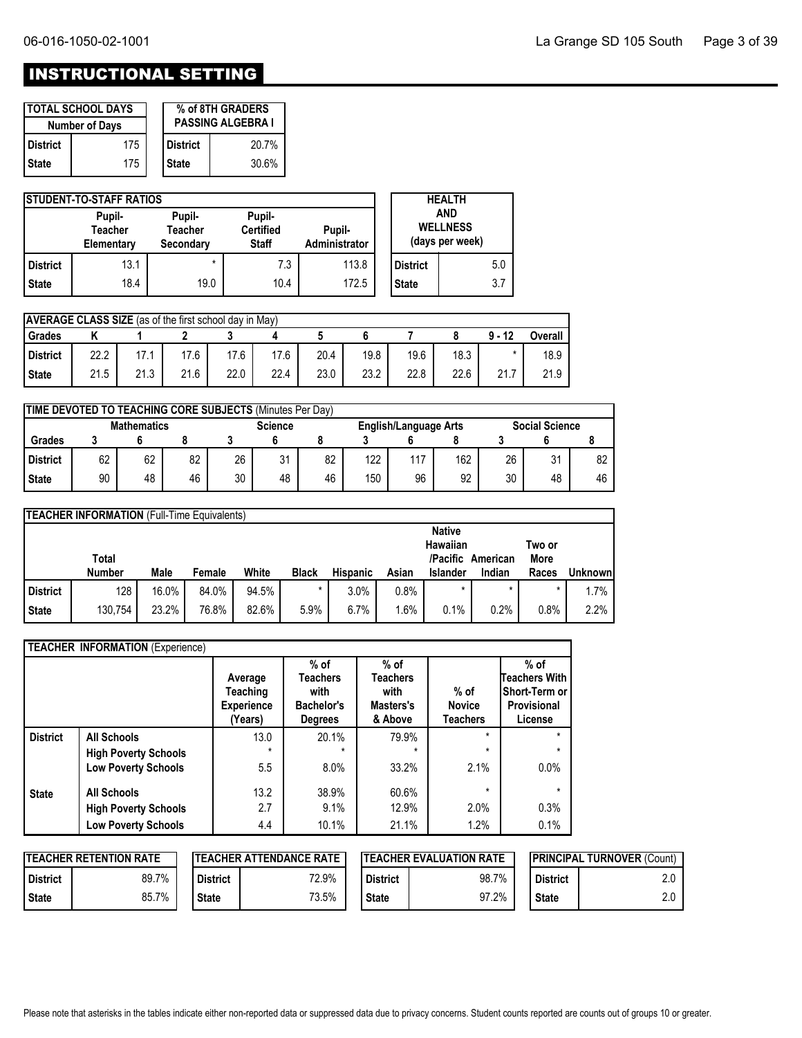# INSTRUCTIONAL SETTING

| TOTAL SCHOOL DAYS | |
|---|---|
| Number of Days | |
| District | 175 |
| State | 175 |

| % of 8TH GRADERS PASSING ALGEBRA I | |
|---|---|
| District | 20.7% |
| State | 30.6% |

| STUDENT-TO-STAFF RATIOS | | | | |
|---|---|---|---|---|
| | Pupil-Teacher Elementary | Pupil-Teacher Secondary | Pupil-Certified Staff | Pupil-Administrator |
| District | 13.1 | * | 7.3 | 113.8 |
| State | 18.4 | 19.0 | 10.4 | 172.5 |

| HEALTH AND WELLNESS (days per week) | |
|---|---|
| District | 5.0 |
| State | 3.7 |

| AVERAGE CLASS SIZE (as of the first school day in May) | | | | | | | | | | |
|---|---|---|---|---|---|---|---|---|---|---|
| Grades | K | 1 | 2 | 3 | 4 | 5 | 6 | 7 | 8 | 9 - 12 | Overall |
| District | 22.2 | 17.1 | 17.6 | 17.6 | 17.6 | 20.4 | 19.8 | 19.6 | 18.3 | * | 18.9 |
| State | 21.5 | 21.3 | 21.6 | 22.0 | 22.4 | 23.0 | 23.2 | 22.8 | 22.6 | 21.7 | 21.9 |

| TIME DEVOTED TO TEACHING CORE SUBJECTS (Minutes Per Day) | | | | | | | | | | | | |
|---|---|---|---|---|---|---|---|---|---|---|---|---|
| | Mathematics | | | Science | | | English/Language Arts | | | Social Science | | |
| Grades | 3 | 6 | 8 | 3 | 6 | 8 | 3 | 6 | 8 | 3 | 6 | 8 |
| District | 62 | 62 | 82 | 26 | 31 | 82 | 122 | 117 | 162 | 26 | 31 | 82 |
| State | 90 | 48 | 46 | 30 | 48 | 46 | 150 | 96 | 92 | 30 | 48 | 46 |

| TEACHER INFORMATION (Full-Time Equivalents) | | | | | | | | | | | |
|---|---|---|---|---|---|---|---|---|---|---|---|
| | Total Number | Male | Female | White | Black | Hispanic | Asian | Native Hawaiian /Pacific Islander | American Indian | Two or More Races | Unknown |
| District | 128 | 16.0% | 84.0% | 94.5% | * | 3.0% | 0.8% | * | * | * | 1.7% |
| State | 130,754 | 23.2% | 76.8% | 82.6% | 5.9% | 6.7% | 1.6% | 0.1% | 0.2% | 0.8% | 2.2% |

| TEACHER INFORMATION (Experience) | | | | | | |
|---|---|---|---|---|---|---|
| | | Average Teaching Experience (Years) | % of Teachers with Bachelor's Degrees | % of Teachers with Masters's & Above | % of Novice Teachers | % of Teachers With Short-Term or Provisional License |
| District | All Schools | 13.0 | 20.1% | 79.9% | * | * |
| | High Poverty Schools | * | * | * | * | * |
| | Low Poverty Schools | 5.5 | 8.0% | 33.2% | 2.1% | 0.0% |
| State | All Schools | 13.2 | 38.9% | 60.6% | * | * |
| | High Poverty Schools | 2.7 | 9.1% | 12.9% | 2.0% | 0.3% |
| | Low Poverty Schools | 4.4 | 10.1% | 21.1% | 1.2% | 0.1% |

| TEACHER RETENTION RATE | |
|---|---|
| District | 89.7% |
| State | 85.7% |

| TEACHER ATTENDANCE RATE | |
|---|---|
| District | 72.9% |
| State | 73.5% |

| TEACHER EVALUATION RATE | |
|---|---|
| District | 98.7% |
| State | 97.2% |

| PRINCIPAL TURNOVER (Count) | |
|---|---|
| District | 2.0 |
| State | 2.0 |

Please note that asterisks in the tables indicate either non-reported data or suppressed data due to privacy concerns. Student counts reported are counts out of groups 10 or greater.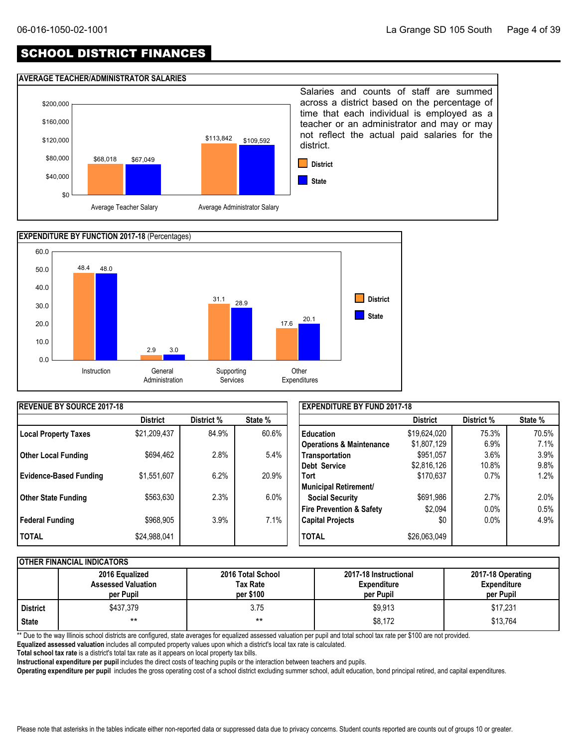# SCHOOL DISTRICT FINANCES

## AVERAGE TEACHER/ADMINISTRATOR SALARIES

| | District | State |
|---|---|---|
| Average Teacher Salary | $68,018 | $67,049 |
| Average Administrator Salary | $113,842 | $109,592 |

Salaries and counts of staff are summed across a district based on the percentage of time that each individual is employed as a teacher or an administrator and may or may not reflect the actual paid salaries for the district.

## EXPENDITURE BY FUNCTION 2017-18 (Percentages)

| | District | State |
|---|---|---|
| Instruction | 48.4 | 48.0 |
| General Administration | 2.9 | 3.0 |
| Supporting Services | 31.1 | 28.9 |
| Other Expenditures | 17.6 | 20.1 |

## REVENUE BY SOURCE 2017-18

| | District | District % | State % |
|---|---|---|---|
| **Local Property Taxes** | $21,209,437 | 84.9% | 60.6% |
| **Other Local Funding** | $694,462 | 2.8% | 5.4% |
| **Evidence-Based Funding** | $1,551,607 | 6.2% | 20.9% |
| **Other State Funding** | $563,630 | 2.3% | 6.0% |
| **Federal Funding** | $968,905 | 3.9% | 7.1% |
| **TOTAL** | $24,988,041 | | |

## EXPENDITURE BY FUND 2017-18

| | District | District % | State % |
|---|---|---|---|
| **Education** | $19,624,020 | 75.3% | 70.5% |
| **Operations & Maintenance** | $1,807,129 | 6.9% | 7.1% |
| **Transportation** | $951,057 | 3.6% | 3.9% |
| **Debt Service** | $2,816,126 | 10.8% | 9.8% |
| **Tort** | $170,637 | 0.7% | 1.2% |
| **Municipal Retirement/ Social Security** | $691,986 | 2.7% | 2.0% |
| **Fire Prevention & Safety** | $2,094 | 0.0% | 0.5% |
| **Capital Projects** | $0 | 0.0% | 4.9% |
| **TOTAL** | $26,063,049 | | |

## OTHER FINANCIAL INDICATORS

| | 2016 Equalized Assessed Valuation per Pupil | 2016 Total School Tax Rate per $100 | 2017-18 Instructional Expenditure per Pupil | 2017-18 Operating Expenditure per Pupil |
|---|---|---|---|---|
| **District** | $437,379 | 3.75 | $9,913 | $17,231 |
| **State** | ** | ** | $8,172 | $13,764 |

** Due to the way Illinois school districts are configured, state averages for equalized assessed valuation per pupil and total school tax rate per $100 are not provided.

**Equalized assessed valuation** includes all computed property values upon which a district's local tax rate is calculated.

**Total school tax rate** is a district's total tax rate as it appears on local property tax bills.

**Instructional expenditure per pupil** includes the direct costs of teaching pupils or the interaction between teachers and pupils.

**Operating expenditure per pupil** includes the gross operating cost of a school district excluding summer school, adult education, bond principal retired, and capital expenditures.

Please note that asterisks in the tables indicate either non-reported data or suppressed data due to privacy concerns. Student counts reported are counts out of groups 10 or greater.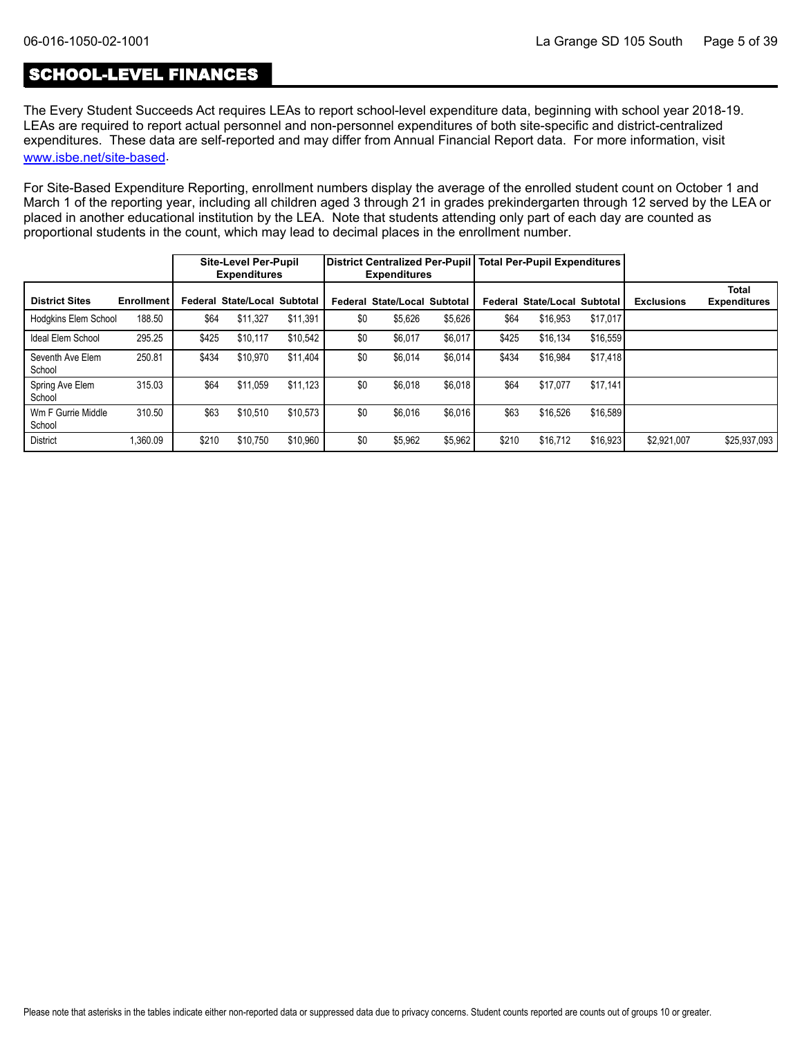## SCHOOL-LEVEL FINANCES

The Every Student Succeeds Act requires LEAs to report school-level expenditure data, beginning with school year 2018-19. LEAs are required to report actual personnel and non-personnel expenditures of both site-specific and district-centralized expenditures. These data are self-reported and may differ from Annual Financial Report data. For more information, visit [www.isbe.net/site-based](www.isbe.net/site-based).

For Site-Based Expenditure Reporting, enrollment numbers display the average of the enrolled student count on October 1 and March 1 of the reporting year, including all children aged 3 through 21 in grades prekindergarten through 12 served by the LEA or placed in another educational institution by the LEA. Note that students attending only part of each day are counted as proportional students in the count, which may lead to decimal places in the enrollment number.

| | | Site-Level Per-Pupil Expenditures | | | District Centralized Per-Pupil Expenditures | | | Total Per-Pupil Expenditures | | | | |
|---|---|---|---|---|---|---|---|---|---|---|---|---|
| **District Sites** | **Enrollment** | **Federal** | **State/Local** | **Subtotal** | **Federal** | **State/Local** | **Subtotal** | **Federal** | **State/Local** | **Subtotal** | **Exclusions** | **Total Expenditures** |
| Hodgkins Elem School | 188.50 | $64 | $11,327 | $11,391 | $0 | $5,626 | $5,626 | $64 | $16,953 | $17,017 | | |
| Ideal Elem School | 295.25 | $425 | $10,117 | $10,542 | $0 | $6,017 | $6,017 | $425 | $16,134 | $16,559 | | |
| Seventh Ave Elem School | 250.81 | $434 | $10,970 | $11,404 | $0 | $6,014 | $6,014 | $434 | $16,984 | $17,418 | | |
| Spring Ave Elem School | 315.03 | $64 | $11,059 | $11,123 | $0 | $6,018 | $6,018 | $64 | $17,077 | $17,141 | | |
| Wm F Gurrie Middle School | 310.50 | $63 | $10,510 | $10,573 | $0 | $6,016 | $6,016 | $63 | $16,526 | $16,589 | | |
| District | 1,360.09 | $210 | $10,750 | $10,960 | $0 | $5,962 | $5,962 | $210 | $16,712 | $16,923 | $2,921,007 | $25,937,093 |

Please note that asterisks in the tables indicate either non-reported data or suppressed data due to privacy concerns. Student counts reported are counts out of groups 10 or greater.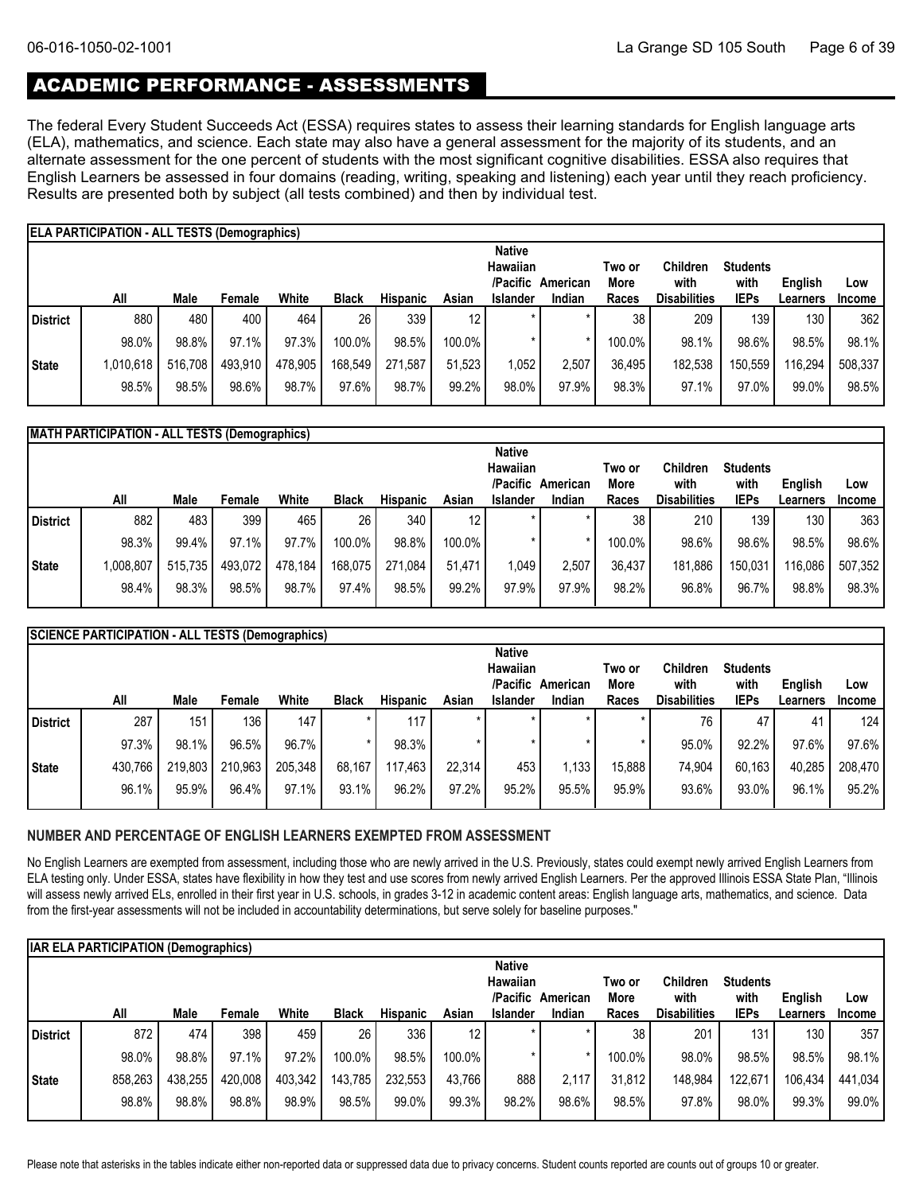## ACADEMIC PERFORMANCE - ASSESSMENTS

The federal Every Student Succeeds Act (ESSA) requires states to assess their learning standards for English language arts (ELA), mathematics, and science. Each state may also have a general assessment for the majority of its students, and an alternate assessment for the one percent of students with the most significant cognitive disabilities. ESSA also requires that English Learners be assessed in four domains (reading, writing, speaking and listening) each year until they reach proficiency. Results are presented both by subject (all tests combined) and then by individual test.

**ELA PARTICIPATION - ALL TESTS (Demographics)**

| | All | Male | Female | White | Black | Hispanic | Asian | Native Hawaiian /Pacific Islander | American Indian | Two or More Races | Children with Disabilities | Students with IEPs | English Learners | Low Income |
|---|---|---|---|---|---|---|---|---|---|---|---|---|---|---|
| District | 880 | 480 | 400 | 464 | 26 | 339 | 12 | * | * | 38 | 209 | 139 | 130 | 362 |
| | 98.0% | 98.8% | 97.1% | 97.3% | 100.0% | 98.5% | 100.0% | * | * | 100.0% | 98.1% | 98.6% | 98.5% | 98.1% |
| State | 1,010,618 | 516,708 | 493,910 | 478,905 | 168,549 | 271,587 | 51,523 | 1,052 | 2,507 | 36,495 | 182,538 | 150,559 | 116,294 | 508,337 |
| | 98.5% | 98.5% | 98.6% | 98.7% | 97.6% | 98.7% | 99.2% | 98.0% | 97.9% | 98.3% | 97.1% | 97.0% | 99.0% | 98.5% |

**MATH PARTICIPATION - ALL TESTS (Demographics)**

| | All | Male | Female | White | Black | Hispanic | Asian | Native Hawaiian /Pacific Islander | American Indian | Two or More Races | Children with Disabilities | Students with IEPs | English Learners | Low Income |
|---|---|---|---|---|---|---|---|---|---|---|---|---|---|---|
| District | 882 | 483 | 399 | 465 | 26 | 340 | 12 | * | * | 38 | 210 | 139 | 130 | 363 |
| | 98.3% | 99.4% | 97.1% | 97.7% | 100.0% | 98.8% | 100.0% | * | * | 100.0% | 98.6% | 98.6% | 98.5% | 98.6% |
| State | 1,008,807 | 515,735 | 493,072 | 478,184 | 168,075 | 271,084 | 51,471 | 1,049 | 2,507 | 36,437 | 181,886 | 150,031 | 116,086 | 507,352 |
| | 98.4% | 98.3% | 98.5% | 98.7% | 97.4% | 98.5% | 99.2% | 97.9% | 97.9% | 98.2% | 96.8% | 96.7% | 98.8% | 98.3% |

**SCIENCE PARTICIPATION - ALL TESTS (Demographics)**

| | All | Male | Female | White | Black | Hispanic | Asian | Native Hawaiian /Pacific Islander | American Indian | Two or More Races | Children with Disabilities | Students with IEPs | English Learners | Low Income |
|---|---|---|---|---|---|---|---|---|---|---|---|---|---|---|
| District | 287 | 151 | 136 | 147 | * | 117 | * | * | * | * | 76 | 47 | 41 | 124 |
| | 97.3% | 98.1% | 96.5% | 96.7% | * | 98.3% | * | * | * | * | 95.0% | 92.2% | 97.6% | 97.6% |
| State | 430,766 | 219,803 | 210,963 | 205,348 | 68,167 | 117,463 | 22,314 | 453 | 1,133 | 15,888 | 74,904 | 60,163 | 40,285 | 208,470 |
| | 96.1% | 95.9% | 96.4% | 97.1% | 93.1% | 96.2% | 97.2% | 95.2% | 95.5% | 95.9% | 93.6% | 93.0% | 96.1% | 95.2% |

### NUMBER AND PERCENTAGE OF ENGLISH LEARNERS EXEMPTED FROM ASSESSMENT

No English Learners are exempted from assessment, including those who are newly arrived in the U.S. Previously, states could exempt newly arrived English Learners from ELA testing only. Under ESSA, states have flexibility in how they test and use scores from newly arrived English Learners. Per the approved Illinois ESSA State Plan, "Illinois will assess newly arrived ELs, enrolled in their first year in U.S. schools, in grades 3-12 in academic content areas: English language arts, mathematics, and science. Data from the first-year assessments will not be included in accountability determinations, but serve solely for baseline purposes."

**IAR ELA PARTICIPATION (Demographics)**

| | All | Male | Female | White | Black | Hispanic | Asian | Native Hawaiian /Pacific Islander | American Indian | Two or More Races | Children with Disabilities | Students with IEPs | English Learners | Low Income |
|---|---|---|---|---|---|---|---|---|---|---|---|---|---|---|
| District | 872 | 474 | 398 | 459 | 26 | 336 | 12 | * | * | 38 | 201 | 131 | 130 | 357 |
| | 98.0% | 98.8% | 97.1% | 97.2% | 100.0% | 98.5% | 100.0% | * | * | 100.0% | 98.0% | 98.5% | 98.5% | 98.1% |
| State | 858,263 | 438,255 | 420,008 | 403,342 | 143,785 | 232,553 | 43,766 | 888 | 2,117 | 31,812 | 148,984 | 122,671 | 106,434 | 441,034 |
| | 98.8% | 98.8% | 98.8% | 98.9% | 98.5% | 99.0% | 99.3% | 98.2% | 98.6% | 98.5% | 97.8% | 98.0% | 99.3% | 99.0% |

Please note that asterisks in the tables indicate either non-reported data or suppressed data due to privacy concerns. Student counts reported are counts out of groups 10 or greater.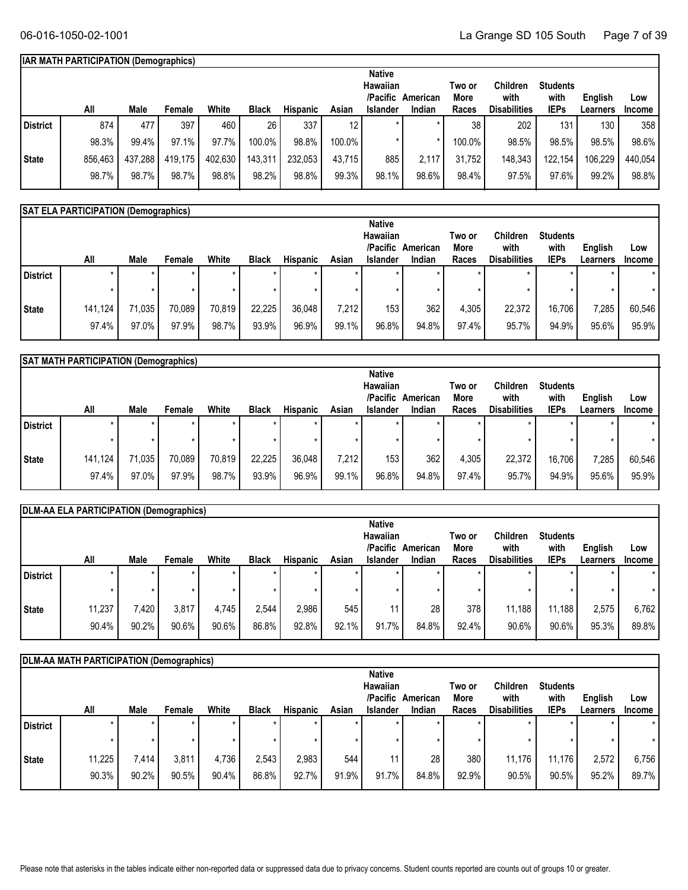## IAR MATH PARTICIPATION (Demographics)

| | All | Male | Female | White | Black | Hispanic | Asian | Native Hawaiian /Pacific Islander | American Indian | Two or More Races | Children with Disabilities | Students with IEPs | English Learners | Low Income |
|---|---|---|---|---|---|---|---|---|---|---|---|---|---|---|
| District | 874 | 477 | 397 | 460 | 26 | 337 | 12 | * | * | 38 | 202 | 131 | 130 | 358 |
| | 98.3% | 99.4% | 97.1% | 97.7% | 100.0% | 98.8% | 100.0% | * | * | 100.0% | 98.5% | 98.5% | 98.5% | 98.6% |
| State | 856,463 | 437,288 | 419,175 | 402,630 | 143,311 | 232,053 | 43,715 | 885 | 2,117 | 31,752 | 148,343 | 122,154 | 106,229 | 440,054 |
| | 98.7% | 98.7% | 98.7% | 98.8% | 98.2% | 98.8% | 99.3% | 98.1% | 98.6% | 98.4% | 97.5% | 97.6% | 99.2% | 98.8% |

## SAT ELA PARTICIPATION (Demographics)

| | All | Male | Female | White | Black | Hispanic | Asian | Native Hawaiian /Pacific Islander | American Indian | Two or More Races | Children with Disabilities | Students with IEPs | English Learners | Low Income |
|---|---|---|---|---|---|---|---|---|---|---|---|---|---|---|
| District | * | * | * | * | * | * | * | * | * | * | * | * | * | * |
| | * | * | * | * | * | * | * | * | * | * | * | * | * | * |
| State | 141,124 | 71,035 | 70,089 | 70,819 | 22,225 | 36,048 | 7,212 | 153 | 362 | 4,305 | 22,372 | 16,706 | 7,285 | 60,546 |
| | 97.4% | 97.0% | 97.9% | 98.7% | 93.9% | 96.9% | 99.1% | 96.8% | 94.8% | 97.4% | 95.7% | 94.9% | 95.6% | 95.9% |

## SAT MATH PARTICIPATION (Demographics)

| | All | Male | Female | White | Black | Hispanic | Asian | Native Hawaiian /Pacific Islander | American Indian | Two or More Races | Children with Disabilities | Students with IEPs | English Learners | Low Income |
|---|---|---|---|---|---|---|---|---|---|---|---|---|---|---|
| District | * | * | * | * | * | * | * | * | * | * | * | * | * | * |
| | * | * | * | * | * | * | * | * | * | * | * | * | * | * |
| State | 141,124 | 71,035 | 70,089 | 70,819 | 22,225 | 36,048 | 7,212 | 153 | 362 | 4,305 | 22,372 | 16,706 | 7,285 | 60,546 |
| | 97.4% | 97.0% | 97.9% | 98.7% | 93.9% | 96.9% | 99.1% | 96.8% | 94.8% | 97.4% | 95.7% | 94.9% | 95.6% | 95.9% |

## DLM-AA ELA PARTICIPATION (Demographics)

| | All | Male | Female | White | Black | Hispanic | Asian | Native Hawaiian /Pacific Islander | American Indian | Two or More Races | Children with Disabilities | Students with IEPs | English Learners | Low Income |
|---|---|---|---|---|---|---|---|---|---|---|---|---|---|---|
| District | * | * | * | * | * | * | * | * | * | * | * | * | * | * |
| | * | * | * | * | * | * | * | * | * | * | * | * | * | * |
| State | 11,237 | 7,420 | 3,817 | 4,745 | 2,544 | 2,986 | 545 | 11 | 28 | 378 | 11,188 | 11,188 | 2,575 | 6,762 |
| | 90.4% | 90.2% | 90.6% | 90.6% | 86.8% | 92.8% | 92.1% | 91.7% | 84.8% | 92.4% | 90.6% | 90.6% | 95.3% | 89.8% |

## DLM-AA MATH PARTICIPATION (Demographics)

| | All | Male | Female | White | Black | Hispanic | Asian | Native Hawaiian /Pacific Islander | American Indian | Two or More Races | Children with Disabilities | Students with IEPs | English Learners | Low Income |
|---|---|---|---|---|---|---|---|---|---|---|---|---|---|---|
| District | * | * | * | * | * | * | * | * | * | * | * | * | * | * |
| | * | * | * | * | * | * | * | * | * | * | * | * | * | * |
| State | 11,225 | 7,414 | 3,811 | 4,736 | 2,543 | 2,983 | 544 | 11 | 28 | 380 | 11,176 | 11,176 | 2,572 | 6,756 |
| | 90.3% | 90.2% | 90.5% | 90.4% | 86.8% | 92.7% | 91.9% | 91.7% | 84.8% | 92.9% | 90.5% | 90.5% | 95.2% | 89.7% |

Please note that asterisks in the tables indicate either non-reported data or suppressed data due to privacy concerns. Student counts reported are counts out of groups 10 or greater.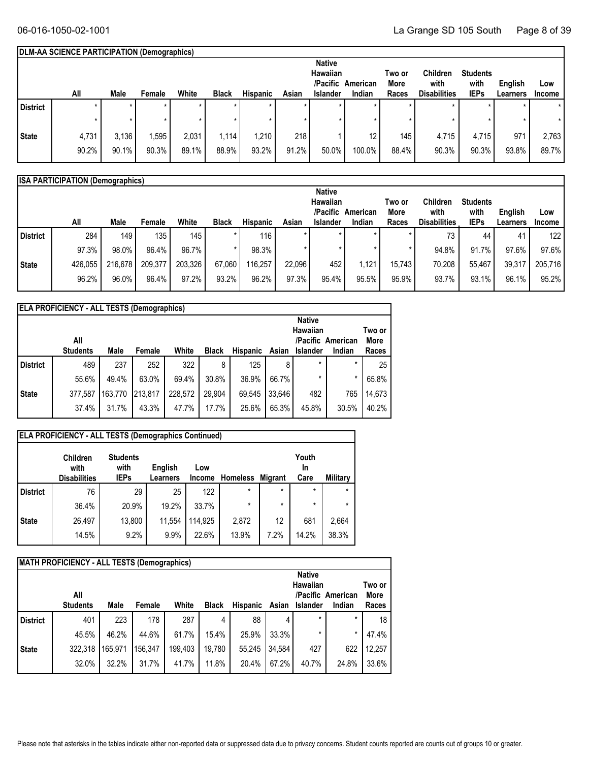**DLM-AA SCIENCE PARTICIPATION (Demographics)**

| | All | Male | Female | White | Black | Hispanic | Asian | Native Hawaiian /Pacific Islander | American Indian | Two or More Races | Children with Disabilities | Students with IEPs | English Learners | Low Income |
|---|---|---|---|---|---|---|---|---|---|---|---|---|---|---|
| District | * | * | * | * | * | * | * | * | * | * | * | * | * | * |
| | * | * | * | * | * | * | * | * | * | * | * | * | * | * |
| State | 4,731 | 3,136 | 1,595 | 2,031 | 1,114 | 1,210 | 218 | 1 | 12 | 145 | 4,715 | 4,715 | 971 | 2,763 |
| | 90.2% | 90.1% | 90.3% | 89.1% | 88.9% | 93.2% | 91.2% | 50.0% | 100.0% | 88.4% | 90.3% | 90.3% | 93.8% | 89.7% |

**ISA PARTICIPATION (Demographics)**

| | All | Male | Female | White | Black | Hispanic | Asian | Native Hawaiian /Pacific Islander | American Indian | Two or More Races | Children with Disabilities | Students with IEPs | English Learners | Low Income |
|---|---|---|---|---|---|---|---|---|---|---|---|---|---|---|
| District | 284 | 149 | 135 | 145 | * | 116 | * | * | * | * | 73 | 44 | 41 | 122 |
| | 97.3% | 98.0% | 96.4% | 96.7% | * | 98.3% | * | * | * | * | 94.8% | 91.7% | 97.6% | 97.6% |
| State | 426,055 | 216,678 | 209,377 | 203,326 | 67,060 | 116,257 | 22,096 | 452 | 1,121 | 15,743 | 70,208 | 55,467 | 39,317 | 205,716 |
| | 96.2% | 96.0% | 96.4% | 97.2% | 93.2% | 96.2% | 97.3% | 95.4% | 95.5% | 95.9% | 93.7% | 93.1% | 96.1% | 95.2% |

**ELA PROFICIENCY - ALL TESTS (Demographics)**

| | All Students | Male | Female | White | Black | Hispanic | Asian | Native Hawaiian /Pacific Islander | American Indian | Two or More Races |
|---|---|---|---|---|---|---|---|---|---|---|
| District | 489 | 237 | 252 | 322 | 8 | 125 | 8 | * | * | 25 |
| | 55.6% | 49.4% | 63.0% | 69.4% | 30.8% | 36.9% | 66.7% | * | * | 65.8% |
| State | 377,587 | 163,770 | 213,817 | 228,572 | 29,904 | 69,545 | 33,646 | 482 | 765 | 14,673 |
| | 37.4% | 31.7% | 43.3% | 47.7% | 17.7% | 25.6% | 65.3% | 45.8% | 30.5% | 40.2% |

**ELA PROFICIENCY - ALL TESTS (Demographics Continued)**

| | Children with Disabilities | Students with IEPs | English Learners | Low Income | Homeless | Migrant | Youth In Care | Military |
|---|---|---|---|---|---|---|---|---|
| District | 76 | 29 | 25 | 122 | * | * | * | * |
| | 36.4% | 20.9% | 19.2% | 33.7% | * | * | * | * |
| State | 26,497 | 13,800 | 11,554 | 114,925 | 2,872 | 12 | 681 | 2,664 |
| | 14.5% | 9.2% | 9.9% | 22.6% | 13.9% | 7.2% | 14.2% | 38.3% |

**MATH PROFICIENCY - ALL TESTS (Demographics)**

| | All Students | Male | Female | White | Black | Hispanic | Asian | Native Hawaiian /Pacific Islander | American Indian | Two or More Races |
|---|---|---|---|---|---|---|---|---|---|---|
| District | 401 | 223 | 178 | 287 | 4 | 88 | 4 | * | * | 18 |
| | 45.5% | 46.2% | 44.6% | 61.7% | 15.4% | 25.9% | 33.3% | * | * | 47.4% |
| State | 322,318 | 165,971 | 156,347 | 199,403 | 19,780 | 55,245 | 34,584 | 427 | 622 | 12,257 |
| | 32.0% | 32.2% | 31.7% | 41.7% | 11.8% | 20.4% | 67.2% | 40.7% | 24.8% | 33.6% |

Please note that asterisks in the tables indicate either non-reported data or suppressed data due to privacy concerns. Student counts reported are counts out of groups 10 or greater.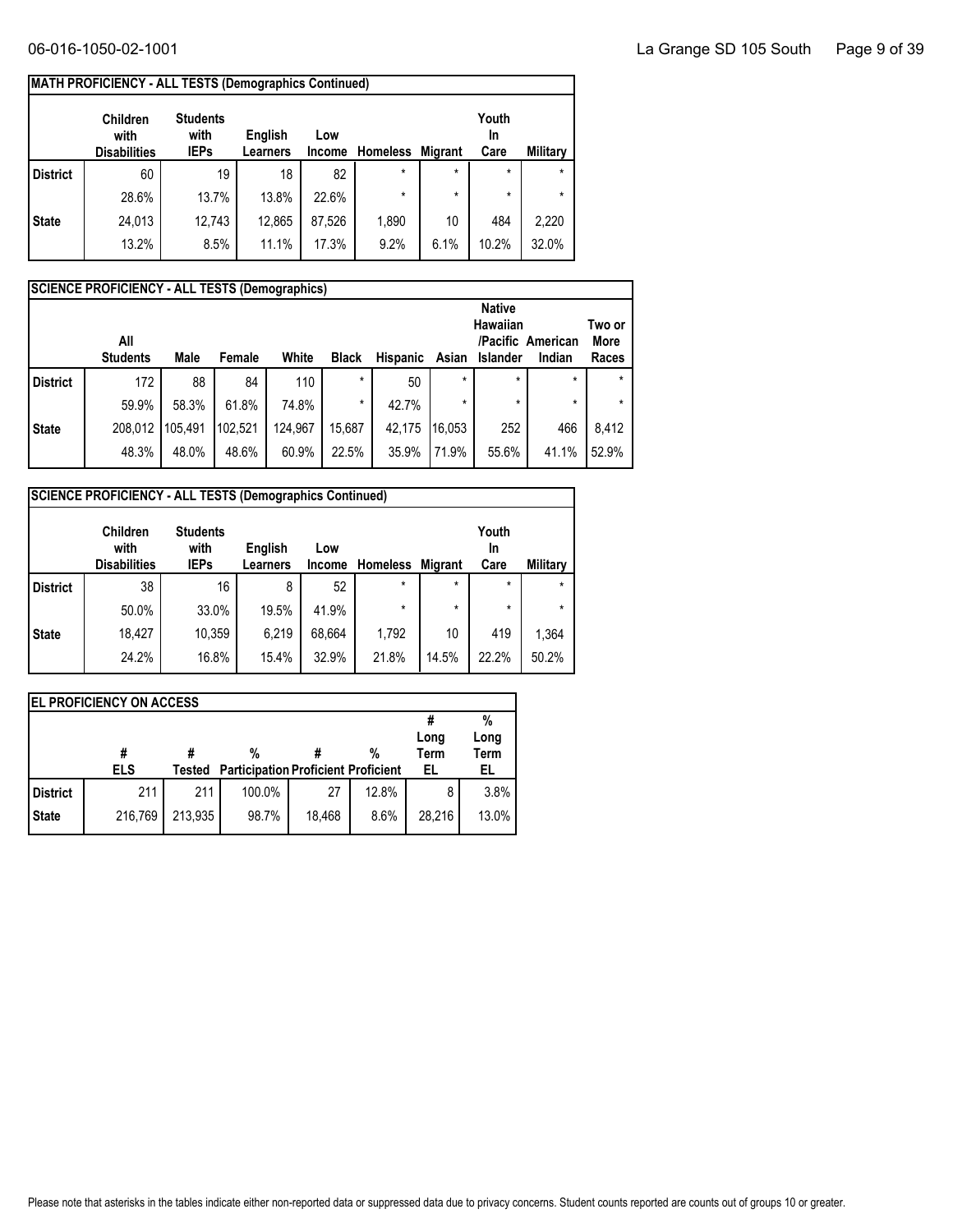## MATH PROFICIENCY - ALL TESTS (Demographics Continued)

| | Children with Disabilities | Students with IEPs | English Learners | Low Income | Homeless | Migrant | Youth In Care | Military |
|---|---|---|---|---|---|---|---|---|
| District | 60 | 19 | 18 | 82 | * | * | * | * |
| | 28.6% | 13.7% | 13.8% | 22.6% | * | * | * | * |
| State | 24,013 | 12,743 | 12,865 | 87,526 | 1,890 | 10 | 484 | 2,220 |
| | 13.2% | 8.5% | 11.1% | 17.3% | 9.2% | 6.1% | 10.2% | 32.0% |

## SCIENCE PROFICIENCY - ALL TESTS (Demographics)

| | All Students | Male | Female | White | Black | Hispanic | Asian | Native Hawaiian /Pacific Islander | American Indian | Two or More Races |
|---|---|---|---|---|---|---|---|---|---|---|
| District | 172 | 88 | 84 | 110 | * | 50 | * | * | * | * |
| | 59.9% | 58.3% | 61.8% | 74.8% | * | 42.7% | * | * | * | * |
| State | 208,012 | 105,491 | 102,521 | 124,967 | 15,687 | 42,175 | 16,053 | 252 | 466 | 8,412 |
| | 48.3% | 48.0% | 48.6% | 60.9% | 22.5% | 35.9% | 71.9% | 55.6% | 41.1% | 52.9% |

## SCIENCE PROFICIENCY - ALL TESTS (Demographics Continued)

| | Children with Disabilities | Students with IEPs | English Learners | Low Income | Homeless | Migrant | Youth In Care | Military |
|---|---|---|---|---|---|---|---|---|
| District | 38 | 16 | 8 | 52 | * | * | * | * |
| | 50.0% | 33.0% | 19.5% | 41.9% | * | * | * | * |
| State | 18,427 | 10,359 | 6,219 | 68,664 | 1,792 | 10 | 419 | 1,364 |
| | 24.2% | 16.8% | 15.4% | 32.9% | 21.8% | 14.5% | 22.2% | 50.2% |

## EL PROFICIENCY ON ACCESS

| | # ELS | # Tested | % Participation | # Proficient | % Proficient | # Long Term EL | % Long Term EL |
|---|---|---|---|---|---|---|---|
| District | 211 | 211 | 100.0% | 27 | 12.8% | 8 | 3.8% |
| State | 216,769 | 213,935 | 98.7% | 18,468 | 8.6% | 28,216 | 13.0% |

Please note that asterisks in the tables indicate either non-reported data or suppressed data due to privacy concerns. Student counts reported are counts out of groups 10 or greater.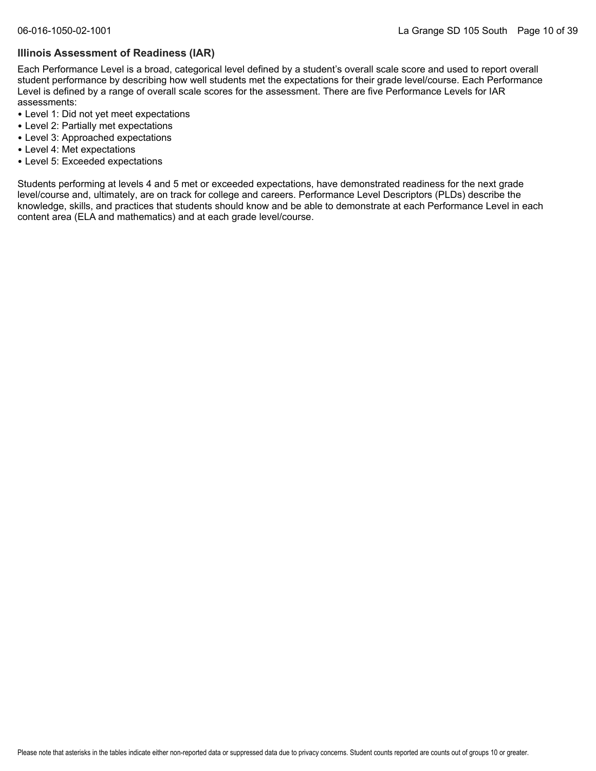## Illinois Assessment of Readiness (IAR)

Each Performance Level is a broad, categorical level defined by a student's overall scale score and used to report overall student performance by describing how well students met the expectations for their grade level/course. Each Performance Level is defined by a range of overall scale scores for the assessment. There are five Performance Levels for IAR assessments:

- Level 1: Did not yet meet expectations
- Level 2: Partially met expectations
- Level 3: Approached expectations
- Level 4: Met expectations
- Level 5: Exceeded expectations

Students performing at levels 4 and 5 met or exceeded expectations, have demonstrated readiness for the next grade level/course and, ultimately, are on track for college and careers. Performance Level Descriptors (PLDs) describe the knowledge, skills, and practices that students should know and be able to demonstrate at each Performance Level in each content area (ELA and mathematics) and at each grade level/course.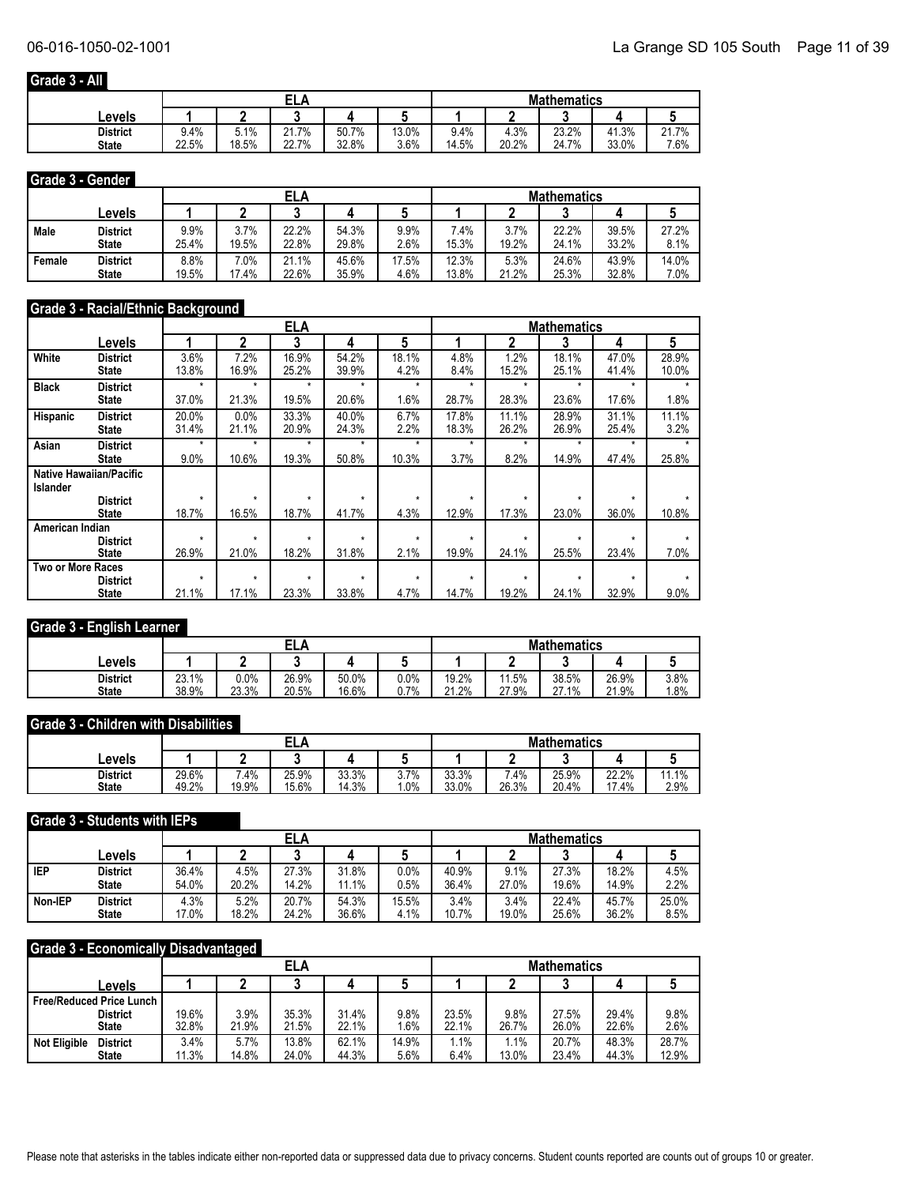## Grade 3 - All

| Levels | ELA 1 | ELA 2 | ELA 3 | ELA 4 | ELA 5 | Mathematics 1 | Mathematics 2 | Mathematics 3 | Mathematics 4 | Mathematics 5 |
|---|---|---|---|---|---|---|---|---|---|---|
| District | 9.4% | 5.1% | 21.7% | 50.7% | 13.0% | 9.4% | 4.3% | 23.2% | 41.3% | 21.7% |
| State | 22.5% | 18.5% | 22.7% | 32.8% | 3.6% | 14.5% | 20.2% | 24.7% | 33.0% | 7.6% |

## Grade 3 - Gender

| | Levels | ELA 1 | ELA 2 | ELA 3 | ELA 4 | ELA 5 | Mathematics 1 | Mathematics 2 | Mathematics 3 | Mathematics 4 | Mathematics 5 |
|---|---|---|---|---|---|---|---|---|---|---|---|
| Male | District | 9.9% | 3.7% | 22.2% | 54.3% | 9.9% | 7.4% | 3.7% | 22.2% | 39.5% | 27.2% |
| | State | 25.4% | 19.5% | 22.8% | 29.8% | 2.6% | 15.3% | 19.2% | 24.1% | 33.2% | 8.1% |
| Female | District | 8.8% | 7.0% | 21.1% | 45.6% | 17.5% | 12.3% | 5.3% | 24.6% | 43.9% | 14.0% |
| | State | 19.5% | 17.4% | 22.6% | 35.9% | 4.6% | 13.8% | 21.2% | 25.3% | 32.8% | 7.0% |

## Grade 3 - Racial/Ethnic Background

| | Levels | ELA 1 | ELA 2 | ELA 3 | ELA 4 | ELA 5 | Mathematics 1 | Mathematics 2 | Mathematics 3 | Mathematics 4 | Mathematics 5 |
|---|---|---|---|---|---|---|---|---|---|---|---|
| White | District | 3.6% | 7.2% | 16.9% | 54.2% | 18.1% | 4.8% | 1.2% | 18.1% | 47.0% | 28.9% |
| | State | 13.8% | 16.9% | 25.2% | 39.9% | 4.2% | 8.4% | 15.2% | 25.1% | 41.4% | 10.0% |
| Black | District | * | * | * | * | * | * | * | * | * | * |
| | State | 37.0% | 21.3% | 19.5% | 20.6% | 1.6% | 28.7% | 28.3% | 23.6% | 17.6% | 1.8% |
| Hispanic | District | 20.0% | 0.0% | 33.3% | 40.0% | 6.7% | 17.8% | 11.1% | 28.9% | 31.1% | 11.1% |
| | State | 31.4% | 21.1% | 20.9% | 24.3% | 2.2% | 18.3% | 26.2% | 26.9% | 25.4% | 3.2% |
| Asian | District | * | * | * | * | * | * | * | * | * | * |
| | State | 9.0% | 10.6% | 19.3% | 50.8% | 10.3% | 3.7% | 8.2% | 14.9% | 47.4% | 25.8% |
| Native Hawaiian/Pacific Islander | District | * | * | * | * | * | * | * | * | * | * |
| | State | 18.7% | 16.5% | 18.7% | 41.7% | 4.3% | 12.9% | 17.3% | 23.0% | 36.0% | 10.8% |
| American Indian | District | * | * | * | * | * | * | * | * | * | * |
| | State | 26.9% | 21.0% | 18.2% | 31.8% | 2.1% | 19.9% | 24.1% | 25.5% | 23.4% | 7.0% |
| Two or More Races | District | * | * | * | * | * | * | * | * | * | * |
| | State | 21.1% | 17.1% | 23.3% | 33.8% | 4.7% | 14.7% | 19.2% | 24.1% | 32.9% | 9.0% |

## Grade 3 - English Learner

| Levels | ELA 1 | ELA 2 | ELA 3 | ELA 4 | ELA 5 | Mathematics 1 | Mathematics 2 | Mathematics 3 | Mathematics 4 | Mathematics 5 |
|---|---|---|---|---|---|---|---|---|---|---|
| District | 23.1% | 0.0% | 26.9% | 50.0% | 0.0% | 19.2% | 11.5% | 38.5% | 26.9% | 3.8% |
| State | 38.9% | 23.3% | 20.5% | 16.6% | 0.7% | 21.2% | 27.9% | 27.1% | 21.9% | 1.8% |

## Grade 3 - Children with Disabilities

| Levels | ELA 1 | ELA 2 | ELA 3 | ELA 4 | ELA 5 | Mathematics 1 | Mathematics 2 | Mathematics 3 | Mathematics 4 | Mathematics 5 |
|---|---|---|---|---|---|---|---|---|---|---|
| District | 29.6% | 7.4% | 25.9% | 33.3% | 3.7% | 33.3% | 7.4% | 25.9% | 22.2% | 11.1% |
| State | 49.2% | 19.9% | 15.6% | 14.3% | 1.0% | 33.0% | 26.3% | 20.4% | 17.4% | 2.9% |

## Grade 3 - Students with IEPs

| | Levels | ELA 1 | ELA 2 | ELA 3 | ELA 4 | ELA 5 | Mathematics 1 | Mathematics 2 | Mathematics 3 | Mathematics 4 | Mathematics 5 |
|---|---|---|---|---|---|---|---|---|---|---|---|
| IEP | District | 36.4% | 4.5% | 27.3% | 31.8% | 0.0% | 40.9% | 9.1% | 27.3% | 18.2% | 4.5% |
| | State | 54.0% | 20.2% | 14.2% | 11.1% | 0.5% | 36.4% | 27.0% | 19.6% | 14.9% | 2.2% |
| Non-IEP | District | 4.3% | 5.2% | 20.7% | 54.3% | 15.5% | 3.4% | 3.4% | 22.4% | 45.7% | 25.0% |
| | State | 17.0% | 18.2% | 24.2% | 36.6% | 4.1% | 10.7% | 19.0% | 25.6% | 36.2% | 8.5% |

## Grade 3 - Economically Disadvantaged

| | Levels | ELA 1 | ELA 2 | ELA 3 | ELA 4 | ELA 5 | Mathematics 1 | Mathematics 2 | Mathematics 3 | Mathematics 4 | Mathematics 5 |
|---|---|---|---|---|---|---|---|---|---|---|---|
| Free/Reduced Price Lunch | District | 19.6% | 3.9% | 35.3% | 31.4% | 9.8% | 23.5% | 9.8% | 27.5% | 29.4% | 9.8% |
| | State | 32.8% | 21.9% | 21.5% | 22.1% | 1.6% | 22.1% | 26.7% | 26.0% | 22.6% | 2.6% |
| Not Eligible | District | 3.4% | 5.7% | 13.8% | 62.1% | 14.9% | 1.1% | 1.1% | 20.7% | 48.3% | 28.7% |
| | State | 11.3% | 14.8% | 24.0% | 44.3% | 5.6% | 6.4% | 13.0% | 23.4% | 44.3% | 12.9% |

Please note that asterisks in the tables indicate either non-reported data or suppressed data due to privacy concerns. Student counts reported are counts out of groups 10 or greater.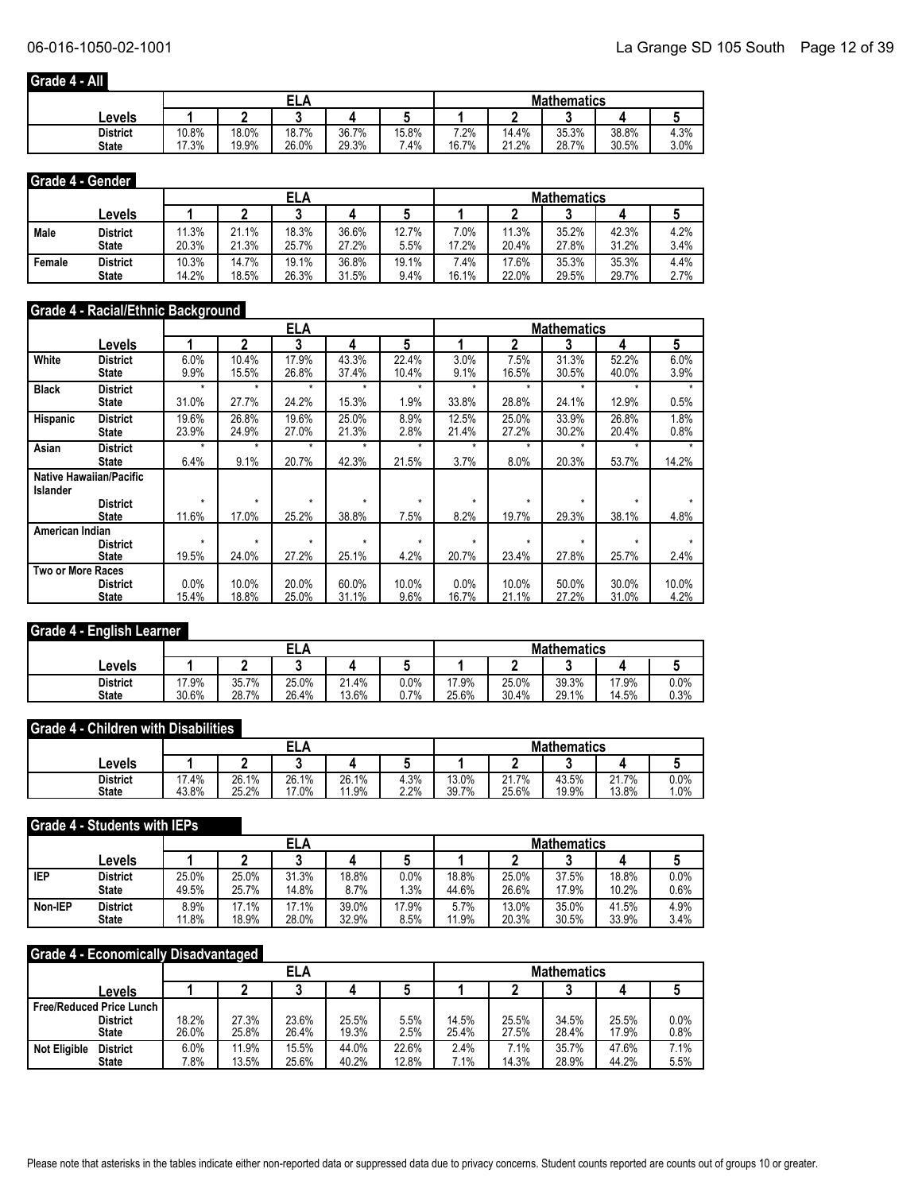## Grade 4 - All

| Levels | ELA 1 | ELA 2 | ELA 3 | ELA 4 | ELA 5 | Math 1 | Math 2 | Math 3 | Math 4 | Math 5 |
|---|---|---|---|---|---|---|---|---|---|---|
| District | 10.8% | 18.0% | 18.7% | 36.7% | 15.8% | 7.2% | 14.4% | 35.3% | 38.8% | 4.3% |
| State | 17.3% | 19.9% | 26.0% | 29.3% | 7.4% | 16.7% | 21.2% | 28.7% | 30.5% | 3.0% |

## Grade 4 - Gender

| | Levels | ELA 1 | ELA 2 | ELA 3 | ELA 4 | ELA 5 | Math 1 | Math 2 | Math 3 | Math 4 | Math 5 |
|---|---|---|---|---|---|---|---|---|---|---|---|
| Male | District | 11.3% | 21.1% | 18.3% | 36.6% | 12.7% | 7.0% | 11.3% | 35.2% | 42.3% | 4.2% |
| | State | 20.3% | 21.3% | 25.7% | 27.2% | 5.5% | 17.2% | 20.4% | 27.8% | 31.2% | 3.4% |
| Female | District | 10.3% | 14.7% | 19.1% | 36.8% | 19.1% | 7.4% | 17.6% | 35.3% | 35.3% | 4.4% |
| | State | 14.2% | 18.5% | 26.3% | 31.5% | 9.4% | 16.1% | 22.0% | 29.5% | 29.7% | 2.7% |

## Grade 4 - Racial/Ethnic Background

| | Levels | ELA 1 | ELA 2 | ELA 3 | ELA 4 | ELA 5 | Math 1 | Math 2 | Math 3 | Math 4 | Math 5 |
|---|---|---|---|---|---|---|---|---|---|---|---|
| White | District | 6.0% | 10.4% | 17.9% | 43.3% | 22.4% | 3.0% | 7.5% | 31.3% | 52.2% | 6.0% |
| | State | 9.9% | 15.5% | 26.8% | 37.4% | 10.4% | 9.1% | 16.5% | 30.5% | 40.0% | 3.9% |
| Black | District | * | * | * | * | * | * | * | * | * | * |
| | State | 31.0% | 27.7% | 24.2% | 15.3% | 1.9% | 33.8% | 28.8% | 24.1% | 12.9% | 0.5% |
| Hispanic | District | 19.6% | 26.8% | 19.6% | 25.0% | 8.9% | 12.5% | 25.0% | 33.9% | 26.8% | 1.8% |
| | State | 23.9% | 24.9% | 27.0% | 21.3% | 2.8% | 21.4% | 27.2% | 30.2% | 20.4% | 0.8% |
| Asian | District | * | * | * | * | * | * | * | * | * | * |
| | State | 6.4% | 9.1% | 20.7% | 42.3% | 21.5% | 3.7% | 8.0% | 20.3% | 53.7% | 14.2% |
| Native Hawaiian/Pacific Islander | District | * | * | * | * | * | * | * | * | * | * |
| | State | 11.6% | 17.0% | 25.2% | 38.8% | 7.5% | 8.2% | 19.7% | 29.3% | 38.1% | 4.8% |
| American Indian | District | * | * | * | * | * | * | * | * | * | * |
| | State | 19.5% | 24.0% | 27.2% | 25.1% | 4.2% | 20.7% | 23.4% | 27.8% | 25.7% | 2.4% |
| Two or More Races | District | 0.0% | 10.0% | 20.0% | 60.0% | 10.0% | 0.0% | 10.0% | 50.0% | 30.0% | 10.0% |
| | State | 15.4% | 18.8% | 25.0% | 31.1% | 9.6% | 16.7% | 21.1% | 27.2% | 31.0% | 4.2% |

## Grade 4 - English Learner

| Levels | ELA 1 | ELA 2 | ELA 3 | ELA 4 | ELA 5 | Math 1 | Math 2 | Math 3 | Math 4 | Math 5 |
|---|---|---|---|---|---|---|---|---|---|---|
| District | 17.9% | 35.7% | 25.0% | 21.4% | 0.0% | 17.9% | 25.0% | 39.3% | 17.9% | 0.0% |
| State | 30.6% | 28.7% | 26.4% | 13.6% | 0.7% | 25.6% | 30.4% | 29.1% | 14.5% | 0.3% |

## Grade 4 - Children with Disabilities

| Levels | ELA 1 | ELA 2 | ELA 3 | ELA 4 | ELA 5 | Math 1 | Math 2 | Math 3 | Math 4 | Math 5 |
|---|---|---|---|---|---|---|---|---|---|---|
| District | 17.4% | 26.1% | 26.1% | 26.1% | 4.3% | 13.0% | 21.7% | 43.5% | 21.7% | 0.0% |
| State | 43.8% | 25.2% | 17.0% | 11.9% | 2.2% | 39.7% | 25.6% | 19.9% | 13.8% | 1.0% |

## Grade 4 - Students with IEPs

| | Levels | ELA 1 | ELA 2 | ELA 3 | ELA 4 | ELA 5 | Math 1 | Math 2 | Math 3 | Math 4 | Math 5 |
|---|---|---|---|---|---|---|---|---|---|---|---|
| IEP | District | 25.0% | 25.0% | 31.3% | 18.8% | 0.0% | 18.8% | 25.0% | 37.5% | 18.8% | 0.0% |
| | State | 49.5% | 25.7% | 14.8% | 8.7% | 1.3% | 44.6% | 26.6% | 17.9% | 10.2% | 0.6% |
| Non-IEP | District | 8.9% | 17.1% | 17.1% | 39.0% | 17.9% | 5.7% | 13.0% | 35.0% | 41.5% | 4.9% |
| | State | 11.8% | 18.9% | 28.0% | 32.9% | 8.5% | 11.9% | 20.3% | 30.5% | 33.9% | 3.4% |

## Grade 4 - Economically Disadvantaged

| | Levels | ELA 1 | ELA 2 | ELA 3 | ELA 4 | ELA 5 | Math 1 | Math 2 | Math 3 | Math 4 | Math 5 |
|---|---|---|---|---|---|---|---|---|---|---|---|
| Free/Reduced Price Lunch | District | 18.2% | 27.3% | 23.6% | 25.5% | 5.5% | 14.5% | 25.5% | 34.5% | 25.5% | 0.0% |
| | State | 26.0% | 25.8% | 26.4% | 19.3% | 2.5% | 25.4% | 27.5% | 28.4% | 17.9% | 0.8% |
| Not Eligible | District | 6.0% | 11.9% | 15.5% | 44.0% | 22.6% | 2.4% | 7.1% | 35.7% | 47.6% | 7.1% |
| | State | 7.8% | 13.5% | 25.6% | 40.2% | 12.8% | 7.1% | 14.3% | 28.9% | 44.2% | 5.5% |

Please note that asterisks in the tables indicate either non-reported data or suppressed data due to privacy concerns. Student counts reported are counts out of groups 10 or greater.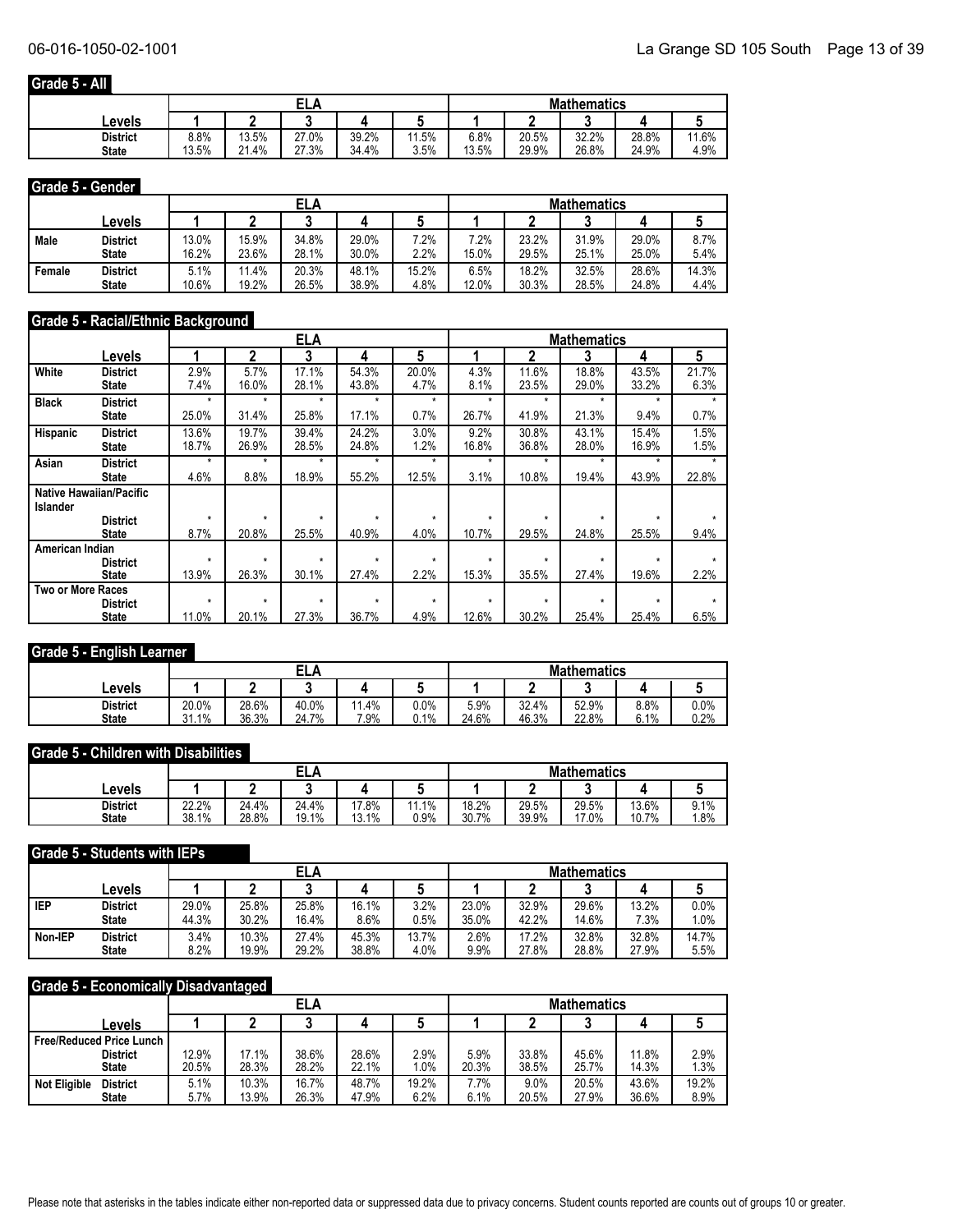## Grade 5 - All

| | Levels | ELA 1 | ELA 2 | ELA 3 | ELA 4 | ELA 5 | Math 1 | Math 2 | Math 3 | Math 4 | Math 5 |
|---|---|---|---|---|---|---|---|---|---|---|---|
| | District | 8.8% | 13.5% | 27.0% | 39.2% | 11.5% | 6.8% | 20.5% | 32.2% | 28.8% | 11.6% |
| | State | 13.5% | 21.4% | 27.3% | 34.4% | 3.5% | 13.5% | 29.9% | 26.8% | 24.9% | 4.9% |

## Grade 5 - Gender

| | Levels | ELA 1 | ELA 2 | ELA 3 | ELA 4 | ELA 5 | Math 1 | Math 2 | Math 3 | Math 4 | Math 5 |
|---|---|---|---|---|---|---|---|---|---|---|---|
| Male | District | 13.0% | 15.9% | 34.8% | 29.0% | 7.2% | 7.2% | 23.2% | 31.9% | 29.0% | 8.7% |
| | State | 16.2% | 23.6% | 28.1% | 30.0% | 2.2% | 15.0% | 29.5% | 25.1% | 25.0% | 5.4% |
| Female | District | 5.1% | 11.4% | 20.3% | 48.1% | 15.2% | 6.5% | 18.2% | 32.5% | 28.6% | 14.3% |
| | State | 10.6% | 19.2% | 26.5% | 38.9% | 4.8% | 12.0% | 30.3% | 28.5% | 24.8% | 4.4% |

## Grade 5 - Racial/Ethnic Background

| | Levels | ELA 1 | ELA 2 | ELA 3 | ELA 4 | ELA 5 | Math 1 | Math 2 | Math 3 | Math 4 | Math 5 |
|---|---|---|---|---|---|---|---|---|---|---|---|
| White | District | 2.9% | 5.7% | 17.1% | 54.3% | 20.0% | 4.3% | 11.6% | 18.8% | 43.5% | 21.7% |
| | State | 7.4% | 16.0% | 28.1% | 43.8% | 4.7% | 8.1% | 23.5% | 29.0% | 33.2% | 6.3% |
| Black | District | * | * | * | * | * | * | * | * | * | * |
| | State | 25.0% | 31.4% | 25.8% | 17.1% | 0.7% | 26.7% | 41.9% | 21.3% | 9.4% | 0.7% |
| Hispanic | District | 13.6% | 19.7% | 39.4% | 24.2% | 3.0% | 9.2% | 30.8% | 43.1% | 15.4% | 1.5% |
| | State | 18.7% | 26.9% | 28.5% | 24.8% | 1.2% | 16.8% | 36.8% | 28.0% | 16.9% | 1.5% |
| Asian | District | * | * | * | * | * | * | * | * | * | * |
| | State | 4.6% | 8.8% | 18.9% | 55.2% | 12.5% | 3.1% | 10.8% | 19.4% | 43.9% | 22.8% |
| Native Hawaiian/Pacific Islander | District | * | * | * | * | * | * | * | * | * | * |
| | State | 8.7% | 20.8% | 25.5% | 40.9% | 4.0% | 10.7% | 29.5% | 24.8% | 25.5% | 9.4% |
| American Indian | District | * | * | * | * | * | * | * | * | * | * |
| | State | 13.9% | 26.3% | 30.1% | 27.4% | 2.2% | 15.3% | 35.5% | 27.4% | 19.6% | 2.2% |
| Two or More Races | District | * | * | * | * | * | * | * | * | * | * |
| | State | 11.0% | 20.1% | 27.3% | 36.7% | 4.9% | 12.6% | 30.2% | 25.4% | 25.4% | 6.5% |

## Grade 5 - English Learner

| | Levels | ELA 1 | ELA 2 | ELA 3 | ELA 4 | ELA 5 | Math 1 | Math 2 | Math 3 | Math 4 | Math 5 |
|---|---|---|---|---|---|---|---|---|---|---|---|
| | District | 20.0% | 28.6% | 40.0% | 11.4% | 0.0% | 5.9% | 32.4% | 52.9% | 8.8% | 0.0% |
| | State | 31.1% | 36.3% | 24.7% | 7.9% | 0.1% | 24.6% | 46.3% | 22.8% | 6.1% | 0.2% |

## Grade 5 - Children with Disabilities

| | Levels | ELA 1 | ELA 2 | ELA 3 | ELA 4 | ELA 5 | Math 1 | Math 2 | Math 3 | Math 4 | Math 5 |
|---|---|---|---|---|---|---|---|---|---|---|---|
| | District | 22.2% | 24.4% | 24.4% | 17.8% | 11.1% | 18.2% | 29.5% | 29.5% | 13.6% | 9.1% |
| | State | 38.1% | 28.8% | 19.1% | 13.1% | 0.9% | 30.7% | 39.9% | 17.0% | 10.7% | 1.8% |

## Grade 5 - Students with IEPs

| | Levels | ELA 1 | ELA 2 | ELA 3 | ELA 4 | ELA 5 | Math 1 | Math 2 | Math 3 | Math 4 | Math 5 |
|---|---|---|---|---|---|---|---|---|---|---|---|
| IEP | District | 29.0% | 25.8% | 25.8% | 16.1% | 3.2% | 23.0% | 32.9% | 29.6% | 13.2% | 0.0% |
| | State | 44.3% | 30.2% | 16.4% | 8.6% | 0.5% | 35.0% | 42.2% | 14.6% | 7.3% | 1.0% |
| Non-IEP | District | 3.4% | 10.3% | 27.4% | 45.3% | 13.7% | 2.6% | 17.2% | 32.8% | 32.8% | 14.7% |
| | State | 8.2% | 19.9% | 29.2% | 38.8% | 4.0% | 9.9% | 27.8% | 28.8% | 27.9% | 5.5% |

## Grade 5 - Economically Disadvantaged

| | Levels | ELA 1 | ELA 2 | ELA 3 | ELA 4 | ELA 5 | Math 1 | Math 2 | Math 3 | Math 4 | Math 5 |
|---|---|---|---|---|---|---|---|---|---|---|---|
| Free/Reduced Price Lunch | District | 12.9% | 17.1% | 38.6% | 28.6% | 2.9% | 5.9% | 33.8% | 45.6% | 11.8% | 2.9% |
| | State | 20.5% | 28.3% | 28.2% | 22.1% | 1.0% | 20.3% | 38.5% | 25.7% | 14.3% | 1.3% |
| Not Eligible | District | 5.1% | 10.3% | 16.7% | 48.7% | 19.2% | 7.7% | 9.0% | 20.5% | 43.6% | 19.2% |
| | State | 5.7% | 13.9% | 26.3% | 47.9% | 6.2% | 6.1% | 20.5% | 27.9% | 36.6% | 8.9% |

Please note that asterisks in the tables indicate either non-reported data or suppressed data due to privacy concerns. Student counts reported are counts out of groups 10 or greater.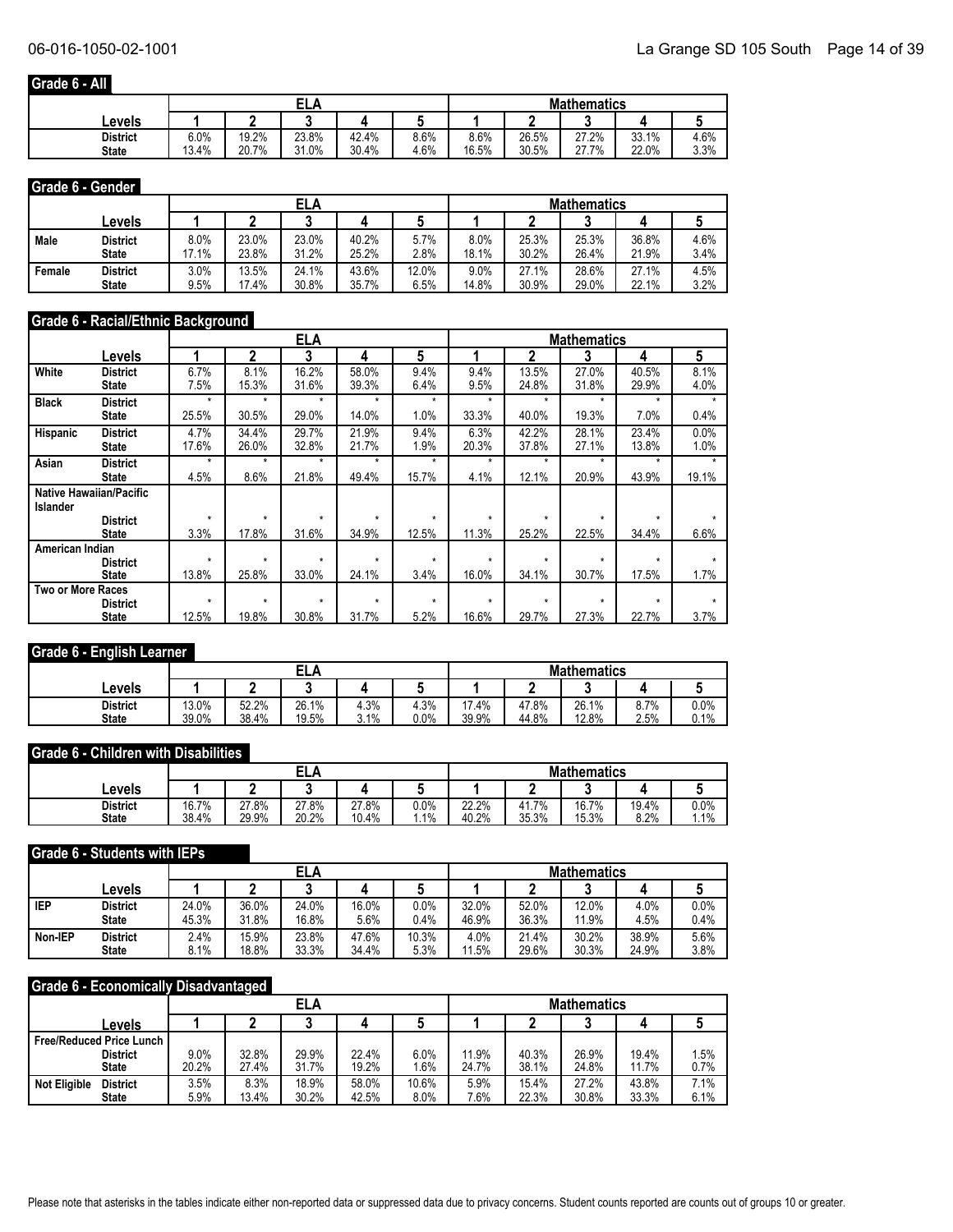## Grade 6 - All

| Levels | ELA 1 | ELA 2 | ELA 3 | ELA 4 | ELA 5 | Mathematics 1 | Mathematics 2 | Mathematics 3 | Mathematics 4 | Mathematics 5 |
|---|---|---|---|---|---|---|---|---|---|---|
| District | 6.0% | 19.2% | 23.8% | 42.4% | 8.6% | 8.6% | 26.5% | 27.2% | 33.1% | 4.6% |
| State | 13.4% | 20.7% | 31.0% | 30.4% | 4.6% | 16.5% | 30.5% | 27.7% | 22.0% | 3.3% |

## Grade 6 - Gender

| | Levels | ELA 1 | ELA 2 | ELA 3 | ELA 4 | ELA 5 | Mathematics 1 | Mathematics 2 | Mathematics 3 | Mathematics 4 | Mathematics 5 |
|---|---|---|---|---|---|---|---|---|---|---|---|
| Male | District | 8.0% | 23.0% | 23.0% | 40.2% | 5.7% | 8.0% | 25.3% | 25.3% | 36.8% | 4.6% |
| | State | 17.1% | 23.8% | 31.2% | 25.2% | 2.8% | 18.1% | 30.2% | 26.4% | 21.9% | 3.4% |
| Female | District | 3.0% | 13.5% | 24.1% | 43.6% | 12.0% | 9.0% | 27.1% | 28.6% | 27.1% | 4.5% |
| | State | 9.5% | 17.4% | 30.8% | 35.7% | 6.5% | 14.8% | 30.9% | 29.0% | 22.1% | 3.2% |

## Grade 6 - Racial/Ethnic Background

| | Levels | ELA 1 | ELA 2 | ELA 3 | ELA 4 | ELA 5 | Mathematics 1 | Mathematics 2 | Mathematics 3 | Mathematics 4 | Mathematics 5 |
|---|---|---|---|---|---|---|---|---|---|---|---|
| White | District | 6.7% | 8.1% | 16.2% | 58.0% | 9.4% | 9.4% | 13.5% | 27.0% | 40.5% | 8.1% |
| | State | 7.5% | 15.3% | 31.6% | 39.3% | 6.4% | 9.5% | 24.8% | 31.8% | 29.9% | 4.0% |
| Black | District | * | * | * | * | * | * | * | * | * | * |
| | State | 25.5% | 30.5% | 29.0% | 14.0% | 1.0% | 33.3% | 40.0% | 19.3% | 7.0% | 0.4% |
| Hispanic | District | 4.7% | 34.4% | 29.7% | 21.9% | 9.4% | 6.3% | 42.2% | 28.1% | 23.4% | 0.0% |
| | State | 17.6% | 26.0% | 32.8% | 21.7% | 1.9% | 20.3% | 37.8% | 27.1% | 13.8% | 1.0% |
| Asian | District | * | * | * | * | * | * | * | * | * | * |
| | State | 4.5% | 8.6% | 21.8% | 49.4% | 15.7% | 4.1% | 12.1% | 20.9% | 43.9% | 19.1% |
| Native Hawaiian/Pacific Islander | District | * | * | * | * | * | * | * | * | * | * |
| | State | 3.3% | 17.8% | 31.6% | 34.9% | 12.5% | 11.3% | 25.2% | 22.5% | 34.4% | 6.6% |
| American Indian | District | * | * | * | * | * | * | * | * | * | * |
| | State | 13.8% | 25.8% | 33.0% | 24.1% | 3.4% | 16.0% | 34.1% | 30.7% | 17.5% | 1.7% |
| Two or More Races | District | * | * | * | * | * | * | * | * | * | * |
| | State | 12.5% | 19.8% | 30.8% | 31.7% | 5.2% | 16.6% | 29.7% | 27.3% | 22.7% | 3.7% |

## Grade 6 - English Learner

| Levels | ELA 1 | ELA 2 | ELA 3 | ELA 4 | ELA 5 | Mathematics 1 | Mathematics 2 | Mathematics 3 | Mathematics 4 | Mathematics 5 |
|---|---|---|---|---|---|---|---|---|---|---|
| District | 13.0% | 52.2% | 26.1% | 4.3% | 4.3% | 17.4% | 47.8% | 26.1% | 8.7% | 0.0% |
| State | 39.0% | 38.4% | 19.5% | 3.1% | 0.0% | 39.9% | 44.8% | 12.8% | 2.5% | 0.1% |

## Grade 6 - Children with Disabilities

| Levels | ELA 1 | ELA 2 | ELA 3 | ELA 4 | ELA 5 | Mathematics 1 | Mathematics 2 | Mathematics 3 | Mathematics 4 | Mathematics 5 |
|---|---|---|---|---|---|---|---|---|---|---|
| District | 16.7% | 27.8% | 27.8% | 27.8% | 0.0% | 22.2% | 41.7% | 16.7% | 19.4% | 0.0% |
| State | 38.4% | 29.9% | 20.2% | 10.4% | 1.1% | 40.2% | 35.3% | 15.3% | 8.2% | 1.1% |

## Grade 6 - Students with IEPs

| | Levels | ELA 1 | ELA 2 | ELA 3 | ELA 4 | ELA 5 | Mathematics 1 | Mathematics 2 | Mathematics 3 | Mathematics 4 | Mathematics 5 |
|---|---|---|---|---|---|---|---|---|---|---|---|
| IEP | District | 24.0% | 36.0% | 24.0% | 16.0% | 0.0% | 32.0% | 52.0% | 12.0% | 4.0% | 0.0% |
| | State | 45.3% | 31.8% | 16.8% | 5.6% | 0.4% | 46.9% | 36.3% | 11.9% | 4.5% | 0.4% |
| Non-IEP | District | 2.4% | 15.9% | 23.8% | 47.6% | 10.3% | 4.0% | 21.4% | 30.2% | 38.9% | 5.6% |
| | State | 8.1% | 18.8% | 33.3% | 34.4% | 5.3% | 11.5% | 29.6% | 30.3% | 24.9% | 3.8% |

## Grade 6 - Economically Disadvantaged

| | Levels | ELA 1 | ELA 2 | ELA 3 | ELA 4 | ELA 5 | Mathematics 1 | Mathematics 2 | Mathematics 3 | Mathematics 4 | Mathematics 5 |
|---|---|---|---|---|---|---|---|---|---|---|---|
| Free/Reduced Price Lunch | District | 9.0% | 32.8% | 29.9% | 22.4% | 6.0% | 11.9% | 40.3% | 26.9% | 19.4% | 1.5% |
| | State | 20.2% | 27.4% | 31.7% | 19.2% | 1.6% | 24.7% | 38.1% | 24.8% | 11.7% | 0.7% |
| Not Eligible | District | 3.5% | 8.3% | 18.9% | 58.0% | 10.6% | 5.9% | 15.4% | 27.2% | 43.8% | 7.1% |
| | State | 5.9% | 13.4% | 30.2% | 42.5% | 8.0% | 7.6% | 22.3% | 30.8% | 33.3% | 6.1% |

Please note that asterisks in the tables indicate either non-reported data or suppressed data due to privacy concerns. Student counts reported are counts out of groups 10 or greater.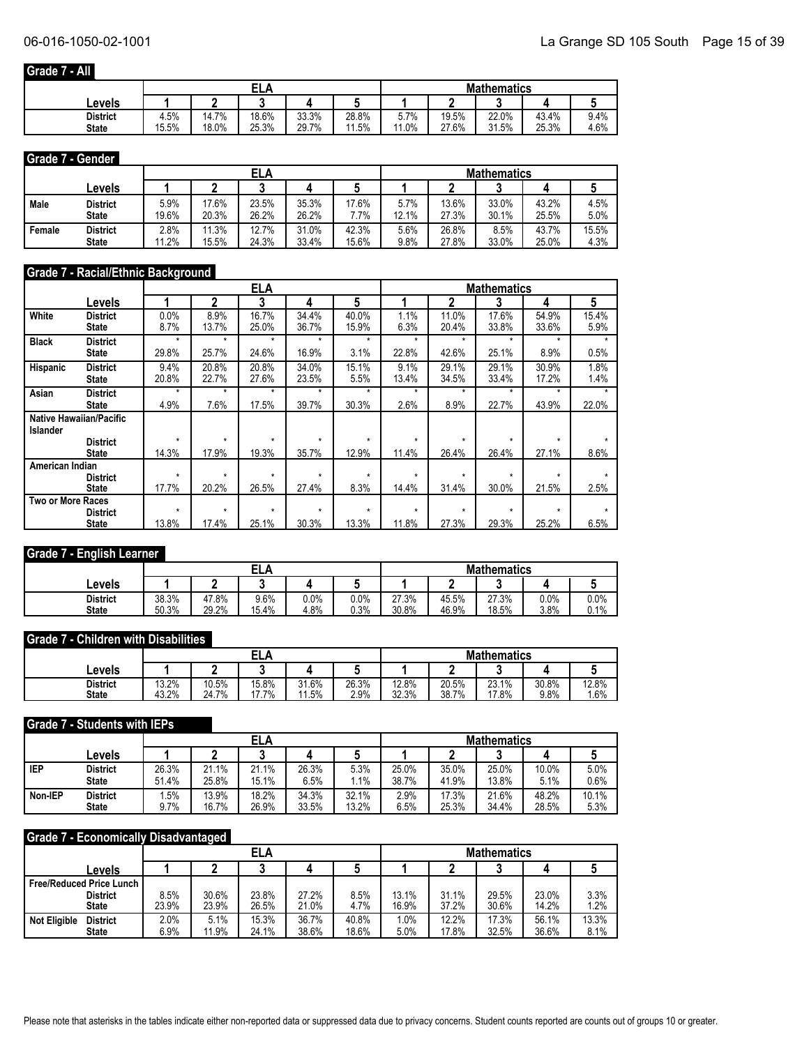## Grade 7 - All

| Levels | ELA 1 | ELA 2 | ELA 3 | ELA 4 | ELA 5 | Mathematics 1 | Mathematics 2 | Mathematics 3 | Mathematics 4 | Mathematics 5 |
|---|---|---|---|---|---|---|---|---|---|---|
| District | 4.5% | 14.7% | 18.6% | 33.3% | 28.8% | 5.7% | 19.5% | 22.0% | 43.4% | 9.4% |
| State | 15.5% | 18.0% | 25.3% | 29.7% | 11.5% | 11.0% | 27.6% | 31.5% | 25.3% | 4.6% |

## Grade 7 - Gender

| | Levels | ELA 1 | ELA 2 | ELA 3 | ELA 4 | ELA 5 | Mathematics 1 | Mathematics 2 | Mathematics 3 | Mathematics 4 | Mathematics 5 |
|---|---|---|---|---|---|---|---|---|---|---|---|
| Male | District | 5.9% | 17.6% | 23.5% | 35.3% | 17.6% | 5.7% | 13.6% | 33.0% | 43.2% | 4.5% |
| | State | 19.6% | 20.3% | 26.2% | 26.2% | 7.7% | 12.1% | 27.3% | 30.1% | 25.5% | 5.0% |
| Female | District | 2.8% | 11.3% | 12.7% | 31.0% | 42.3% | 5.6% | 26.8% | 8.5% | 43.7% | 15.5% |
| | State | 11.2% | 15.5% | 24.3% | 33.4% | 15.6% | 9.8% | 27.8% | 33.0% | 25.0% | 4.3% |

## Grade 7 - Racial/Ethnic Background

| | Levels | ELA 1 | ELA 2 | ELA 3 | ELA 4 | ELA 5 | Mathematics 1 | Mathematics 2 | Mathematics 3 | Mathematics 4 | Mathematics 5 |
|---|---|---|---|---|---|---|---|---|---|---|---|
| White | District | 0.0% | 8.9% | 16.7% | 34.4% | 40.0% | 1.1% | 11.0% | 17.6% | 54.9% | 15.4% |
| | State | 8.7% | 13.7% | 25.0% | 36.7% | 15.9% | 6.3% | 20.4% | 33.8% | 33.6% | 5.9% |
| Black | District | * | * | * | * | * | * | * | * | * | * |
| | State | 29.8% | 25.7% | 24.6% | 16.9% | 3.1% | 22.8% | 42.6% | 25.1% | 8.9% | 0.5% |
| Hispanic | District | 9.4% | 20.8% | 20.8% | 34.0% | 15.1% | 9.1% | 29.1% | 29.1% | 30.9% | 1.8% |
| | State | 20.8% | 22.7% | 27.6% | 23.5% | 5.5% | 13.4% | 34.5% | 33.4% | 17.2% | 1.4% |
| Asian | District | * | * | * | * | * | * | * | * | * | * |
| | State | 4.9% | 7.6% | 17.5% | 39.7% | 30.3% | 2.6% | 8.9% | 22.7% | 43.9% | 22.0% |
| Native Hawaiian/Pacific Islander | District | * | * | * | * | * | * | * | * | * | * |
| | State | 14.3% | 17.9% | 19.3% | 35.7% | 12.9% | 11.4% | 26.4% | 26.4% | 27.1% | 8.6% |
| American Indian | District | * | * | * | * | * | * | * | * | * | * |
| | State | 17.7% | 20.2% | 26.5% | 27.4% | 8.3% | 14.4% | 31.4% | 30.0% | 21.5% | 2.5% |
| Two or More Races | District | * | * | * | * | * | * | * | * | * | * |
| | State | 13.8% | 17.4% | 25.1% | 30.3% | 13.3% | 11.8% | 27.3% | 29.3% | 25.2% | 6.5% |

## Grade 7 - English Learner

| Levels | ELA 1 | ELA 2 | ELA 3 | ELA 4 | ELA 5 | Mathematics 1 | Mathematics 2 | Mathematics 3 | Mathematics 4 | Mathematics 5 |
|---|---|---|---|---|---|---|---|---|---|---|
| District | 38.3% | 47.8% | 9.6% | 0.0% | 0.0% | 27.3% | 45.5% | 27.3% | 0.0% | 0.0% |
| State | 50.3% | 29.2% | 15.4% | 4.8% | 0.3% | 30.8% | 46.9% | 18.5% | 3.8% | 0.1% |

## Grade 7 - Children with Disabilities

| Levels | ELA 1 | ELA 2 | ELA 3 | ELA 4 | ELA 5 | Mathematics 1 | Mathematics 2 | Mathematics 3 | Mathematics 4 | Mathematics 5 |
|---|---|---|---|---|---|---|---|---|---|---|
| District | 13.2% | 10.5% | 15.8% | 31.6% | 26.3% | 12.8% | 20.5% | 23.1% | 30.8% | 12.8% |
| State | 43.2% | 24.7% | 17.7% | 11.5% | 2.9% | 32.3% | 38.7% | 17.8% | 9.8% | 1.6% |

## Grade 7 - Students with IEPs

| | Levels | ELA 1 | ELA 2 | ELA 3 | ELA 4 | ELA 5 | Mathematics 1 | Mathematics 2 | Mathematics 3 | Mathematics 4 | Mathematics 5 |
|---|---|---|---|---|---|---|---|---|---|---|---|
| IEP | District | 26.3% | 21.1% | 21.1% | 26.3% | 5.3% | 25.0% | 35.0% | 25.0% | 10.0% | 5.0% |
| | State | 51.4% | 25.8% | 15.1% | 6.5% | 1.1% | 38.7% | 41.9% | 13.8% | 5.1% | 0.6% |
| Non-IEP | District | 1.5% | 13.9% | 18.2% | 34.3% | 32.1% | 2.9% | 17.3% | 21.6% | 48.2% | 10.1% |
| | State | 9.7% | 16.7% | 26.9% | 33.5% | 13.2% | 6.5% | 25.3% | 34.4% | 28.5% | 5.3% |

## Grade 7 - Economically Disadvantaged

| | Levels | ELA 1 | ELA 2 | ELA 3 | ELA 4 | ELA 5 | Mathematics 1 | Mathematics 2 | Mathematics 3 | Mathematics 4 | Mathematics 5 |
|---|---|---|---|---|---|---|---|---|---|---|---|
| Free/Reduced Price Lunch | District | 8.5% | 30.6% | 23.8% | 27.2% | 8.5% | 13.1% | 31.1% | 29.5% | 23.0% | 3.3% |
| | State | 23.9% | 23.9% | 26.5% | 21.0% | 4.7% | 16.9% | 37.2% | 30.6% | 14.2% | 1.2% |
| Not Eligible | District | 2.0% | 5.1% | 15.3% | 36.7% | 40.8% | 1.0% | 12.2% | 17.3% | 56.1% | 13.3% |
| | State | 6.9% | 11.9% | 24.1% | 38.6% | 18.6% | 5.0% | 17.8% | 32.5% | 36.6% | 8.1% |

Please note that asterisks in the tables indicate either non-reported data or suppressed data due to privacy concerns. Student counts reported are counts out of groups 10 or greater.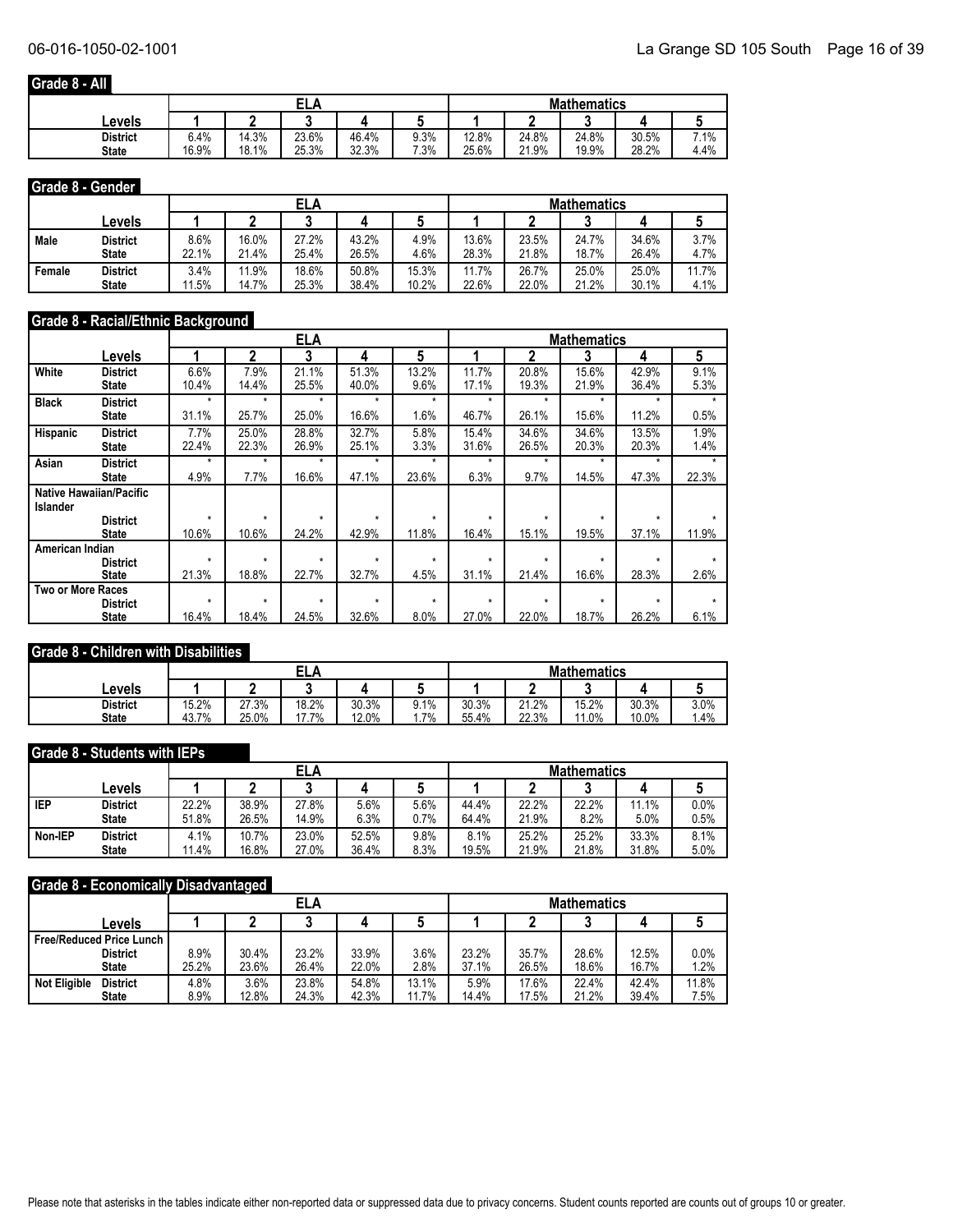## Grade 8 - All

| | ELA | | | | | Mathematics | | | | |
|---|---|---|---|---|---|---|---|---|---|---|
| Levels | 1 | 2 | 3 | 4 | 5 | 1 | 2 | 3 | 4 | 5 |
| District | 6.4% | 14.3% | 23.6% | 46.4% | 9.3% | 12.8% | 24.8% | 24.8% | 30.5% | 7.1% |
| State | 16.9% | 18.1% | 25.3% | 32.3% | 7.3% | 25.6% | 21.9% | 19.9% | 28.2% | 4.4% |

## Grade 8 - Gender

| | | ELA | | | | | Mathematics | | | | |
|---|---|---|---|---|---|---|---|---|---|---|---|
| | Levels | 1 | 2 | 3 | 4 | 5 | 1 | 2 | 3 | 4 | 5 |
| Male | District | 8.6% | 16.0% | 27.2% | 43.2% | 4.9% | 13.6% | 23.5% | 24.7% | 34.6% | 3.7% |
| | State | 22.1% | 21.4% | 25.4% | 26.5% | 4.6% | 28.3% | 21.8% | 18.7% | 26.4% | 4.7% |
| Female | District | 3.4% | 11.9% | 18.6% | 50.8% | 15.3% | 11.7% | 26.7% | 25.0% | 25.0% | 11.7% |
| | State | 11.5% | 14.7% | 25.3% | 38.4% | 10.2% | 22.6% | 22.0% | 21.2% | 30.1% | 4.1% |

## Grade 8 - Racial/Ethnic Background

| | | ELA | | | | | Mathematics | | | | |
|---|---|---|---|---|---|---|---|---|---|---|---|
| | Levels | 1 | 2 | 3 | 4 | 5 | 1 | 2 | 3 | 4 | 5 |
| White | District | 6.6% | 7.9% | 21.1% | 51.3% | 13.2% | 11.7% | 20.8% | 15.6% | 42.9% | 9.1% |
| | State | 10.4% | 14.4% | 25.5% | 40.0% | 9.6% | 17.1% | 19.3% | 21.9% | 36.4% | 5.3% |
| Black | District | * | * | * | * | * | * | * | * | * | * |
| | State | 31.1% | 25.7% | 25.0% | 16.6% | 1.6% | 46.7% | 26.1% | 15.6% | 11.2% | 0.5% |
| Hispanic | District | 7.7% | 25.0% | 28.8% | 32.7% | 5.8% | 15.4% | 34.6% | 34.6% | 13.5% | 1.9% |
| | State | 22.4% | 22.3% | 26.9% | 25.1% | 3.3% | 31.6% | 26.5% | 20.3% | 20.3% | 1.4% |
| Asian | District | * | * | * | * | * | * | * | * | * | * |
| | State | 4.9% | 7.7% | 16.6% | 47.1% | 23.6% | 6.3% | 9.7% | 14.5% | 47.3% | 22.3% |
| Native Hawaiian/Pacific Islander | District | * | * | * | * | * | * | * | * | * | * |
| | State | 10.6% | 10.6% | 24.2% | 42.9% | 11.8% | 16.4% | 15.1% | 19.5% | 37.1% | 11.9% |
| American Indian | District | * | * | * | * | * | * | * | * | * | * |
| | State | 21.3% | 18.8% | 22.7% | 32.7% | 4.5% | 31.1% | 21.4% | 16.6% | 28.3% | 2.6% |
| Two or More Races | District | * | * | * | * | * | * | * | * | * | * |
| | State | 16.4% | 18.4% | 24.5% | 32.6% | 8.0% | 27.0% | 22.0% | 18.7% | 26.2% | 6.1% |

## Grade 8 - Children with Disabilities

| | ELA | | | | | Mathematics | | | | |
|---|---|---|---|---|---|---|---|---|---|---|
| Levels | 1 | 2 | 3 | 4 | 5 | 1 | 2 | 3 | 4 | 5 |
| District | 15.2% | 27.3% | 18.2% | 30.3% | 9.1% | 30.3% | 21.2% | 15.2% | 30.3% | 3.0% |
| State | 43.7% | 25.0% | 17.7% | 12.0% | 1.7% | 55.4% | 22.3% | 11.0% | 10.0% | 1.4% |

## Grade 8 - Students with IEPs

| | | ELA | | | | | Mathematics | | | | |
|---|---|---|---|---|---|---|---|---|---|---|---|
| | Levels | 1 | 2 | 3 | 4 | 5 | 1 | 2 | 3 | 4 | 5 |
| IEP | District | 22.2% | 38.9% | 27.8% | 5.6% | 5.6% | 44.4% | 22.2% | 22.2% | 11.1% | 0.0% |
| | State | 51.8% | 26.5% | 14.9% | 6.3% | 0.7% | 64.4% | 21.9% | 8.2% | 5.0% | 0.5% |
| Non-IEP | District | 4.1% | 10.7% | 23.0% | 52.5% | 9.8% | 8.1% | 25.2% | 25.2% | 33.3% | 8.1% |
| | State | 11.4% | 16.8% | 27.0% | 36.4% | 8.3% | 19.5% | 21.9% | 21.8% | 31.8% | 5.0% |

## Grade 8 - Economically Disadvantaged

| | | ELA | | | | | Mathematics | | | | |
|---|---|---|---|---|---|---|---|---|---|---|---|
| | Levels | 1 | 2 | 3 | 4 | 5 | 1 | 2 | 3 | 4 | 5 |
| Free/Reduced Price Lunch | District | 8.9% | 30.4% | 23.2% | 33.9% | 3.6% | 23.2% | 35.7% | 28.6% | 12.5% | 0.0% |
| | State | 25.2% | 23.6% | 26.4% | 22.0% | 2.8% | 37.1% | 26.5% | 18.6% | 16.7% | 1.2% |
| Not Eligible | District | 4.8% | 3.6% | 23.8% | 54.8% | 13.1% | 5.9% | 17.6% | 22.4% | 42.4% | 11.8% |
| | State | 8.9% | 12.8% | 24.3% | 42.3% | 11.7% | 14.4% | 17.5% | 21.2% | 39.4% | 7.5% |

Please note that asterisks in the tables indicate either non-reported data or suppressed data due to privacy concerns. Student counts reported are counts out of groups 10 or greater.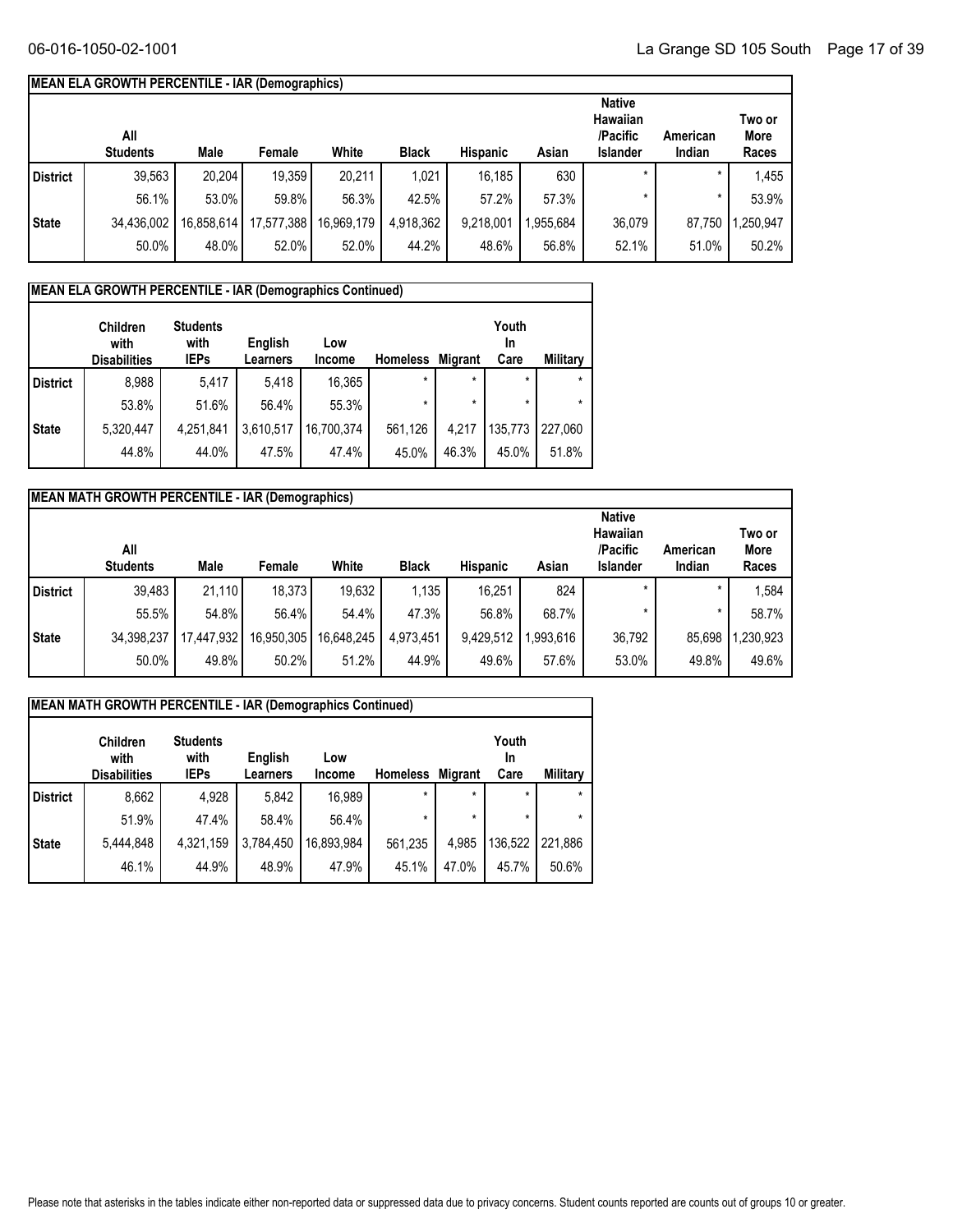## MEAN ELA GROWTH PERCENTILE - IAR (Demographics)

| | All Students | Male | Female | White | Black | Hispanic | Asian | Native Hawaiian /Pacific Islander | American Indian | Two or More Races |
|---|---|---|---|---|---|---|---|---|---|---|
| District | 39,563 | 20,204 | 19,359 | 20,211 | 1,021 | 16,185 | 630 | * | * | 1,455 |
| | 56.1% | 53.0% | 59.8% | 56.3% | 42.5% | 57.2% | 57.3% | * | * | 53.9% |
| State | 34,436,002 | 16,858,614 | 17,577,388 | 16,969,179 | 4,918,362 | 9,218,001 | 1,955,684 | 36,079 | 87,750 | 1,250,947 |
| | 50.0% | 48.0% | 52.0% | 52.0% | 44.2% | 48.6% | 56.8% | 52.1% | 51.0% | 50.2% |

## MEAN ELA GROWTH PERCENTILE - IAR (Demographics Continued)

| | Children with Disabilities | Students with IEPs | English Learners | Low Income | Homeless | Migrant | Youth In Care | Military |
|---|---|---|---|---|---|---|---|---|
| District | 8,988 | 5,417 | 5,418 | 16,365 | * | * | * | * |
| | 53.8% | 51.6% | 56.4% | 55.3% | * | * | * | * |
| State | 5,320,447 | 4,251,841 | 3,610,517 | 16,700,374 | 561,126 | 4,217 | 135,773 | 227,060 |
| | 44.8% | 44.0% | 47.5% | 47.4% | 45.0% | 46.3% | 45.0% | 51.8% |

## MEAN MATH GROWTH PERCENTILE - IAR (Demographics)

| | All Students | Male | Female | White | Black | Hispanic | Asian | Native Hawaiian /Pacific Islander | American Indian | Two or More Races |
|---|---|---|---|---|---|---|---|---|---|---|
| District | 39,483 | 21,110 | 18,373 | 19,632 | 1,135 | 16,251 | 824 | * | * | 1,584 |
| | 55.5% | 54.8% | 56.4% | 54.4% | 47.3% | 56.8% | 68.7% | * | * | 58.7% |
| State | 34,398,237 | 17,447,932 | 16,950,305 | 16,648,245 | 4,973,451 | 9,429,512 | 1,993,616 | 36,792 | 85,698 | 1,230,923 |
| | 50.0% | 49.8% | 50.2% | 51.2% | 44.9% | 49.6% | 57.6% | 53.0% | 49.8% | 49.6% |

## MEAN MATH GROWTH PERCENTILE - IAR (Demographics Continued)

| | Children with Disabilities | Students with IEPs | English Learners | Low Income | Homeless | Migrant | Youth In Care | Military |
|---|---|---|---|---|---|---|---|---|
| District | 8,662 | 4,928 | 5,842 | 16,989 | * | * | * | * |
| | 51.9% | 47.4% | 58.4% | 56.4% | * | * | * | * |
| State | 5,444,848 | 4,321,159 | 3,784,450 | 16,893,984 | 561,235 | 4,985 | 136,522 | 221,886 |
| | 46.1% | 44.9% | 48.9% | 47.9% | 45.1% | 47.0% | 45.7% | 50.6% |

Please note that asterisks in the tables indicate either non-reported data or suppressed data due to privacy concerns. Student counts reported are counts out of groups 10 or greater.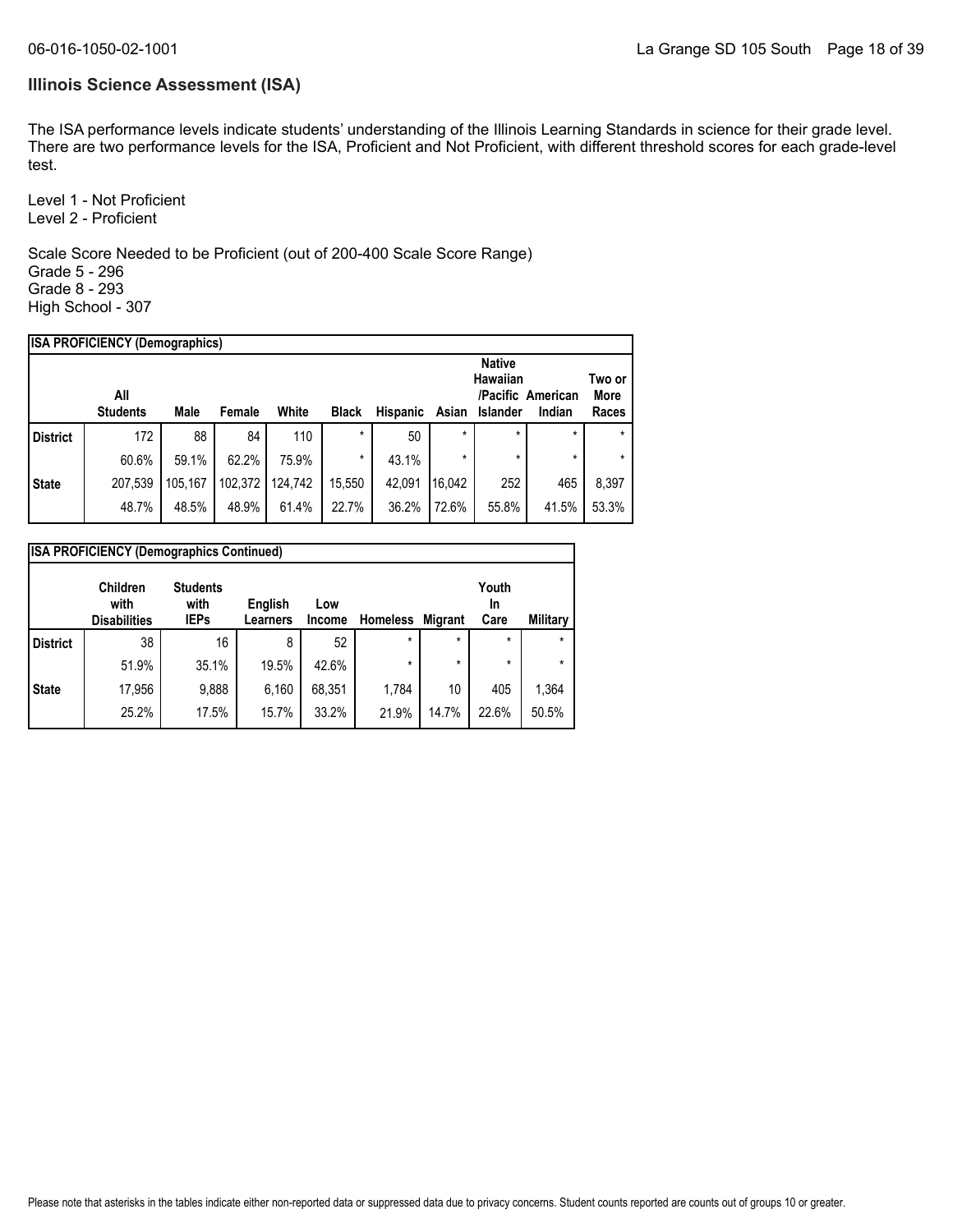## Illinois Science Assessment (ISA)

The ISA performance levels indicate students' understanding of the Illinois Learning Standards in science for their grade level. There are two performance levels for the ISA, Proficient and Not Proficient, with different threshold scores for each grade-level test.

Level 1 - Not Proficient
Level 2 - Proficient

Scale Score Needed to be Proficient (out of 200-400 Scale Score Range)
Grade 5 - 296
Grade 8 - 293
High School - 307

**ISA PROFICIENCY (Demographics)**

| | All Students | Male | Female | White | Black | Hispanic | Asian | Native Hawaiian /Pacific Islander | American Indian | Two or More Races |
|---|---|---|---|---|---|---|---|---|---|---|
| District | 172 | 88 | 84 | 110 | * | 50 | * | * | * | * |
| | 60.6% | 59.1% | 62.2% | 75.9% | * | 43.1% | * | * | * | * |
| State | 207,539 | 105,167 | 102,372 | 124,742 | 15,550 | 42,091 | 16,042 | 252 | 465 | 8,397 |
| | 48.7% | 48.5% | 48.9% | 61.4% | 22.7% | 36.2% | 72.6% | 55.8% | 41.5% | 53.3% |

**ISA PROFICIENCY (Demographics Continued)**

| | Children with Disabilities | Students with IEPs | English Learners | Low Income | Homeless | Migrant | Youth In Care | Military |
|---|---|---|---|---|---|---|---|---|
| District | 38 | 16 | 8 | 52 | * | * | * | * |
| | 51.9% | 35.1% | 19.5% | 42.6% | * | * | * | * |
| State | 17,956 | 9,888 | 6,160 | 68,351 | 1,784 | 10 | 405 | 1,364 |
| | 25.2% | 17.5% | 15.7% | 33.2% | 21.9% | 14.7% | 22.6% | 50.5% |

Please note that asterisks in the tables indicate either non-reported data or suppressed data due to privacy concerns. Student counts reported are counts out of groups 10 or greater.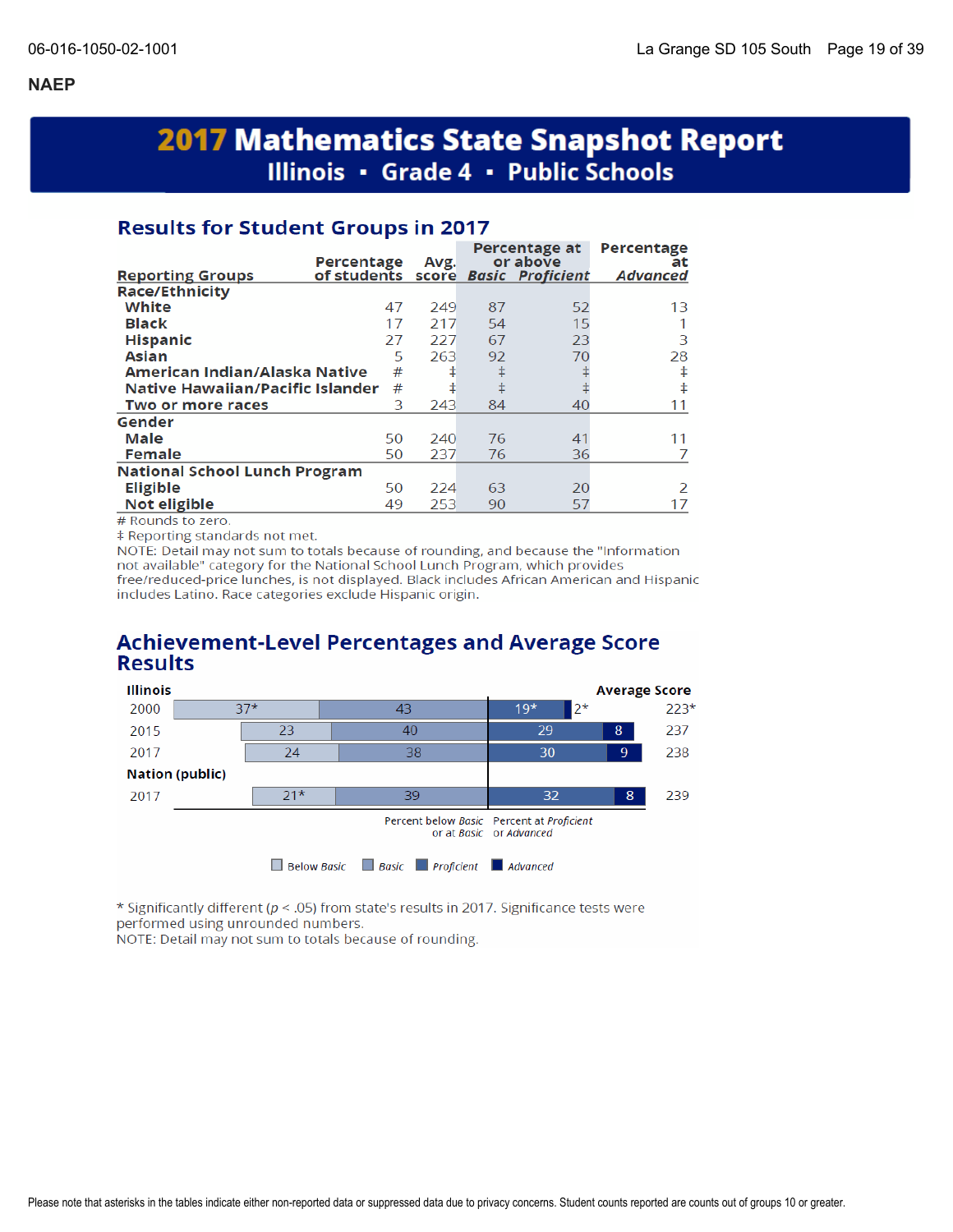# NAEP

## 2017 Mathematics State Snapshot Report

### Illinois ▪ Grade 4 ▪ Public Schools

## Results for Student Groups in 2017

| Reporting Groups | Percentage of students | Avg. score | Percentage at or above *Basic* | Percentage at or above *Proficient* | Percentage at *Advanced* |
|---|---|---|---|---|---|
| **Race/Ethnicity** | | | | | |
| White | 47 | 249 | 87 | 52 | 13 |
| Black | 17 | 217 | 54 | 15 | 1 |
| Hispanic | 27 | 227 | 67 | 23 | 3 |
| Asian | 5 | 263 | 92 | 70 | 28 |
| American Indian/Alaska Native | # | ‡ | ‡ | ‡ | ‡ |
| Native Hawaiian/Pacific Islander | # | ‡ | ‡ | ‡ | ‡ |
| Two or more races | 3 | 243 | 84 | 40 | 11 |
| **Gender** | | | | | |
| Male | 50 | 240 | 76 | 41 | 11 |
| Female | 50 | 237 | 76 | 36 | 7 |
| **National School Lunch Program** | | | | | |
| Eligible | 50 | 224 | 63 | 20 | 2 |
| Not eligible | 49 | 253 | 90 | 57 | 17 |

\# Rounds to zero.
‡ Reporting standards not met.
NOTE: Detail may not sum to totals because of rounding, and because the "Information not available" category for the National School Lunch Program, which provides free/reduced-price lunches, is not displayed. Black includes African American and Hispanic includes Latino. Race categories exclude Hispanic origin.

## Achievement-Level Percentages and Average Score Results

| | Below *Basic* | *Basic* | *Proficient* | *Advanced* | Average Score |
|---|---|---|---|---|---|
| **Illinois** | | | | | |
| 2000 | 37* | 43 | 19* | 2* | 223* |
| 2015 | 23 | 40 | 29 | 8 | 237 |
| 2017 | 24 | 38 | 30 | 9 | 238 |
| **Nation (public)** | | | | | |
| 2017 | 21* | 39 | 32 | 8 | 239 |

Percent below *Basic* or at *Basic* | Percent at *Proficient* or *Advanced*

\* Significantly different ($p < .05$) from state's results in 2017. Significance tests were performed using unrounded numbers.
NOTE: Detail may not sum to totals because of rounding.

Please note that asterisks in the tables indicate either non-reported data or suppressed data due to privacy concerns. Student counts reported are counts out of groups 10 or greater.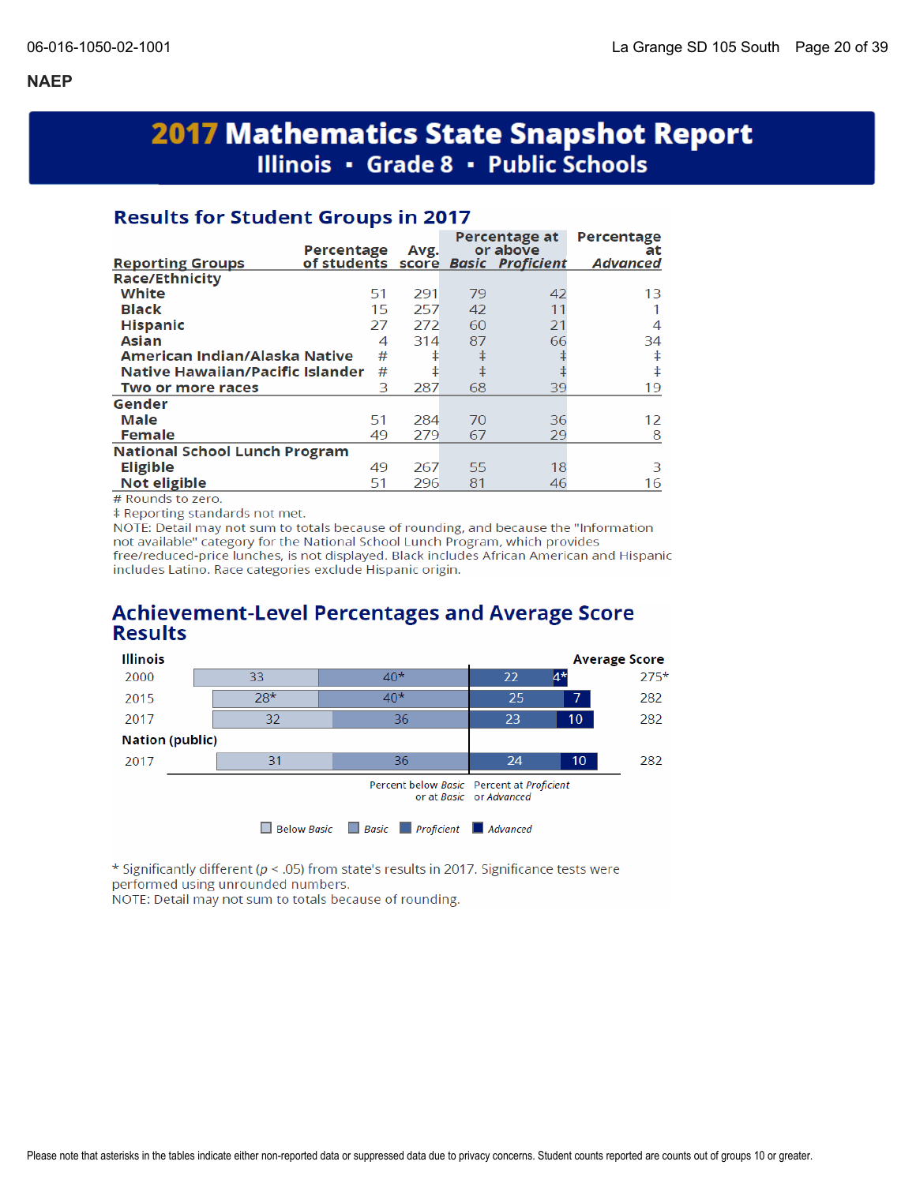NAEP

# 2017 Mathematics State Snapshot Report
## Illinois ▪ Grade 8 ▪ Public Schools

### Results for Student Groups in 2017

| Reporting Groups | Percentage of students | Avg. score | Percentage at or above *Basic* | Percentage at or above *Proficient* | Percentage at *Advanced* |
|---|---|---|---|---|---|
| **Race/Ethnicity** | | | | | |
| White | 51 | 291 | 79 | 42 | 13 |
| Black | 15 | 257 | 42 | 11 | 1 |
| Hispanic | 27 | 272 | 60 | 21 | 4 |
| Asian | 4 | 314 | 87 | 66 | 34 |
| American Indian/Alaska Native | # | ‡ | ‡ | ‡ | ‡ |
| Native Hawaiian/Pacific Islander | # | ‡ | ‡ | ‡ | ‡ |
| Two or more races | 3 | 287 | 68 | 39 | 19 |
| **Gender** | | | | | |
| Male | 51 | 284 | 70 | 36 | 12 |
| Female | 49 | 279 | 67 | 29 | 8 |
| **National School Lunch Program** | | | | | |
| Eligible | 49 | 267 | 55 | 18 | 3 |
| Not eligible | 51 | 296 | 81 | 46 | 16 |

\# Rounds to zero.
‡ Reporting standards not met.
NOTE: Detail may not sum to totals because of rounding, and because the "Information not available" category for the National School Lunch Program, which provides free/reduced-price lunches, is not displayed. Black includes African American and Hispanic includes Latino. Race categories exclude Hispanic origin.

### Achievement-Level Percentages and Average Score Results

| | Below *Basic* | *Basic* | *Proficient* | *Advanced* | Average Score |
|---|---|---|---|---|---|
| **Illinois** | | | | | |
| 2000 | 33 | 40* | 22 | 4* | 275* |
| 2015 | 28* | 40* | 25 | 7 | 282 |
| 2017 | 32 | 36 | 23 | 10 | 282 |
| **Nation (public)** | | | | | |
| 2017 | 31 | 36 | 24 | 10 | 282 |

Percent below *Basic* or at *Basic* | Percent at *Proficient* or *Advanced*

Legend: Below *Basic*, *Basic*, *Proficient*, *Advanced*

\* Significantly different ($p < .05$) from state's results in 2017. Significance tests were performed using unrounded numbers.
NOTE: Detail may not sum to totals because of rounding.

Please note that asterisks in the tables indicate either non-reported data or suppressed data due to privacy concerns. Student counts reported are counts out of groups 10 or greater.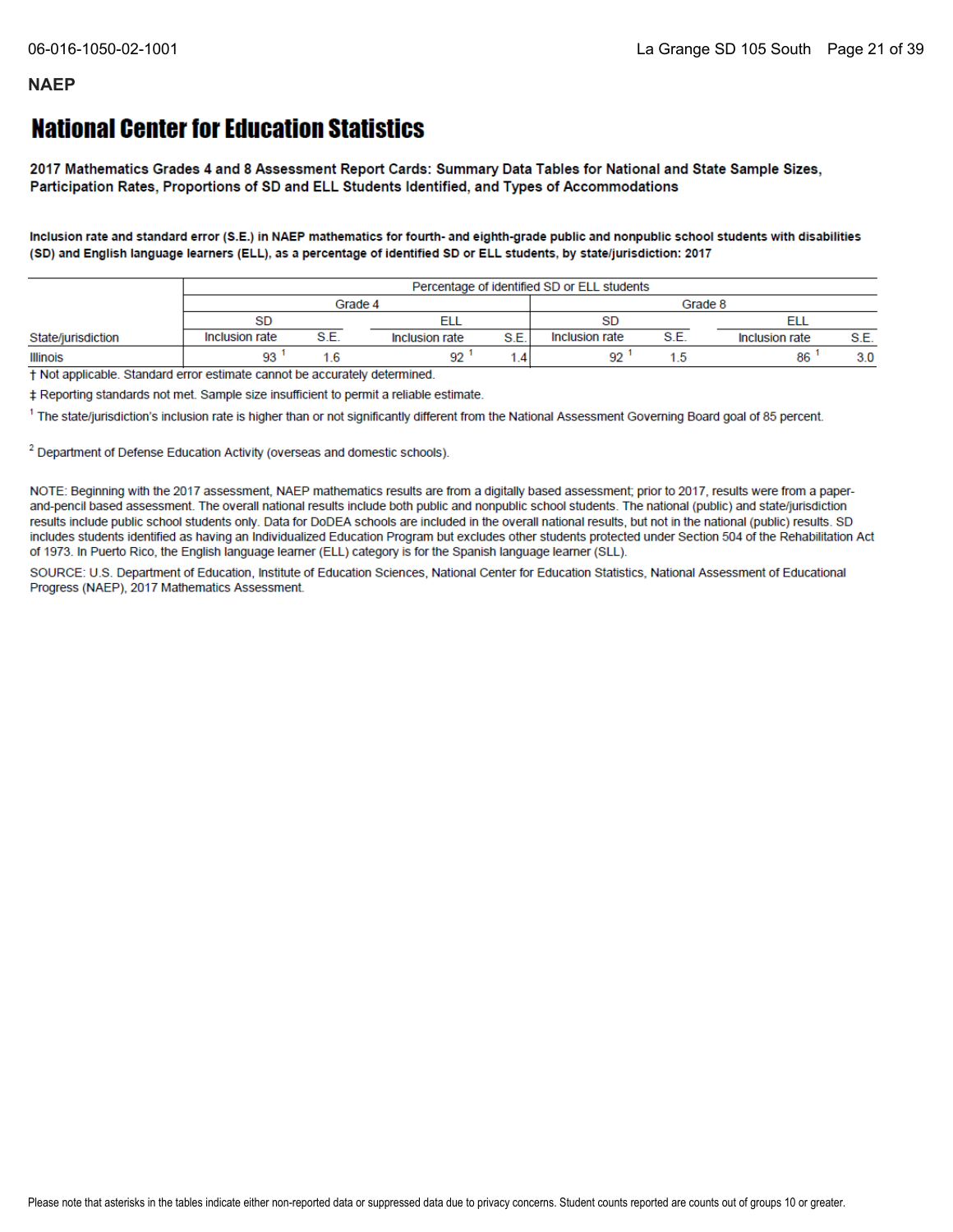**NAEP**

# National Center for Education Statistics

**2017 Mathematics Grades 4 and 8 Assessment Report Cards: Summary Data Tables for National and State Sample Sizes, Participation Rates, Proportions of SD and ELL Students Identified, and Types of Accommodations**

**Inclusion rate and standard error (S.E.) in NAEP mathematics for fourth- and eighth-grade public and nonpublic school students with disabilities (SD) and English language learners (ELL), as a percentage of identified SD or ELL students, by state/jurisdiction: 2017**

| | Percentage of identified SD or ELL students | | | | | | | |
|---|---|---|---|---|---|---|---|---|
| | Grade 4 | | | | Grade 8 | | | |
| | SD | | ELL | | SD | | ELL | |
| State/jurisdiction | Inclusion rate | S.E. | Inclusion rate | S.E. | Inclusion rate | S.E. | Inclusion rate | S.E. |
| Illinois | 93 [1] | 1.6 | 92 [1] | 1.4 | 92 [1] | 1.5 | 86 [1] | 3.0 |

† Not applicable. Standard error estimate cannot be accurately determined.

‡ Reporting standards not met. Sample size insufficient to permit a reliable estimate.

[1] The state/jurisdiction's inclusion rate is higher than or not significantly different from the National Assessment Governing Board goal of 85 percent.

[2] Department of Defense Education Activity (overseas and domestic schools).

NOTE: Beginning with the 2017 assessment, NAEP mathematics results are from a digitally based assessment; prior to 2017, results were from a paper-and-pencil based assessment. The overall national results include both public and nonpublic school students. The national (public) and state/jurisdiction results include public school students only. Data for DoDEA schools are included in the overall national results, but not in the national (public) results. SD includes students identified as having an Individualized Education Program but excludes other students protected under Section 504 of the Rehabilitation Act of 1973. In Puerto Rico, the English language learner (ELL) category is for the Spanish language learner (SLL).

SOURCE: U.S. Department of Education, Institute of Education Sciences, National Center for Education Statistics, National Assessment of Educational Progress (NAEP), 2017 Mathematics Assessment.

Please note that asterisks in the tables indicate either non-reported data or suppressed data due to privacy concerns. Student counts reported are counts out of groups 10 or greater.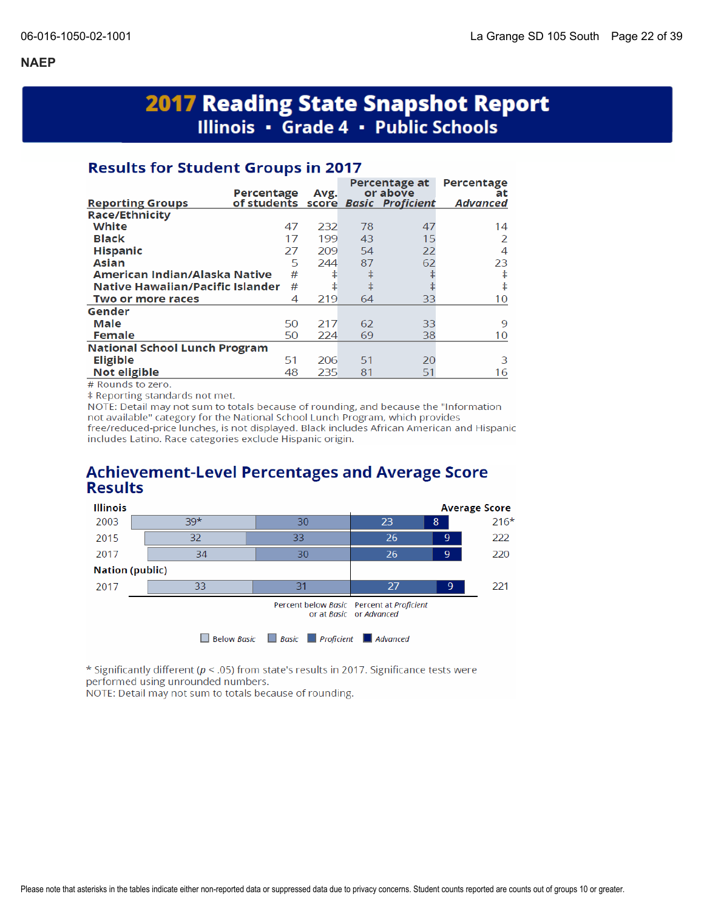NAEP

# 2017 Reading State Snapshot Report
## Illinois ▪ Grade 4 ▪ Public Schools

### Results for Student Groups in 2017

| Reporting Groups | Percentage of students | Avg. score | Percentage at or above *Basic* | Percentage at or above *Proficient* | Percentage at *Advanced* |
|---|---|---|---|---|---|
| **Race/Ethnicity** | | | | | |
| White | 47 | 232 | 78 | 47 | 14 |
| Black | 17 | 199 | 43 | 15 | 2 |
| Hispanic | 27 | 209 | 54 | 22 | 4 |
| Asian | 5 | 244 | 87 | 62 | 23 |
| American Indian/Alaska Native | # | ‡ | ‡ | ‡ | ‡ |
| Native Hawaiian/Pacific Islander | # | ‡ | ‡ | ‡ | ‡ |
| Two or more races | 4 | 219 | 64 | 33 | 10 |
| **Gender** | | | | | |
| Male | 50 | 217 | 62 | 33 | 9 |
| Female | 50 | 224 | 69 | 38 | 10 |
| **National School Lunch Program** | | | | | |
| Eligible | 51 | 206 | 51 | 20 | 3 |
| Not eligible | 48 | 235 | 81 | 51 | 16 |

# Rounds to zero.
‡ Reporting standards not met.
NOTE: Detail may not sum to totals because of rounding, and because the "Information not available" category for the National School Lunch Program, which provides free/reduced-price lunches, is not displayed. Black includes African American and Hispanic includes Latino. Race categories exclude Hispanic origin.

### Achievement-Level Percentages and Average Score Results

| | Below *Basic* | *Basic* | *Proficient* | *Advanced* | Average Score |
|---|---|---|---|---|---|
| **Illinois** | | | | | |
| 2003 | 39* | 30 | 23 | 8 | 216* |
| 2015 | 32 | 33 | 26 | 9 | 222 |
| 2017 | 34 | 30 | 26 | 9 | 220 |
| **Nation (public)** | | | | | |
| 2017 | 33 | 31 | 27 | 9 | 221 |

Percent below *Basic* or at *Basic* | Percent at *Proficient* or *Advanced*

\* Significantly different ($p < .05$) from state's results in 2017. Significance tests were performed using unrounded numbers.
NOTE: Detail may not sum to totals because of rounding.

Please note that asterisks in the tables indicate either non-reported data or suppressed data due to privacy concerns. Student counts reported are counts out of groups 10 or greater.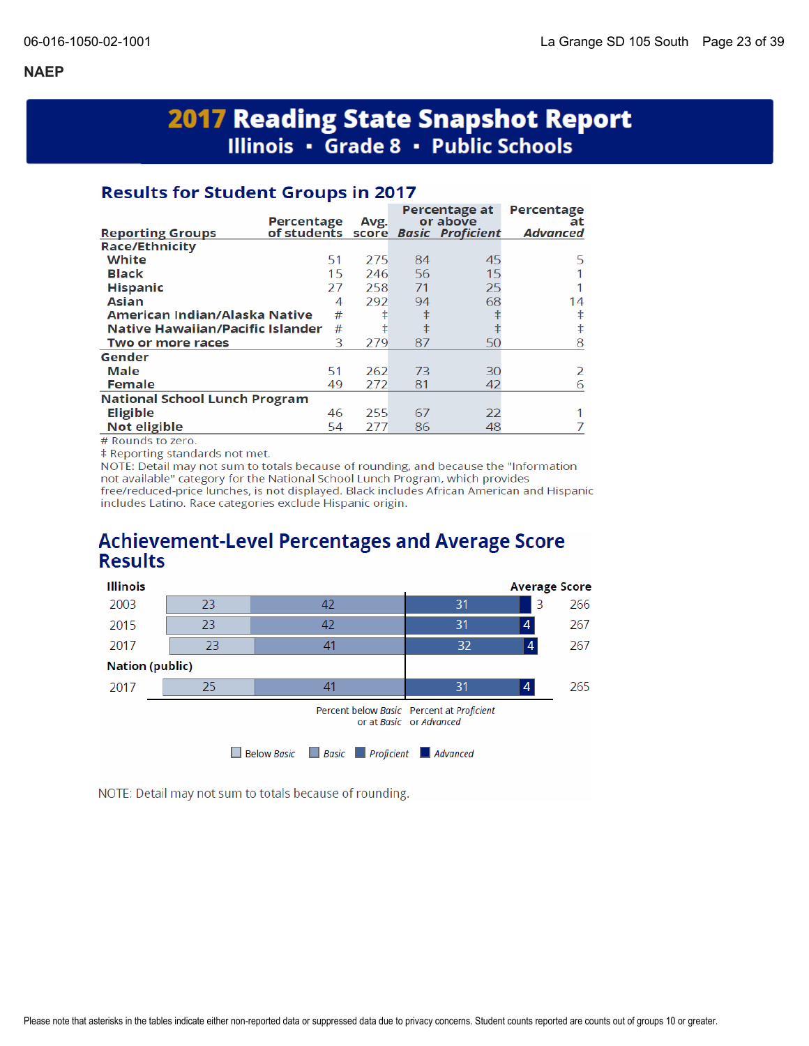**NAEP**

# 2017 Reading State Snapshot Report
## Illinois ▪ Grade 8 ▪ Public Schools

### Results for Student Groups in 2017

| Reporting Groups | Percentage of students | Avg. score | Percentage at or above *Basic* | Percentage at or above *Proficient* | Percentage at *Advanced* |
|---|---|---|---|---|---|
| **Race/Ethnicity** | | | | | |
| White | 51 | 275 | 84 | 45 | 5 |
| Black | 15 | 246 | 56 | 15 | 1 |
| Hispanic | 27 | 258 | 71 | 25 | 1 |
| Asian | 4 | 292 | 94 | 68 | 14 |
| American Indian/Alaska Native | # | ‡ | ‡ | ‡ | ‡ |
| Native Hawaiian/Pacific Islander | # | ‡ | ‡ | ‡ | ‡ |
| Two or more races | 3 | 279 | 87 | 50 | 8 |
| **Gender** | | | | | |
| Male | 51 | 262 | 73 | 30 | 2 |
| Female | 49 | 272 | 81 | 42 | 6 |
| **National School Lunch Program** | | | | | |
| Eligible | 46 | 255 | 67 | 22 | 1 |
| Not eligible | 54 | 277 | 86 | 48 | 7 |

\# Rounds to zero.
‡ Reporting standards not met.
NOTE: Detail may not sum to totals because of rounding, and because the "Information not available" category for the National School Lunch Program, which provides free/reduced-price lunches, is not displayed. Black includes African American and Hispanic includes Latino. Race categories exclude Hispanic origin.

### Achievement-Level Percentages and Average Score Results

| | Below *Basic* | *Basic* | *Proficient* | *Advanced* | Average Score |
|---|---|---|---|---|---|
| **Illinois** | | | | | |
| 2003 | 23 | 42 | 31 | 3 | 266 |
| 2015 | 23 | 42 | 31 | 4 | 267 |
| 2017 | 23 | 41 | 32 | 4 | 267 |
| **Nation (public)** | | | | | |
| 2017 | 25 | 41 | 31 | 4 | 265 |

Percent below *Basic* or at *Basic* | Percent at *Proficient* or *Advanced*

NOTE: Detail may not sum to totals because of rounding.

Please note that asterisks in the tables indicate either non-reported data or suppressed data due to privacy concerns. Student counts reported are counts out of groups 10 or greater.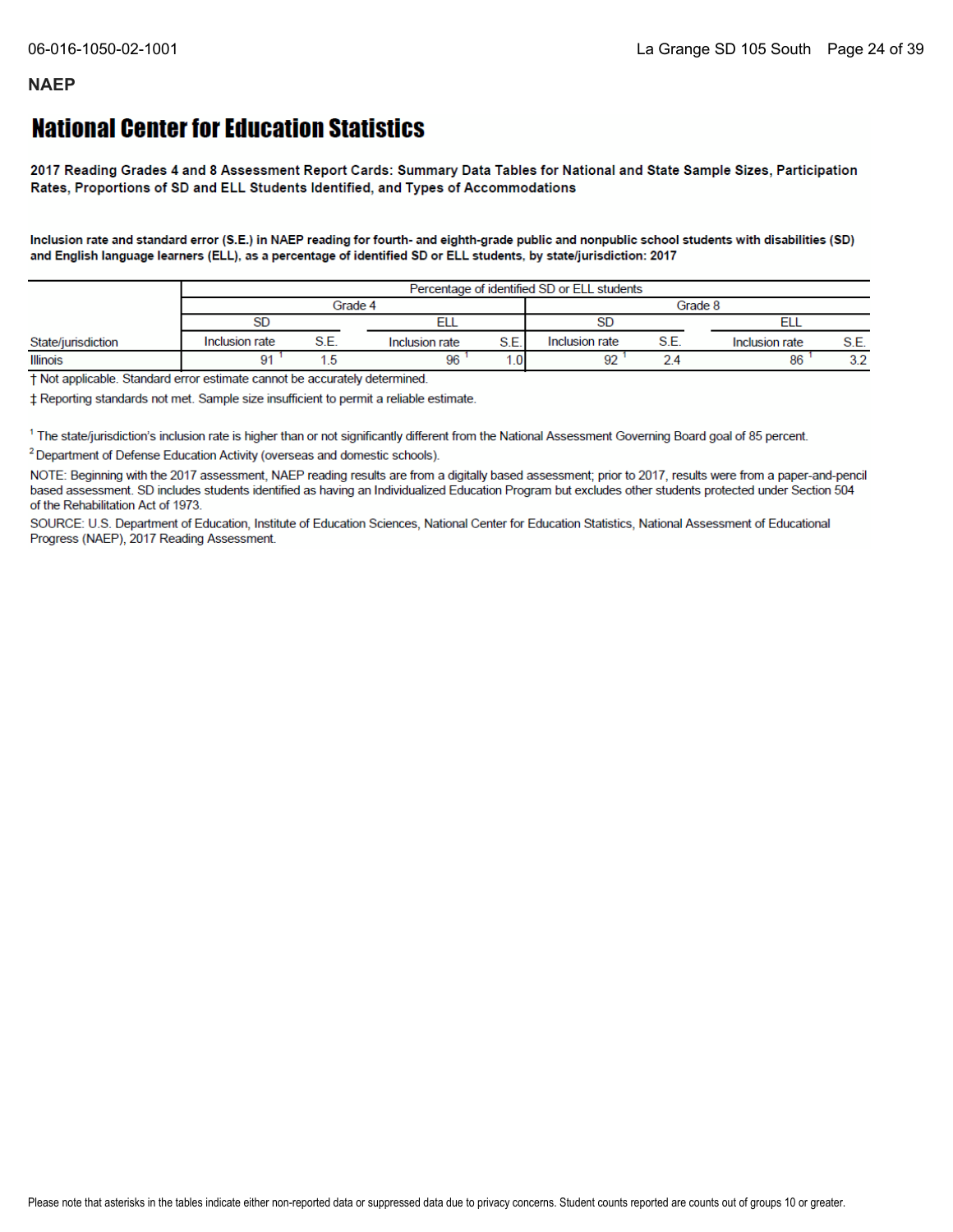**NAEP**

# National Center for Education Statistics

**2017 Reading Grades 4 and 8 Assessment Report Cards: Summary Data Tables for National and State Sample Sizes, Participation Rates, Proportions of SD and ELL Students Identified, and Types of Accommodations**

**Inclusion rate and standard error (S.E.) in NAEP reading for fourth- and eighth-grade public and nonpublic school students with disabilities (SD) and English language learners (ELL), as a percentage of identified SD or ELL students, by state/jurisdiction: 2017**

| | Percentage of identified SD or ELL students | | | | | | | |
|---|---|---|---|---|---|---|---|---|
| | Grade 4 | | | | Grade 8 | | | |
| | SD | | ELL | | SD | | ELL | |
| State/jurisdiction | Inclusion rate | S.E. | Inclusion rate | S.E. | Inclusion rate | S.E. | Inclusion rate | S.E. |
| Illinois | 91 [1] | 1.5 | 96 [1] | 1.0 | 92 [1] | 2.4 | 86 [1] | 3.2 |

† Not applicable. Standard error estimate cannot be accurately determined.

‡ Reporting standards not met. Sample size insufficient to permit a reliable estimate.

[1] The state/jurisdiction's inclusion rate is higher than or not significantly different from the National Assessment Governing Board goal of 85 percent.

[2] Department of Defense Education Activity (overseas and domestic schools).

NOTE: Beginning with the 2017 assessment, NAEP reading results are from a digitally based assessment; prior to 2017, results were from a paper-and-pencil based assessment. SD includes students identified as having an Individualized Education Program but excludes other students protected under Section 504 of the Rehabilitation Act of 1973.

SOURCE: U.S. Department of Education, Institute of Education Sciences, National Center for Education Statistics, National Assessment of Educational Progress (NAEP), 2017 Reading Assessment.

Please note that asterisks in the tables indicate either non-reported data or suppressed data due to privacy concerns. Student counts reported are counts out of groups 10 or greater.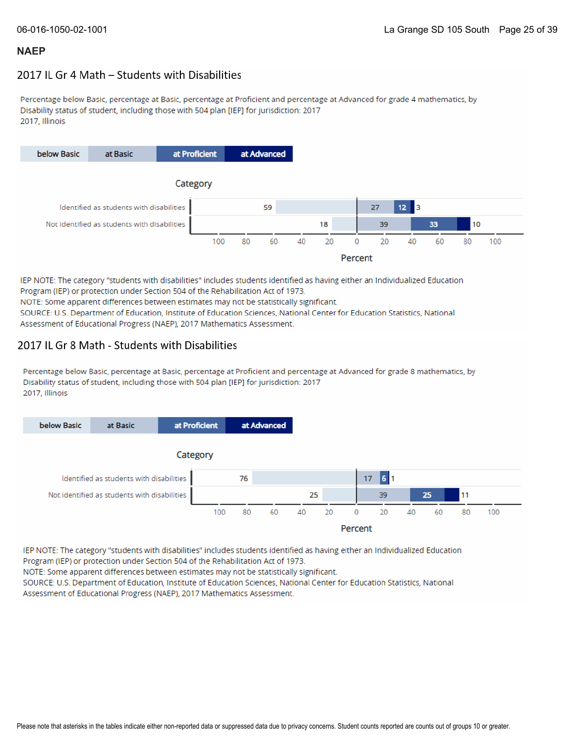## NAEP

### 2017 IL Gr 4 Math – Students with Disabilities

Percentage below Basic, percentage at Basic, percentage at Proficient and percentage at Advanced for grade 4 mathematics, by Disability status of student, including those with 504 plan [IEP] for jurisdiction: 2017
2017, Illinois

| Category | below Basic | at Basic | at Proficient | at Advanced |
|---|---|---|---|---|
| Identified as students with disabilities | 59 | 27 | 12 | 3 |
| Not identified as students with disabilities | 18 | 39 | 33 | 10 |

IEP NOTE: The category "students with disabilities" includes students identified as having either an Individualized Education Program (IEP) or protection under Section 504 of the Rehabilitation Act of 1973.
NOTE: Some apparent differences between estimates may not be statistically significant.
SOURCE: U.S. Department of Education, Institute of Education Sciences, National Center for Education Statistics, National Assessment of Educational Progress (NAEP), 2017 Mathematics Assessment.

### 2017 IL Gr 8 Math - Students with Disabilities

Percentage below Basic, percentage at Basic, percentage at Proficient and percentage at Advanced for grade 8 mathematics, by Disability status of student, including those with 504 plan [IEP] for jurisdiction: 2017
2017, Illinois

| Category | below Basic | at Basic | at Proficient | at Advanced |
|---|---|---|---|---|
| Identified as students with disabilities | 76 | 17 | 6 | 1 |
| Not identified as students with disabilities | 25 | 39 | 25 | 11 |

IEP NOTE: The category "students with disabilities" includes students identified as having either an Individualized Education Program (IEP) or protection under Section 504 of the Rehabilitation Act of 1973.
NOTE: Some apparent differences between estimates may not be statistically significant.
SOURCE: U.S. Department of Education, Institute of Education Sciences, National Center for Education Statistics, National Assessment of Educational Progress (NAEP), 2017 Mathematics Assessment.

Please note that asterisks in the tables indicate either non-reported data or suppressed data due to privacy concerns. Student counts reported are counts out of groups 10 or greater.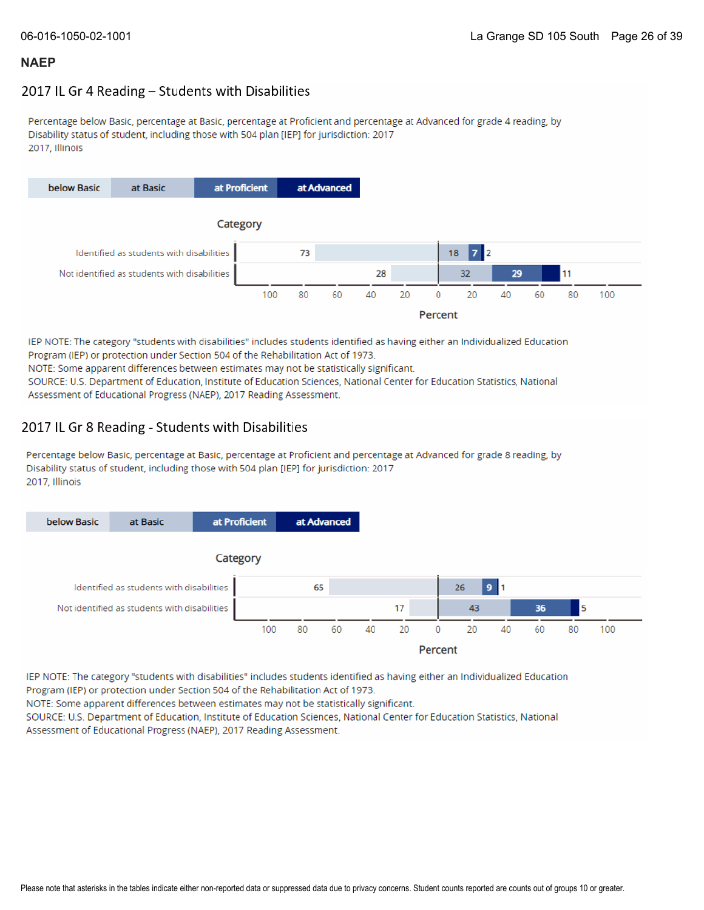## NAEP

### 2017 IL Gr 4 Reading – Students with Disabilities

Percentage below Basic, percentage at Basic, percentage at Proficient and percentage at Advanced for grade 4 reading, by Disability status of student, including those with 504 plan [IEP] for jurisdiction: 2017
2017, Illinois

| Category | below Basic | at Basic | at Proficient | at Advanced |
| --- | --- | --- | --- | --- |
| Identified as students with disabilities | 73 | 18 | 7 | 2 |
| Not identified as students with disabilities | 28 | 32 | 29 | 11 |

Percent

IEP NOTE: The category "students with disabilities" includes students identified as having either an Individualized Education Program (IEP) or protection under Section 504 of the Rehabilitation Act of 1973.
NOTE: Some apparent differences between estimates may not be statistically significant.
SOURCE: U.S. Department of Education, Institute of Education Sciences, National Center for Education Statistics, National Assessment of Educational Progress (NAEP), 2017 Reading Assessment.

### 2017 IL Gr 8 Reading - Students with Disabilities

Percentage below Basic, percentage at Basic, percentage at Proficient and percentage at Advanced for grade 8 reading, by Disability status of student, including those with 504 plan [IEP] for jurisdiction: 2017
2017, Illinois

| Category | below Basic | at Basic | at Proficient | at Advanced |
| --- | --- | --- | --- | --- |
| Identified as students with disabilities | 65 | 26 | 9 | 1 |
| Not identified as students with disabilities | 17 | 43 | 36 | 5 |

Percent

IEP NOTE: The category "students with disabilities" includes students identified as having either an Individualized Education Program (IEP) or protection under Section 504 of the Rehabilitation Act of 1973.
NOTE: Some apparent differences between estimates may not be statistically significant.
SOURCE: U.S. Department of Education, Institute of Education Sciences, National Center for Education Statistics, National Assessment of Educational Progress (NAEP), 2017 Reading Assessment.

Please note that asterisks in the tables indicate either non-reported data or suppressed data due to privacy concerns. Student counts reported are counts out of groups 10 or greater.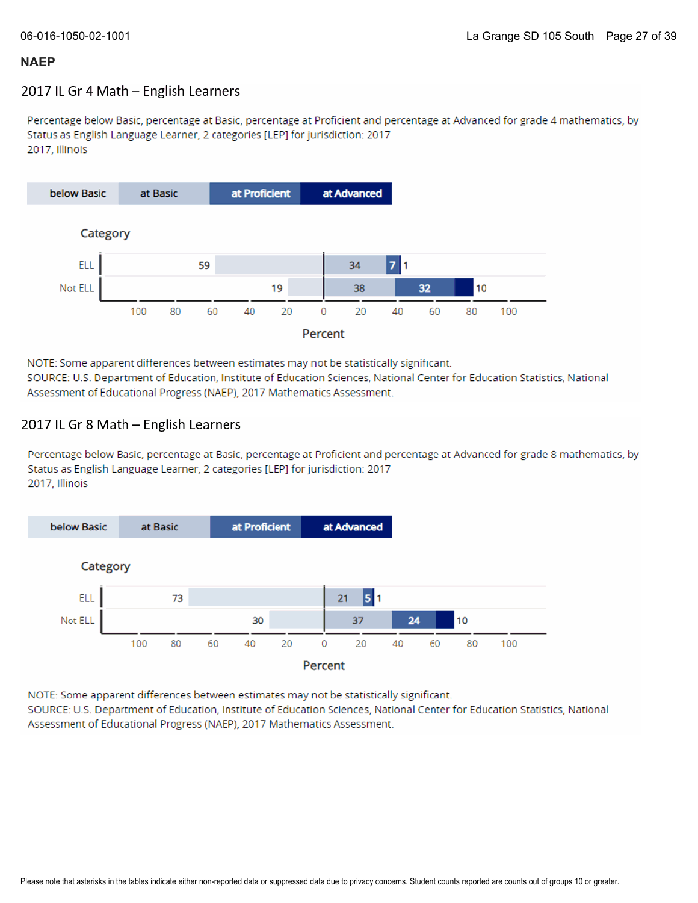## NAEP

### 2017 IL Gr 4 Math – English Learners

Percentage below Basic, percentage at Basic, percentage at Proficient and percentage at Advanced for grade 4 mathematics, by Status as English Language Learner, 2 categories [LEP] for jurisdiction: 2017
2017, Illinois

| Category | below Basic | at Basic | at Proficient | at Advanced |
|---|---|---|---|---|
| ELL | 59 | 34 | 7 | 1 |
| Not ELL | 19 | 38 | 32 | 10 |

NOTE: Some apparent differences between estimates may not be statistically significant.
SOURCE: U.S. Department of Education, Institute of Education Sciences, National Center for Education Statistics, National Assessment of Educational Progress (NAEP), 2017 Mathematics Assessment.

### 2017 IL Gr 8 Math – English Learners

Percentage below Basic, percentage at Basic, percentage at Proficient and percentage at Advanced for grade 8 mathematics, by Status as English Language Learner, 2 categories [LEP] for jurisdiction: 2017
2017, Illinois

| Category | below Basic | at Basic | at Proficient | at Advanced |
|---|---|---|---|---|
| ELL | 73 | 21 | 5 | 1 |
| Not ELL | 30 | 37 | 24 | 10 |

NOTE: Some apparent differences between estimates may not be statistically significant.
SOURCE: U.S. Department of Education, Institute of Education Sciences, National Center for Education Statistics, National Assessment of Educational Progress (NAEP), 2017 Mathematics Assessment.

Please note that asterisks in the tables indicate either non-reported data or suppressed data due to privacy concerns. Student counts reported are counts out of groups 10 or greater.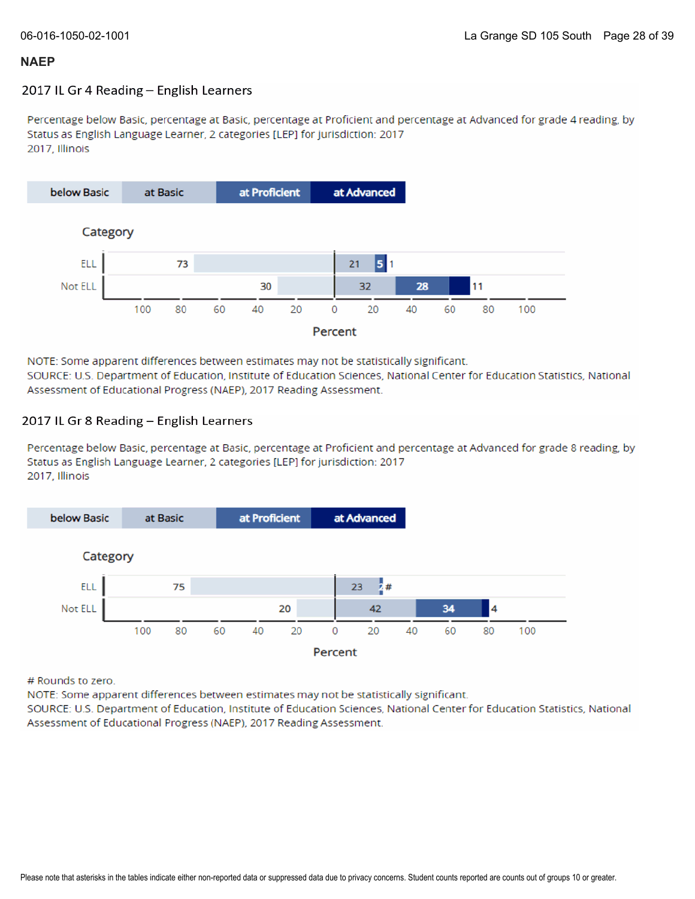## NAEP

### 2017 IL Gr 4 Reading – English Learners

Percentage below Basic, percentage at Basic, percentage at Proficient and percentage at Advanced for grade 4 reading, by Status as English Language Learner, 2 categories [LEP] for jurisdiction: 2017
2017, Illinois

| Category | below Basic | at Basic | at Proficient | at Advanced |
|---|---|---|---|---|
| ELL | 73 | 21 | 5 | 1 |
| Not ELL | 30 | 32 | 28 | 11 |

NOTE: Some apparent differences between estimates may not be statistically significant.
SOURCE: U.S. Department of Education, Institute of Education Sciences, National Center for Education Statistics, National Assessment of Educational Progress (NAEP), 2017 Reading Assessment.

### 2017 IL Gr 8 Reading – English Learners

Percentage below Basic, percentage at Basic, percentage at Proficient and percentage at Advanced for grade 8 reading, by Status as English Language Learner, 2 categories [LEP] for jurisdiction: 2017
2017, Illinois

| Category | below Basic | at Basic | at Proficient | at Advanced |
|---|---|---|---|---|
| ELL | 75 | 23 | 2 | # |
| Not ELL | 20 | 42 | 34 | 4 |

# Rounds to zero.
NOTE: Some apparent differences between estimates may not be statistically significant.
SOURCE: U.S. Department of Education, Institute of Education Sciences, National Center for Education Statistics, National Assessment of Educational Progress (NAEP), 2017 Reading Assessment.

Please note that asterisks in the tables indicate either non-reported data or suppressed data due to privacy concerns. Student counts reported are counts out of groups 10 or greater.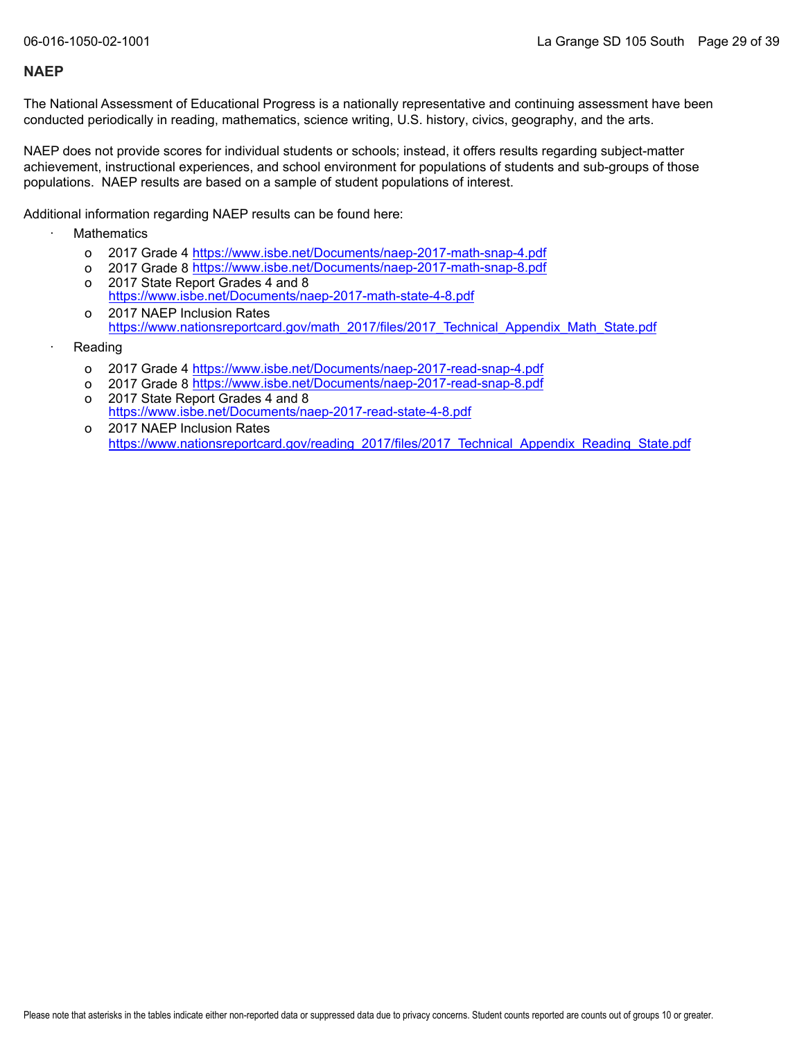## NAEP

The National Assessment of Educational Progress is a nationally representative and continuing assessment have been conducted periodically in reading, mathematics, science writing, U.S. history, civics, geography, and the arts.

NAEP does not provide scores for individual students or schools; instead, it offers results regarding subject-matter achievement, instructional experiences, and school environment for populations of students and sub-groups of those populations. NAEP results are based on a sample of student populations of interest.

Additional information regarding NAEP results can be found here:

- Mathematics
  - 2017 Grade 4 https://www.isbe.net/Documents/naep-2017-math-snap-4.pdf
  - 2017 Grade 8 https://www.isbe.net/Documents/naep-2017-math-snap-8.pdf
  - 2017 State Report Grades 4 and 8 https://www.isbe.net/Documents/naep-2017-math-state-4-8.pdf
  - 2017 NAEP Inclusion Rates https://www.nationsreportcard.gov/math_2017/files/2017_Technical_Appendix_Math_State.pdf
- Reading
  - 2017 Grade 4 https://www.isbe.net/Documents/naep-2017-read-snap-4.pdf
  - 2017 Grade 8 https://www.isbe.net/Documents/naep-2017-read-snap-8.pdf
  - 2017 State Report Grades 4 and 8 https://www.isbe.net/Documents/naep-2017-read-state-4-8.pdf
  - 2017 NAEP Inclusion Rates https://www.nationsreportcard.gov/reading_2017/files/2017_Technical_Appendix_Reading_State.pdf

Please note that asterisks in the tables indicate either non-reported data or suppressed data due to privacy concerns. Student counts reported are counts out of groups 10 or greater.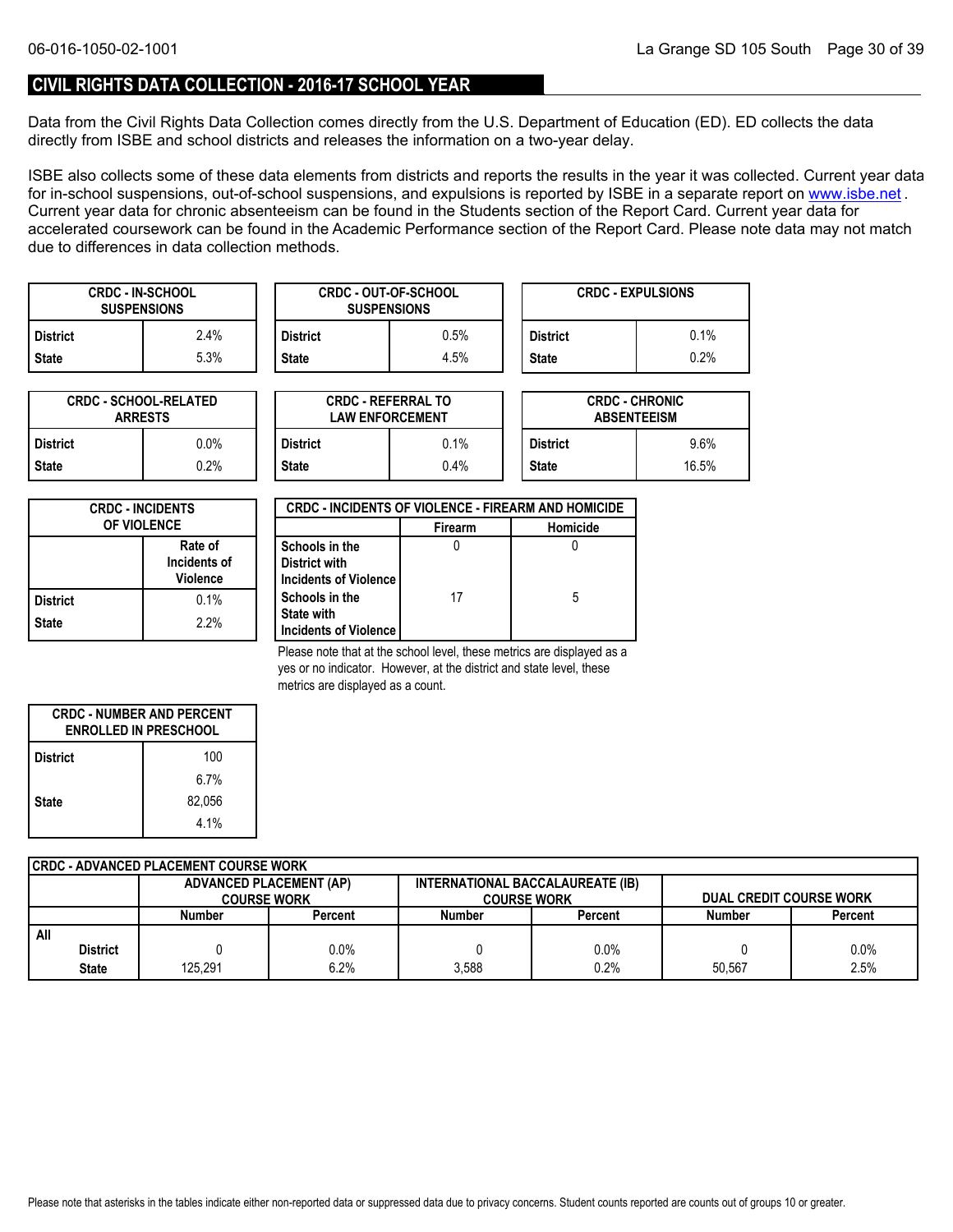## CIVIL RIGHTS DATA COLLECTION - 2016-17 SCHOOL YEAR

Data from the Civil Rights Data Collection comes directly from the U.S. Department of Education (ED). ED collects the data directly from ISBE and school districts and releases the information on a two-year delay.

ISBE also collects some of these data elements from districts and reports the results in the year it was collected. Current year data for in-school suspensions, out-of-school suspensions, and expulsions is reported by ISBE in a separate report on www.isbe.net . Current year data for chronic absenteeism can be found in the Students section of the Report Card. Current year data for accelerated coursework can be found in the Academic Performance section of the Report Card. Please note data may not match due to differences in data collection methods.

| CRDC - IN-SCHOOL SUSPENSIONS | |
|---|---|
| District | 2.4% |
| State | 5.3% |

| CRDC - OUT-OF-SCHOOL SUSPENSIONS | |
|---|---|
| District | 0.5% |
| State | 4.5% |

| CRDC - EXPULSIONS | |
|---|---|
| District | 0.1% |
| State | 0.2% |

| CRDC - SCHOOL-RELATED ARRESTS | |
|---|---|
| District | 0.0% |
| State | 0.2% |

| CRDC - REFERRAL TO LAW ENFORCEMENT | |
|---|---|
| District | 0.1% |
| State | 0.4% |

| CRDC - CHRONIC ABSENTEEISM | |
|---|---|
| District | 9.6% |
| State | 16.5% |

| CRDC - INCIDENTS OF VIOLENCE | Rate of Incidents of Violence |
|---|---|
| District | 0.1% |
| State | 2.2% |

| CRDC - INCIDENTS OF VIOLENCE - FIREARM AND HOMICIDE | Firearm | Homicide |
|---|---|---|
| Schools in the District with Incidents of Violence | 0 | 0 |
| Schools in the State with Incidents of Violence | 17 | 5 |

Please note that at the school level, these metrics are displayed as a yes or no indicator. However, at the district and state level, these metrics are displayed as a count.

| CRDC - NUMBER AND PERCENT ENROLLED IN PRESCHOOL | |
|---|---|
| District | 100 |
| | 6.7% |
| State | 82,056 |
| | 4.1% |

| CRDC - ADVANCED PLACEMENT COURSE WORK | | ADVANCED PLACEMENT (AP) COURSE WORK | | INTERNATIONAL BACCALAUREATE (IB) COURSE WORK | | DUAL CREDIT COURSE WORK | |
|---|---|---|---|---|---|---|---|
| | | Number | Percent | Number | Percent | Number | Percent |
| All | District | 0 | 0.0% | 0 | 0.0% | 0 | 0.0% |
| | State | 125,291 | 6.2% | 3,588 | 0.2% | 50,567 | 2.5% |

Please note that asterisks in the tables indicate either non-reported data or suppressed data due to privacy concerns. Student counts reported are counts out of groups 10 or greater.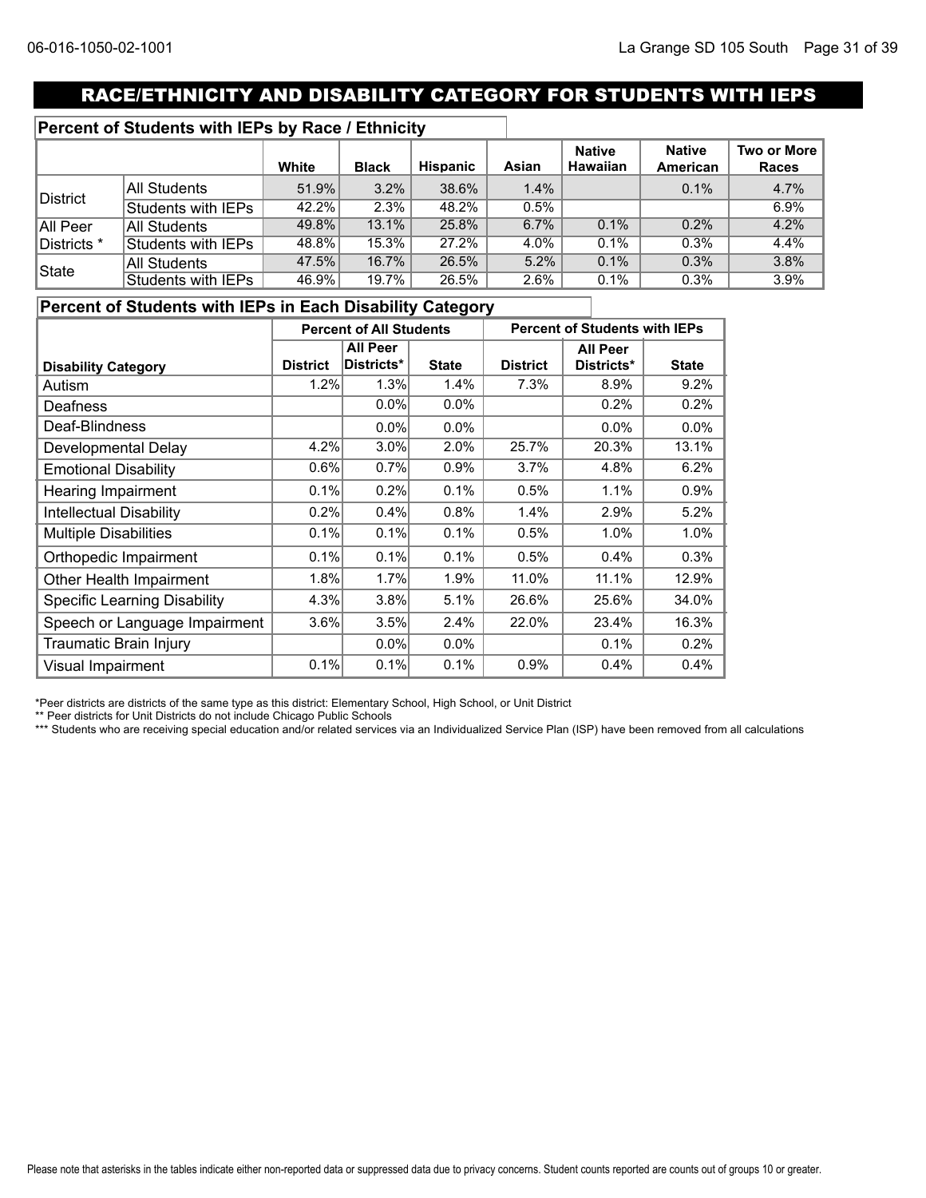## RACE/ETHNICITY AND DISABILITY CATEGORY FOR STUDENTS WITH IEPS

### Percent of Students with IEPs by Race / Ethnicity

| | | White | Black | Hispanic | Asian | Native Hawaiian | Native American | Two or More Races |
|---|---|---|---|---|---|---|---|---|
| District | All Students | 51.9% | 3.2% | 38.6% | 1.4% | | 0.1% | 4.7% |
| | Students with IEPs | 42.2% | 2.3% | 48.2% | 0.5% | | | 6.9% |
| All Peer Districts * | All Students | 49.8% | 13.1% | 25.8% | 6.7% | 0.1% | 0.2% | 4.2% |
| | Students with IEPs | 48.8% | 15.3% | 27.2% | 4.0% | 0.1% | 0.3% | 4.4% |
| State | All Students | 47.5% | 16.7% | 26.5% | 5.2% | 0.1% | 0.3% | 3.8% |
| | Students with IEPs | 46.9% | 19.7% | 26.5% | 2.6% | 0.1% | 0.3% | 3.9% |

### Percent of Students with IEPs in Each Disability Category

| | Percent of All Students | | | Percent of Students with IEPs | | |
|---|---|---|---|---|---|---|
| Disability Category | District | All Peer Districts* | State | District | All Peer Districts* | State |
| Autism | 1.2% | 1.3% | 1.4% | 7.3% | 8.9% | 9.2% |
| Deafness | | 0.0% | 0.0% | | 0.2% | 0.2% |
| Deaf-Blindness | | 0.0% | 0.0% | | 0.0% | 0.0% |
| Developmental Delay | 4.2% | 3.0% | 2.0% | 25.7% | 20.3% | 13.1% |
| Emotional Disability | 0.6% | 0.7% | 0.9% | 3.7% | 4.8% | 6.2% |
| Hearing Impairment | 0.1% | 0.2% | 0.1% | 0.5% | 1.1% | 0.9% |
| Intellectual Disability | 0.2% | 0.4% | 0.8% | 1.4% | 2.9% | 5.2% |
| Multiple Disabilities | 0.1% | 0.1% | 0.1% | 0.5% | 1.0% | 1.0% |
| Orthopedic Impairment | 0.1% | 0.1% | 0.1% | 0.5% | 0.4% | 0.3% |
| Other Health Impairment | 1.8% | 1.7% | 1.9% | 11.0% | 11.1% | 12.9% |
| Specific Learning Disability | 4.3% | 3.8% | 5.1% | 26.6% | 25.6% | 34.0% |
| Speech or Language Impairment | 3.6% | 3.5% | 2.4% | 22.0% | 23.4% | 16.3% |
| Traumatic Brain Injury | | 0.0% | 0.0% | | 0.1% | 0.2% |
| Visual Impairment | 0.1% | 0.1% | 0.1% | 0.9% | 0.4% | 0.4% |

*Peer districts are districts of the same type as this district: Elementary School, High School, or Unit District

** Peer districts for Unit Districts do not include Chicago Public Schools

*** Students who are receiving special education and/or related services via an Individualized Service Plan (ISP) have been removed from all calculations

Please note that asterisks in the tables indicate either non-reported data or suppressed data due to privacy concerns. Student counts reported are counts out of groups 10 or greater.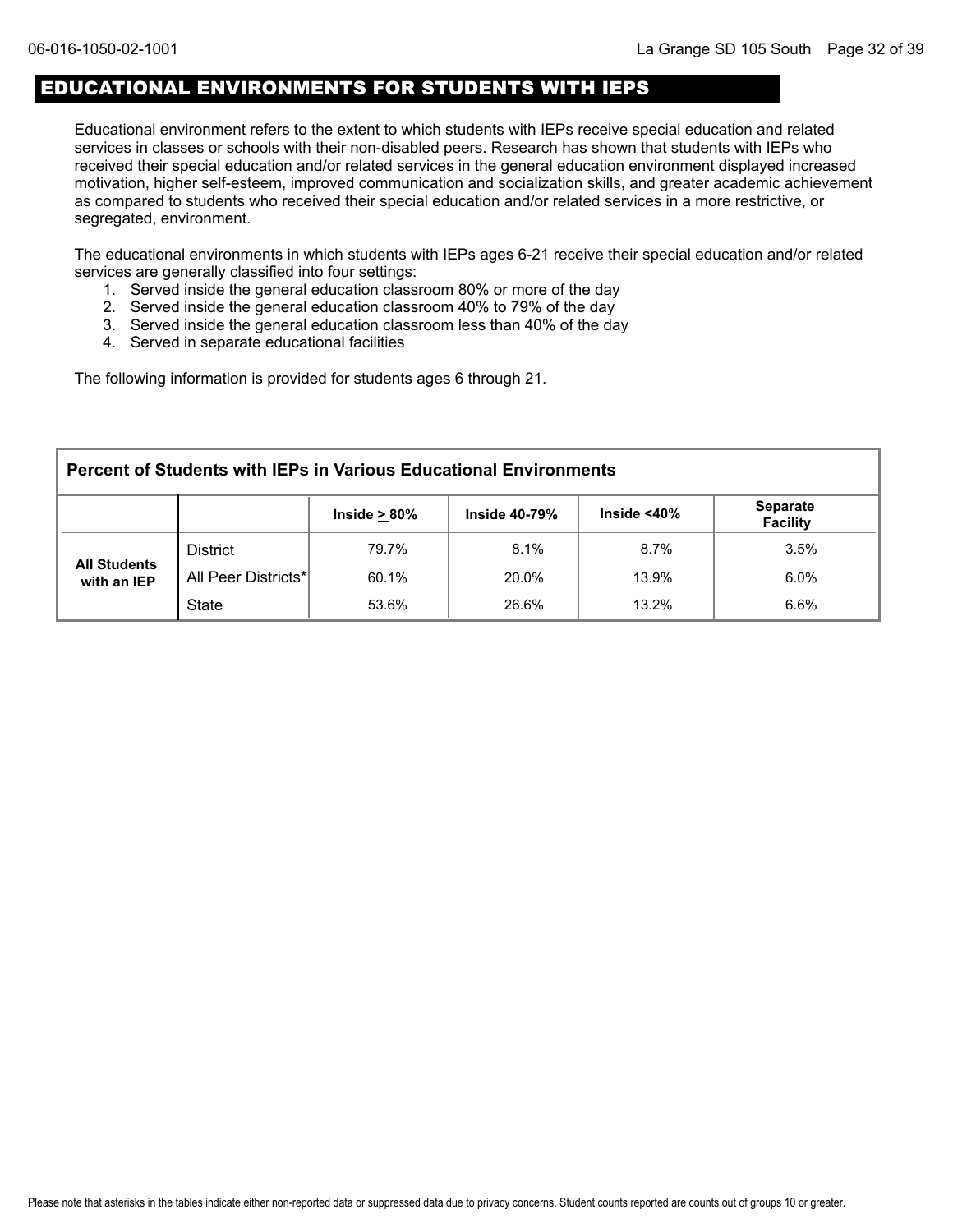## EDUCATIONAL ENVIRONMENTS FOR STUDENTS WITH IEPS

Educational environment refers to the extent to which students with IEPs receive special education and related services in classes or schools with their non-disabled peers. Research has shown that students with IEPs who received their special education and/or related services in the general education environment displayed increased motivation, higher self-esteem, improved communication and socialization skills, and greater academic achievement as compared to students who received their special education and/or related services in a more restrictive, or segregated, environment.

The educational environments in which students with IEPs ages 6-21 receive their special education and/or related services are generally classified into four settings:

1. Served inside the general education classroom 80% or more of the day
2. Served inside the general education classroom 40% to 79% of the day
3. Served inside the general education classroom less than 40% of the day
4. Served in separate educational facilities

The following information is provided for students ages 6 through 21.

**Percent of Students with IEPs in Various Educational Environments**

| | | Inside ≥ 80% | Inside 40-79% | Inside <40% | Separate Facility |
|---|---|---|---|---|---|
| All Students with an IEP | District | 79.7% | 8.1% | 8.7% | 3.5% |
| | All Peer Districts* | 60.1% | 20.0% | 13.9% | 6.0% |
| | State | 53.6% | 26.6% | 13.2% | 6.6% |

Please note that asterisks in the tables indicate either non-reported data or suppressed data due to privacy concerns. Student counts reported are counts out of groups 10 or greater.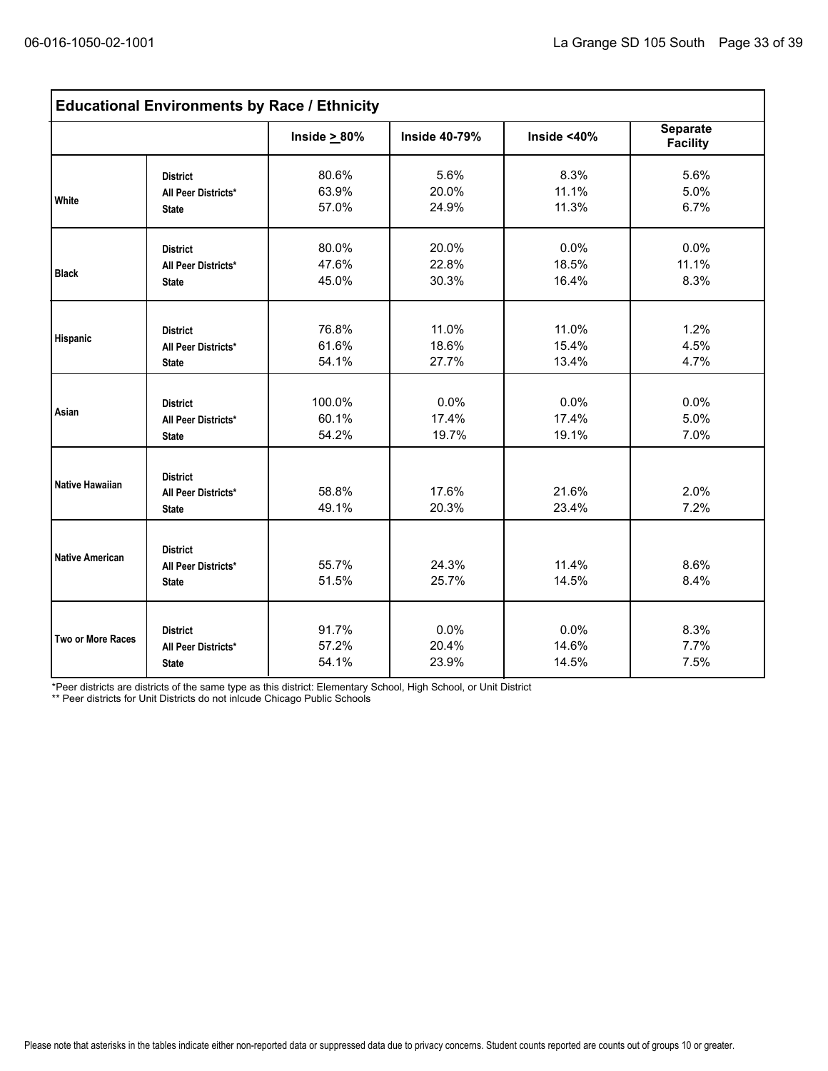## Educational Environments by Race / Ethnicity

| | | Inside ≥ 80% | Inside 40-79% | Inside <40% | Separate Facility |
|---|---|---|---|---|---|
| White | District | 80.6% | 5.6% | 8.3% | 5.6% |
| | All Peer Districts* | 63.9% | 20.0% | 11.1% | 5.0% |
| | State | 57.0% | 24.9% | 11.3% | 6.7% |
| Black | District | 80.0% | 20.0% | 0.0% | 0.0% |
| | All Peer Districts* | 47.6% | 22.8% | 18.5% | 11.1% |
| | State | 45.0% | 30.3% | 16.4% | 8.3% |
| Hispanic | District | 76.8% | 11.0% | 11.0% | 1.2% |
| | All Peer Districts* | 61.6% | 18.6% | 15.4% | 4.5% |
| | State | 54.1% | 27.7% | 13.4% | 4.7% |
| Asian | District | 100.0% | 0.0% | 0.0% | 0.0% |
| | All Peer Districts* | 60.1% | 17.4% | 17.4% | 5.0% |
| | State | 54.2% | 19.7% | 19.1% | 7.0% |
| Native Hawaiian | District | | | | |
| | All Peer Districts* | 58.8% | 17.6% | 21.6% | 2.0% |
| | State | 49.1% | 20.3% | 23.4% | 7.2% |
| Native American | District | | | | |
| | All Peer Districts* | 55.7% | 24.3% | 11.4% | 8.6% |
| | State | 51.5% | 25.7% | 14.5% | 8.4% |
| Two or More Races | District | 91.7% | 0.0% | 0.0% | 8.3% |
| | All Peer Districts* | 57.2% | 20.4% | 14.6% | 7.7% |
| | State | 54.1% | 23.9% | 14.5% | 7.5% |

*Peer districts are districts of the same type as this district: Elementary School, High School, or Unit District

** Peer districts for Unit Districts do not inlcude Chicago Public Schools

Please note that asterisks in the tables indicate either non-reported data or suppressed data due to privacy concerns. Student counts reported are counts out of groups 10 or greater.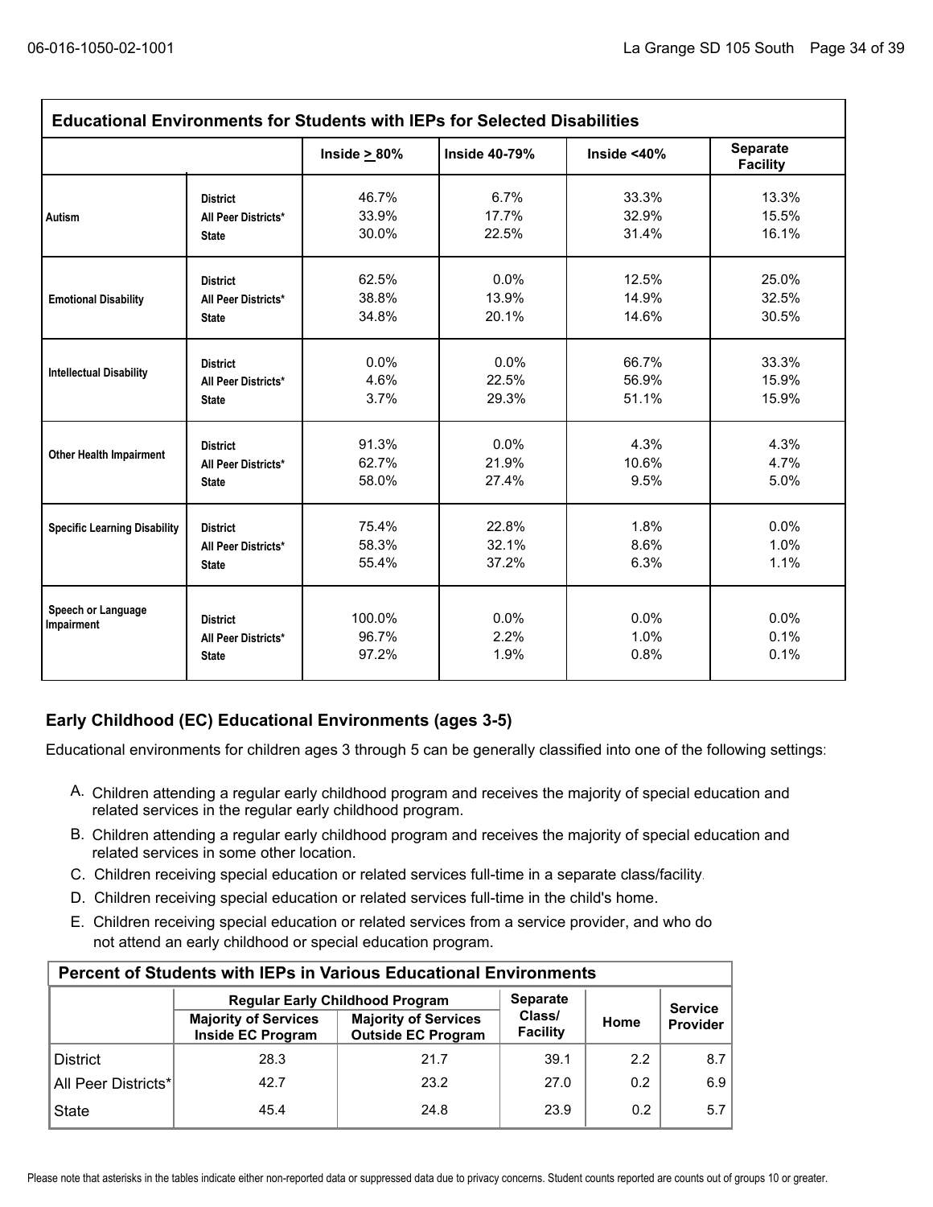## Educational Environments for Students with IEPs for Selected Disabilities

| | | Inside ≥ 80% | Inside 40-79% | Inside <40% | Separate Facility |
|---|---|---|---|---|---|
| Autism | District | 46.7% | 6.7% | 33.3% | 13.3% |
| | All Peer Districts* | 33.9% | 17.7% | 32.9% | 15.5% |
| | State | 30.0% | 22.5% | 31.4% | 16.1% |
| Emotional Disability | District | 62.5% | 0.0% | 12.5% | 25.0% |
| | All Peer Districts* | 38.8% | 13.9% | 14.9% | 32.5% |
| | State | 34.8% | 20.1% | 14.6% | 30.5% |
| Intellectual Disability | District | 0.0% | 0.0% | 66.7% | 33.3% |
| | All Peer Districts* | 4.6% | 22.5% | 56.9% | 15.9% |
| | State | 3.7% | 29.3% | 51.1% | 15.9% |
| Other Health Impairment | District | 91.3% | 0.0% | 4.3% | 4.3% |
| | All Peer Districts* | 62.7% | 21.9% | 10.6% | 4.7% |
| | State | 58.0% | 27.4% | 9.5% | 5.0% |
| Specific Learning Disability | District | 75.4% | 22.8% | 1.8% | 0.0% |
| | All Peer Districts* | 58.3% | 32.1% | 8.6% | 1.0% |
| | State | 55.4% | 37.2% | 6.3% | 1.1% |
| Speech or Language Impairment | District | 100.0% | 0.0% | 0.0% | 0.0% |
| | All Peer Districts* | 96.7% | 2.2% | 1.0% | 0.1% |
| | State | 97.2% | 1.9% | 0.8% | 0.1% |

## Early Childhood (EC) Educational Environments (ages 3-5)

Educational environments for children ages 3 through 5 can be generally classified into one of the following settings:

A. Children attending a regular early childhood program and receives the majority of special education and related services in the regular early childhood program.

B. Children attending a regular early childhood program and receives the majority of special education and related services in some other location.

C. Children receiving special education or related services full-time in a separate class/facility.

D. Children receiving special education or related services full-time in the child's home.

E. Children receiving special education or related services from a service provider, and who do not attend an early childhood or special education program.

## Percent of Students with IEPs in Various Educational Environments

| | Regular Early Childhood Program | | Separate Class/ Facility | Home | Service Provider |
|---|---|---|---|---|---|
| | Majority of Services Inside EC Program | Majority of Services Outside EC Program | | | |
| District | 28.3 | 21.7 | 39.1 | 2.2 | 8.7 |
| All Peer Districts* | 42.7 | 23.2 | 27.0 | 0.2 | 6.9 |
| State | 45.4 | 24.8 | 23.9 | 0.2 | 5.7 |

Please note that asterisks in the tables indicate either non-reported data or suppressed data due to privacy concerns. Student counts reported are counts out of groups 10 or greater.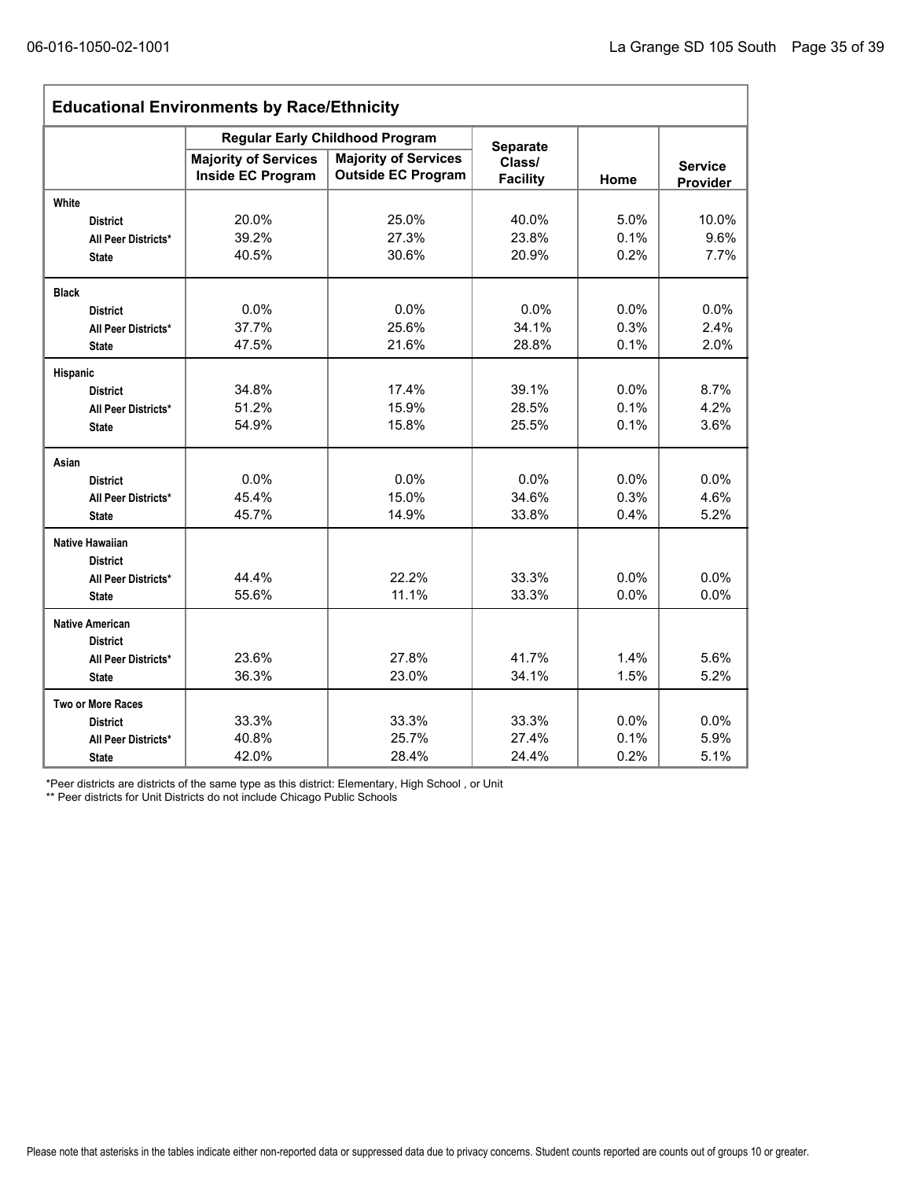## Educational Environments by Race/Ethnicity

| | Regular Early Childhood Program | | Separate Class/ Facility | Home | Service Provider |
|---|---|---|---|---|---|
| | Majority of Services Inside EC Program | Majority of Services Outside EC Program | | | |
| **White** | | | | | |
| District | 20.0% | 25.0% | 40.0% | 5.0% | 10.0% |
| All Peer Districts* | 39.2% | 27.3% | 23.8% | 0.1% | 9.6% |
| State | 40.5% | 30.6% | 20.9% | 0.2% | 7.7% |
| **Black** | | | | | |
| District | 0.0% | 0.0% | 0.0% | 0.0% | 0.0% |
| All Peer Districts* | 37.7% | 25.6% | 34.1% | 0.3% | 2.4% |
| State | 47.5% | 21.6% | 28.8% | 0.1% | 2.0% |
| **Hispanic** | | | | | |
| District | 34.8% | 17.4% | 39.1% | 0.0% | 8.7% |
| All Peer Districts* | 51.2% | 15.9% | 28.5% | 0.1% | 4.2% |
| State | 54.9% | 15.8% | 25.5% | 0.1% | 3.6% |
| **Asian** | | | | | |
| District | 0.0% | 0.0% | 0.0% | 0.0% | 0.0% |
| All Peer Districts* | 45.4% | 15.0% | 34.6% | 0.3% | 4.6% |
| State | 45.7% | 14.9% | 33.8% | 0.4% | 5.2% |
| **Native Hawaiian** | | | | | |
| District | | | | | |
| All Peer Districts* | 44.4% | 22.2% | 33.3% | 0.0% | 0.0% |
| State | 55.6% | 11.1% | 33.3% | 0.0% | 0.0% |
| **Native American** | | | | | |
| District | | | | | |
| All Peer Districts* | 23.6% | 27.8% | 41.7% | 1.4% | 5.6% |
| State | 36.3% | 23.0% | 34.1% | 1.5% | 5.2% |
| **Two or More Races** | | | | | |
| District | 33.3% | 33.3% | 33.3% | 0.0% | 0.0% |
| All Peer Districts* | 40.8% | 25.7% | 27.4% | 0.1% | 5.9% |
| State | 42.0% | 28.4% | 24.4% | 0.2% | 5.1% |

*Peer districts are districts of the same type as this district: Elementary, High School , or Unit

** Peer districts for Unit Districts do not include Chicago Public Schools

Please note that asterisks in the tables indicate either non-reported data or suppressed data due to privacy concerns. Student counts reported are counts out of groups 10 or greater.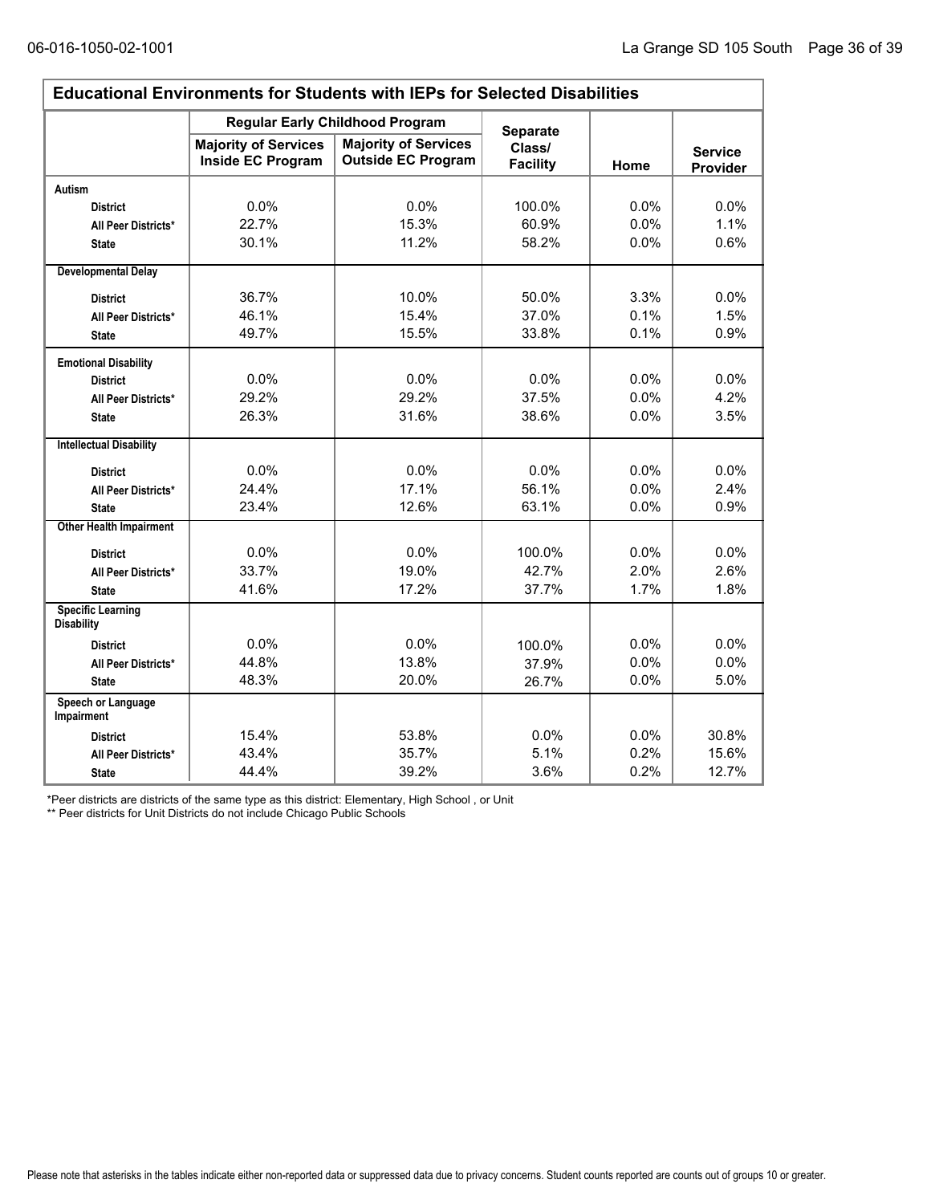## Educational Environments for Students with IEPs for Selected Disabilities

| | Regular Early Childhood Program | | Separate Class/ Facility | Home | Service Provider |
|---|---|---|---|---|---|
| | Majority of Services Inside EC Program | Majority of Services Outside EC Program | | | |
| **Autism** | | | | | |
| District | 0.0% | 0.0% | 100.0% | 0.0% | 0.0% |
| All Peer Districts* | 22.7% | 15.3% | 60.9% | 0.0% | 1.1% |
| State | 30.1% | 11.2% | 58.2% | 0.0% | 0.6% |
| **Developmental Delay** | | | | | |
| District | 36.7% | 10.0% | 50.0% | 3.3% | 0.0% |
| All Peer Districts* | 46.1% | 15.4% | 37.0% | 0.1% | 1.5% |
| State | 49.7% | 15.5% | 33.8% | 0.1% | 0.9% |
| **Emotional Disability** | | | | | |
| District | 0.0% | 0.0% | 0.0% | 0.0% | 0.0% |
| All Peer Districts* | 29.2% | 29.2% | 37.5% | 0.0% | 4.2% |
| State | 26.3% | 31.6% | 38.6% | 0.0% | 3.5% |
| **Intellectual Disability** | | | | | |
| District | 0.0% | 0.0% | 0.0% | 0.0% | 0.0% |
| All Peer Districts* | 24.4% | 17.1% | 56.1% | 0.0% | 2.4% |
| State | 23.4% | 12.6% | 63.1% | 0.0% | 0.9% |
| **Other Health Impairment** | | | | | |
| District | 0.0% | 0.0% | 100.0% | 0.0% | 0.0% |
| All Peer Districts* | 33.7% | 19.0% | 42.7% | 2.0% | 2.6% |
| State | 41.6% | 17.2% | 37.7% | 1.7% | 1.8% |
| **Specific Learning Disability** | | | | | |
| District | 0.0% | 0.0% | 100.0% | 0.0% | 0.0% |
| All Peer Districts* | 44.8% | 13.8% | 37.9% | 0.0% | 0.0% |
| State | 48.3% | 20.0% | 26.7% | 0.0% | 5.0% |
| **Speech or Language Impairment** | | | | | |
| District | 15.4% | 53.8% | 0.0% | 0.0% | 30.8% |
| All Peer Districts* | 43.4% | 35.7% | 5.1% | 0.2% | 15.6% |
| State | 44.4% | 39.2% | 3.6% | 0.2% | 12.7% |

*Peer districts are districts of the same type as this district: Elementary, High School , or Unit

** Peer districts for Unit Districts do not include Chicago Public Schools

Please note that asterisks in the tables indicate either non-reported data or suppressed data due to privacy concerns. Student counts reported are counts out of groups 10 or greater.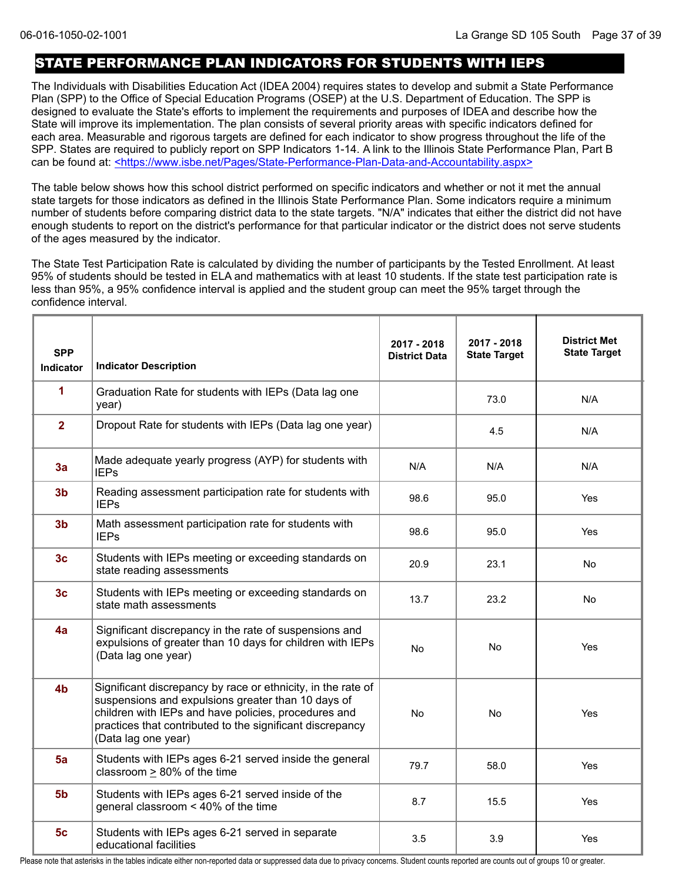# STATE PERFORMANCE PLAN INDICATORS FOR STUDENTS WITH IEPS

The Individuals with Disabilities Education Act (IDEA 2004) requires states to develop and submit a State Performance Plan (SPP) to the Office of Special Education Programs (OSEP) at the U.S. Department of Education. The SPP is designed to evaluate the State's efforts to implement the requirements and purposes of IDEA and describe how the State will improve its implementation. The plan consists of several priority areas with specific indicators defined for each area. Measurable and rigorous targets are defined for each indicator to show progress throughout the life of the SPP. States are required to publicly report on SPP Indicators 1-14. A link to the Illinois State Performance Plan, Part B can be found at: <https://www.isbe.net/Pages/State-Performance-Plan-Data-and-Accountability.aspx>

The table below shows how this school district performed on specific indicators and whether or not it met the annual state targets for those indicators as defined in the Illinois State Performance Plan. Some indicators require a minimum number of students before comparing district data to the state targets. "N/A" indicates that either the district did not have enough students to report on the district's performance for that particular indicator or the district does not serve students of the ages measured by the indicator.

The State Test Participation Rate is calculated by dividing the number of participants by the Tested Enrollment. At least 95% of students should be tested in ELA and mathematics with at least 10 students. If the state test participation rate is less than 95%, a 95% confidence interval is applied and the student group can meet the 95% target through the confidence interval.

| SPP Indicator | Indicator Description | 2017 - 2018 District Data | 2017 - 2018 State Target | District Met State Target |
|---|---|---|---|---|
| 1 | Graduation Rate for students with IEPs (Data lag one year) | | 73.0 | N/A |
| 2 | Dropout Rate for students with IEPs (Data lag one year) | | 4.5 | N/A |
| 3a | Made adequate yearly progress (AYP) for students with IEPs | N/A | N/A | N/A |
| 3b | Reading assessment participation rate for students with IEPs | 98.6 | 95.0 | Yes |
| 3b | Math assessment participation rate for students with IEPs | 98.6 | 95.0 | Yes |
| 3c | Students with IEPs meeting or exceeding standards on state reading assessments | 20.9 | 23.1 | No |
| 3c | Students with IEPs meeting or exceeding standards on state math assessments | 13.7 | 23.2 | No |
| 4a | Significant discrepancy in the rate of suspensions and expulsions of greater than 10 days for children with IEPs (Data lag one year) | No | No | Yes |
| 4b | Significant discrepancy by race or ethnicity, in the rate of suspensions and expulsions greater than 10 days of children with IEPs and have policies, procedures and practices that contributed to the significant discrepancy (Data lag one year) | No | No | Yes |
| 5a | Students with IEPs ages 6-21 served inside the general classroom $\geq$ 80% of the time | 79.7 | 58.0 | Yes |
| 5b | Students with IEPs ages 6-21 served inside of the general classroom < 40% of the time | 8.7 | 15.5 | Yes |
| 5c | Students with IEPs ages 6-21 served in separate educational facilities | 3.5 | 3.9 | Yes |

Please note that asterisks in the tables indicate either non-reported data or suppressed data due to privacy concerns. Student counts reported are counts out of groups 10 or greater.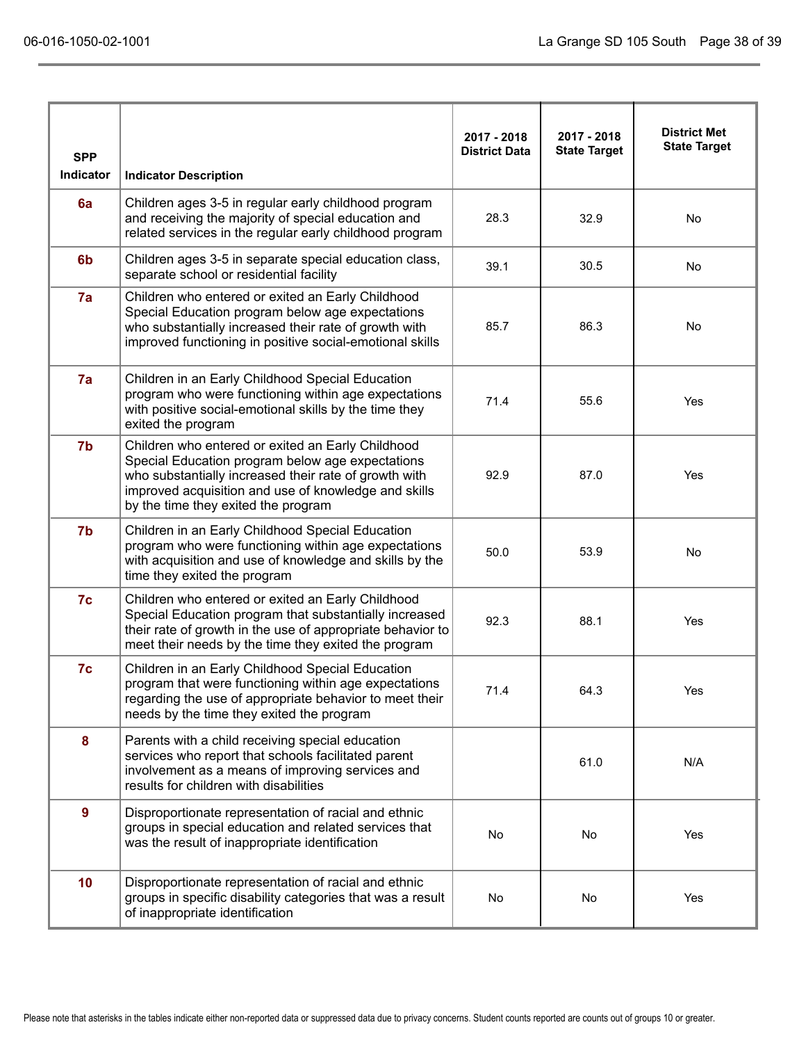| SPP Indicator | Indicator Description | 2017 - 2018 District Data | 2017 - 2018 State Target | District Met State Target |
|---|---|---|---|---|
| 6a | Children ages 3-5 in regular early childhood program and receiving the majority of special education and related services in the regular early childhood program | 28.3 | 32.9 | No |
| 6b | Children ages 3-5 in separate special education class, separate school or residential facility | 39.1 | 30.5 | No |
| 7a | Children who entered or exited an Early Childhood Special Education program below age expectations who substantially increased their rate of growth with improved functioning in positive social-emotional skills | 85.7 | 86.3 | No |
| 7a | Children in an Early Childhood Special Education program who were functioning within age expectations with positive social-emotional skills by the time they exited the program | 71.4 | 55.6 | Yes |
| 7b | Children who entered or exited an Early Childhood Special Education program below age expectations who substantially increased their rate of growth with improved acquisition and use of knowledge and skills by the time they exited the program | 92.9 | 87.0 | Yes |
| 7b | Children in an Early Childhood Special Education program who were functioning within age expectations with acquisition and use of knowledge and skills by the time they exited the program | 50.0 | 53.9 | No |
| 7c | Children who entered or exited an Early Childhood Special Education program that substantially increased their rate of growth in the use of appropriate behavior to meet their needs by the time they exited the program | 92.3 | 88.1 | Yes |
| 7c | Children in an Early Childhood Special Education program that were functioning within age expectations regarding the use of appropriate behavior to meet their needs by the time they exited the program | 71.4 | 64.3 | Yes |
| 8 | Parents with a child receiving special education services who report that schools facilitated parent involvement as a means of improving services and results for children with disabilities | | 61.0 | N/A |
| 9 | Disproportionate representation of racial and ethnic groups in special education and related services that was the result of inappropriate identification | No | No | Yes |
| 10 | Disproportionate representation of racial and ethnic groups in specific disability categories that was a result of inappropriate identification | No | No | Yes |

Please note that asterisks in the tables indicate either non-reported data or suppressed data due to privacy concerns. Student counts reported are counts out of groups 10 or greater.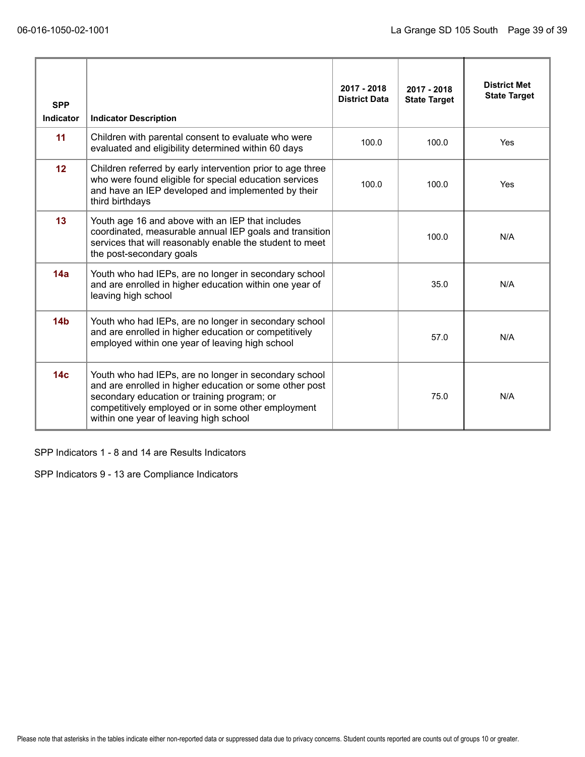| SPP Indicator | Indicator Description | 2017 - 2018 District Data | 2017 - 2018 State Target | District Met State Target |
|---|---|---|---|---|
| 11 | Children with parental consent to evaluate who were evaluated and eligibility determined within 60 days | 100.0 | 100.0 | Yes |
| 12 | Children referred by early intervention prior to age three who were found eligible for special education services and have an IEP developed and implemented by their third birthdays | 100.0 | 100.0 | Yes |
| 13 | Youth age 16 and above with an IEP that includes coordinated, measurable annual IEP goals and transition services that will reasonably enable the student to meet the post-secondary goals | | 100.0 | N/A |
| 14a | Youth who had IEPs, are no longer in secondary school and are enrolled in higher education within one year of leaving high school | | 35.0 | N/A |
| 14b | Youth who had IEPs, are no longer in secondary school and are enrolled in higher education or competitively employed within one year of leaving high school | | 57.0 | N/A |
| 14c | Youth who had IEPs, are no longer in secondary school and are enrolled in higher education or some other post secondary education or training program; or competitively employed or in some other employment within one year of leaving high school | | 75.0 | N/A |

SPP Indicators 1 - 8 and 14 are Results Indicators

SPP Indicators 9 - 13 are Compliance Indicators

Please note that asterisks in the tables indicate either non-reported data or suppressed data due to privacy concerns. Student counts reported are counts out of groups 10 or greater.